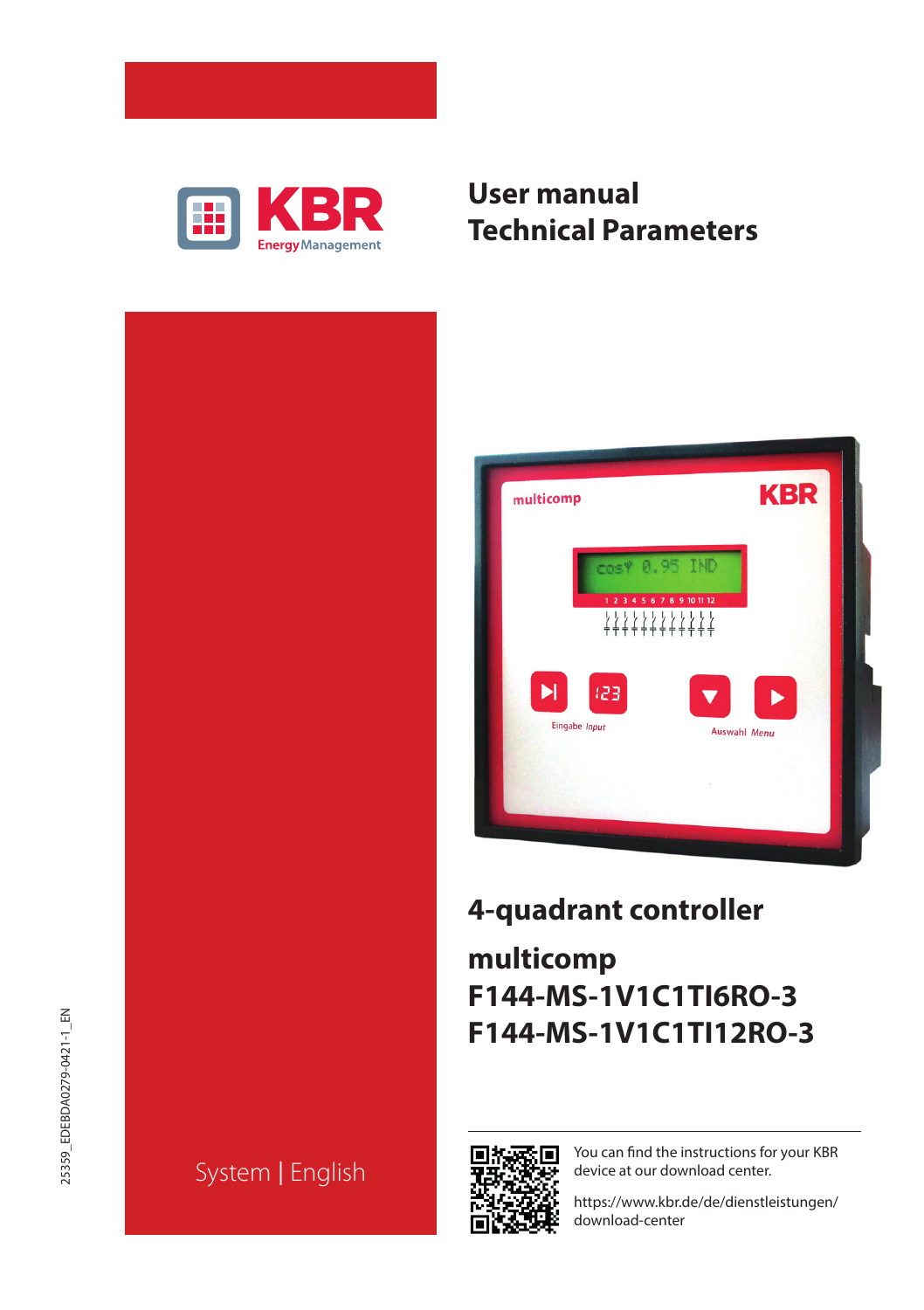KBR Energy Management

# User manual
# Technical Parameters

## 4-quadrant controller

## multicomp
## F144-MS-1V1C1TI6RO-3
## F144-MS-1V1C1TI12RO-3

System | English

You can find the instructions for your KBR device at our download center.

https://www.kbr.de/de/dienstleistungen/download-center

25359_EDEBDA0279-0421-1_EN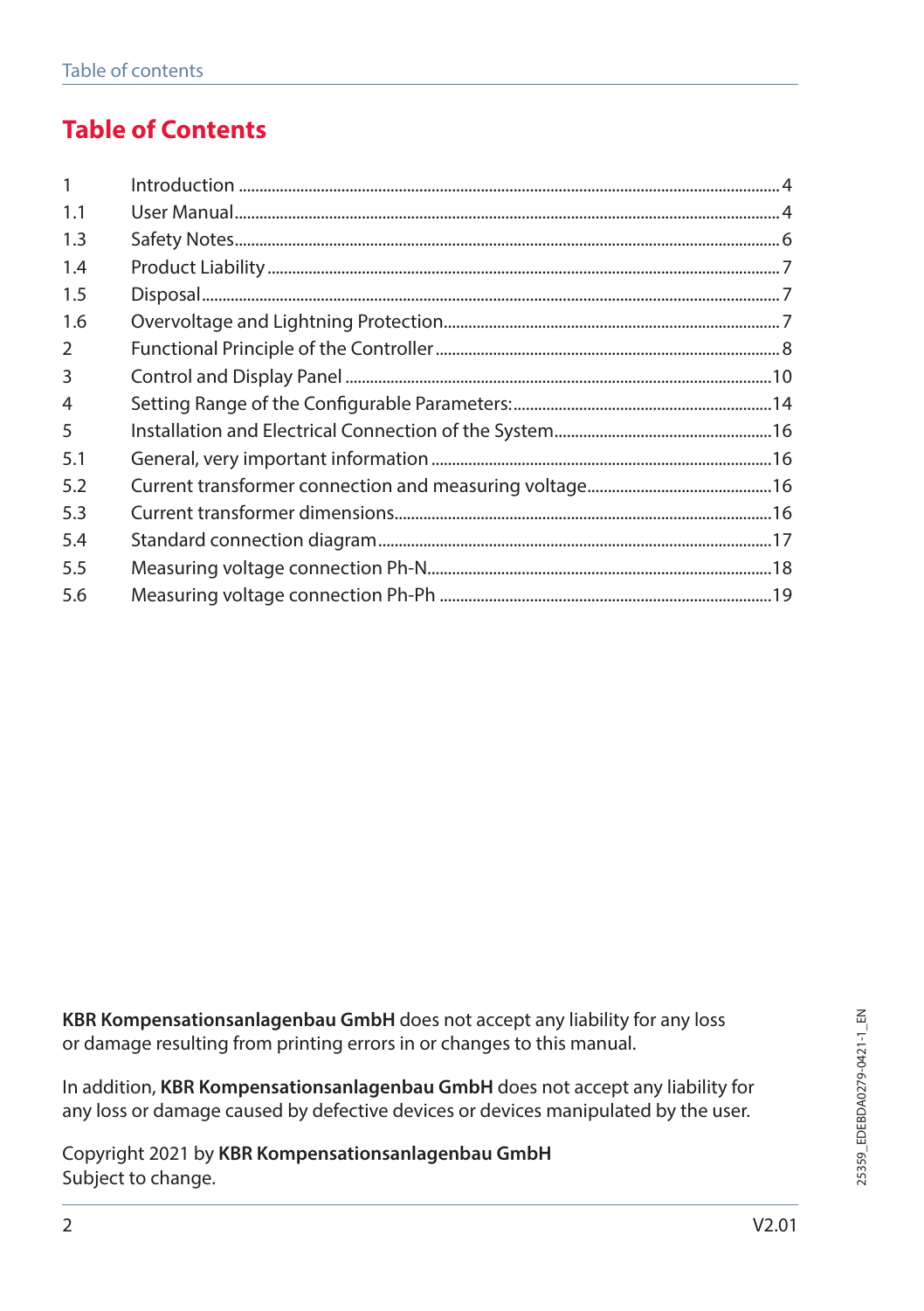# Table of Contents

| | | |
|---|---|---|
| 1 | Introduction | 4 |
| 1.1 | User Manual | 4 |
| 1.3 | Safety Notes | 6 |
| 1.4 | Product Liability | 7 |
| 1.5 | Disposal | 7 |
| 1.6 | Overvoltage and Lightning Protection | 7 |
| 2 | Functional Principle of the Controller | 8 |
| 3 | Control and Display Panel | 10 |
| 4 | Setting Range of the Configurable Parameters: | 14 |
| 5 | Installation and Electrical Connection of the System | 16 |
| 5.1 | General, very important information | 16 |
| 5.2 | Current transformer connection and measuring voltage | 16 |
| 5.3 | Current transformer dimensions | 16 |
| 5.4 | Standard connection diagram | 17 |
| 5.5 | Measuring voltage connection Ph-N | 18 |
| 5.6 | Measuring voltage connection Ph-Ph | 19 |

**KBR Kompensationsanlagenbau GmbH** does not accept any liability for any loss or damage resulting from printing errors in or changes to this manual.

In addition, **KBR Kompensationsanlagenbau GmbH** does not accept any liability for any loss or damage caused by defective devices or devices manipulated by the user.

Copyright 2021 by **KBR Kompensationsanlagenbau GmbH**
Subject to change.

25359_EDEBDA0279-0421-1_EN

V2.01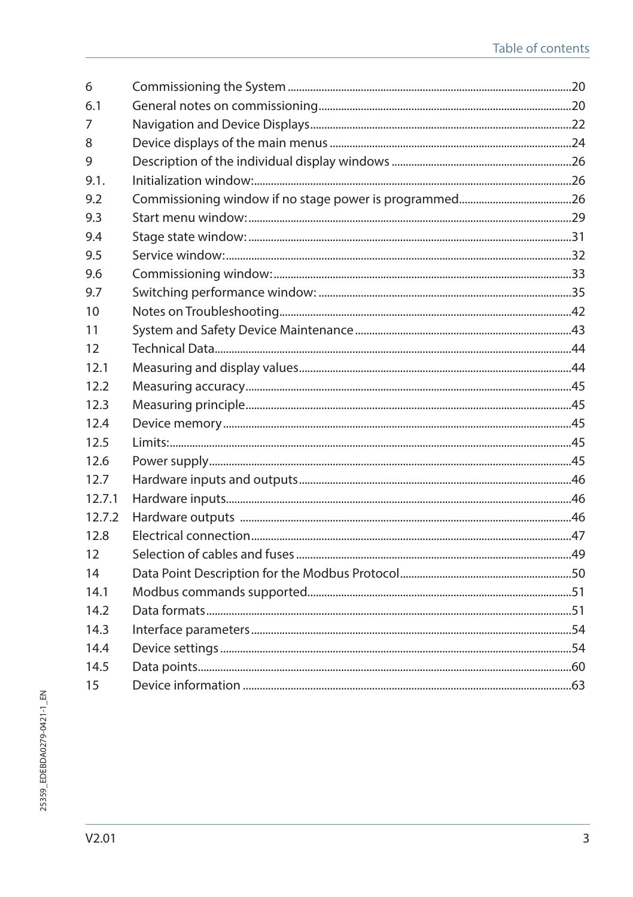| | | |
|---|---|---|
| 6 | Commissioning the System | 20 |
| 6.1 | General notes on commissioning | 20 |
| 7 | Navigation and Device Displays | 22 |
| 8 | Device displays of the main menus | 24 |
| 9 | Description of the individual display windows | 26 |
| 9.1. | Initialization window: | 26 |
| 9.2 | Commissioning window if no stage power is programmed | 26 |
| 9.3 | Start menu window: | 29 |
| 9.4 | Stage state window: | 31 |
| 9.5 | Service window: | 32 |
| 9.6 | Commissioning window: | 33 |
| 9.7 | Switching performance window: | 35 |
| 10 | Notes on Troubleshooting | 42 |
| 11 | System and Safety Device Maintenance | 43 |
| 12 | Technical Data | 44 |
| 12.1 | Measuring and display values | 44 |
| 12.2 | Measuring accuracy | 45 |
| 12.3 | Measuring principle | 45 |
| 12.4 | Device memory | 45 |
| 12.5 | Limits: | 45 |
| 12.6 | Power supply | 45 |
| 12.7 | Hardware inputs and outputs | 46 |
| 12.7.1 | Hardware inputs | 46 |
| 12.7.2 | Hardware outputs | 46 |
| 12.8 | Electrical connection | 47 |
| 12 | Selection of cables and fuses | 49 |
| 14 | Data Point Description for the Modbus Protocol | 50 |
| 14.1 | Modbus commands supported | 51 |
| 14.2 | Data formats | 51 |
| 14.3 | Interface parameters | 54 |
| 14.4 | Device settings | 54 |
| 14.5 | Data points | 60 |
| 15 | Device information | 63 |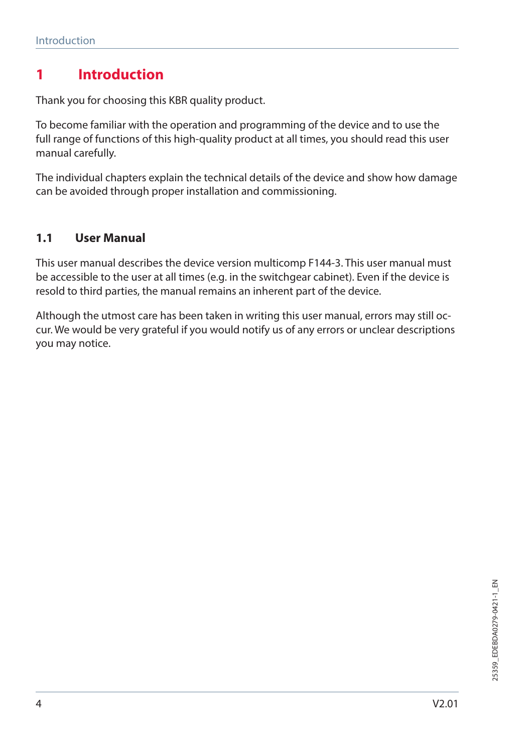# 1 Introduction

Thank you for choosing this KBR quality product.

To become familiar with the operation and programming of the device and to use the full range of functions of this high-quality product at all times, you should read this user manual carefully.

The individual chapters explain the technical details of the device and show how damage can be avoided through proper installation and commissioning.

## 1.1 User Manual

This user manual describes the device version multicomp F144-3. This user manual must be accessible to the user at all times (e.g. in the switchgear cabinet). Even if the device is resold to third parties, the manual remains an inherent part of the device.

Although the utmost care has been taken in writing this user manual, errors may still occur. We would be very grateful if you would notify us of any errors or unclear descriptions you may notice.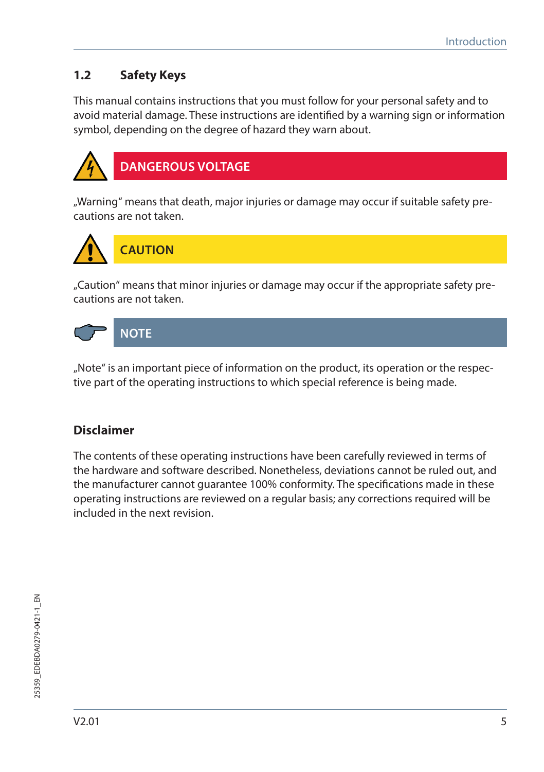## 1.2 Safety Keys

This manual contains instructions that you must follow for your personal safety and to avoid material damage. These instructions are identified by a warning sign or information symbol, depending on the degree of hazard they warn about.

**DANGEROUS VOLTAGE**

„Warning“ means that death, major injuries or damage may occur if suitable safety precautions are not taken.

**CAUTION**

„Caution“ means that minor injuries or damage may occur if the appropriate safety precautions are not taken.

**NOTE**

„Note“ is an important piece of information on the product, its operation or the respective part of the operating instructions to which special reference is being made.

### Disclaimer

The contents of these operating instructions have been carefully reviewed in terms of the hardware and software described. Nonetheless, deviations cannot be ruled out, and the manufacturer cannot guarantee 100% conformity. The specifications made in these operating instructions are reviewed on a regular basis; any corrections required will be included in the next revision.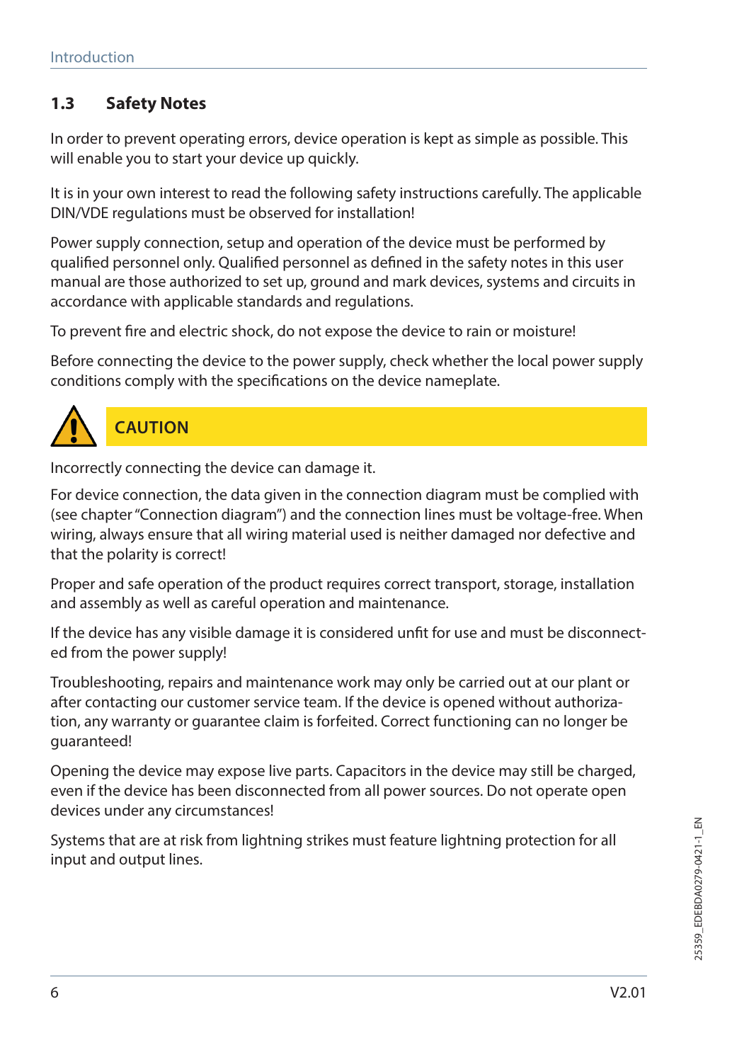## 1.3 Safety Notes

In order to prevent operating errors, device operation is kept as simple as possible. This will enable you to start your device up quickly.

It is in your own interest to read the following safety instructions carefully. The applicable DIN/VDE regulations must be observed for installation!

Power supply connection, setup and operation of the device must be performed by qualified personnel only. Qualified personnel as defined in the safety notes in this user manual are those authorized to set up, ground and mark devices, systems and circuits in accordance with applicable standards and regulations.

To prevent fire and electric shock, do not expose the device to rain or moisture!

Before connecting the device to the power supply, check whether the local power supply conditions comply with the specifications on the device nameplate.

**CAUTION**

Incorrectly connecting the device can damage it.

For device connection, the data given in the connection diagram must be complied with (see chapter "Connection diagram") and the connection lines must be voltage-free. When wiring, always ensure that all wiring material used is neither damaged nor defective and that the polarity is correct!

Proper and safe operation of the product requires correct transport, storage, installation and assembly as well as careful operation and maintenance.

If the device has any visible damage it is considered unfit for use and must be disconnected from the power supply!

Troubleshooting, repairs and maintenance work may only be carried out at our plant or after contacting our customer service team. If the device is opened without authorization, any warranty or guarantee claim is forfeited. Correct functioning can no longer be guaranteed!

Opening the device may expose live parts. Capacitors in the device may still be charged, even if the device has been disconnected from all power sources. Do not operate open devices under any circumstances!

Systems that are at risk from lightning strikes must feature lightning protection for all input and output lines.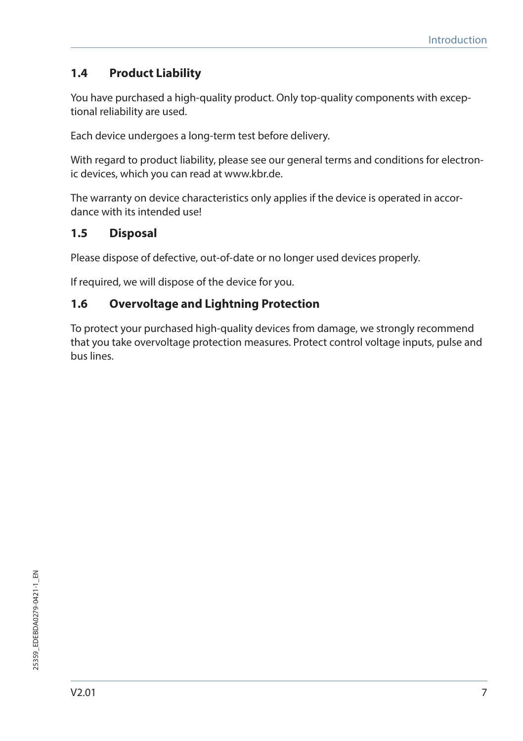## 1.4 Product Liability

You have purchased a high-quality product. Only top-quality components with exceptional reliability are used.

Each device undergoes a long-term test before delivery.

With regard to product liability, please see our general terms and conditions for electronic devices, which you can read at www.kbr.de.

The warranty on device characteristics only applies if the device is operated in accordance with its intended use!

## 1.5 Disposal

Please dispose of defective, out-of-date or no longer used devices properly.

If required, we will dispose of the device for you.

## 1.6 Overvoltage and Lightning Protection

To protect your purchased high-quality devices from damage, we strongly recommend that you take overvoltage protection measures. Protect control voltage inputs, pulse and bus lines.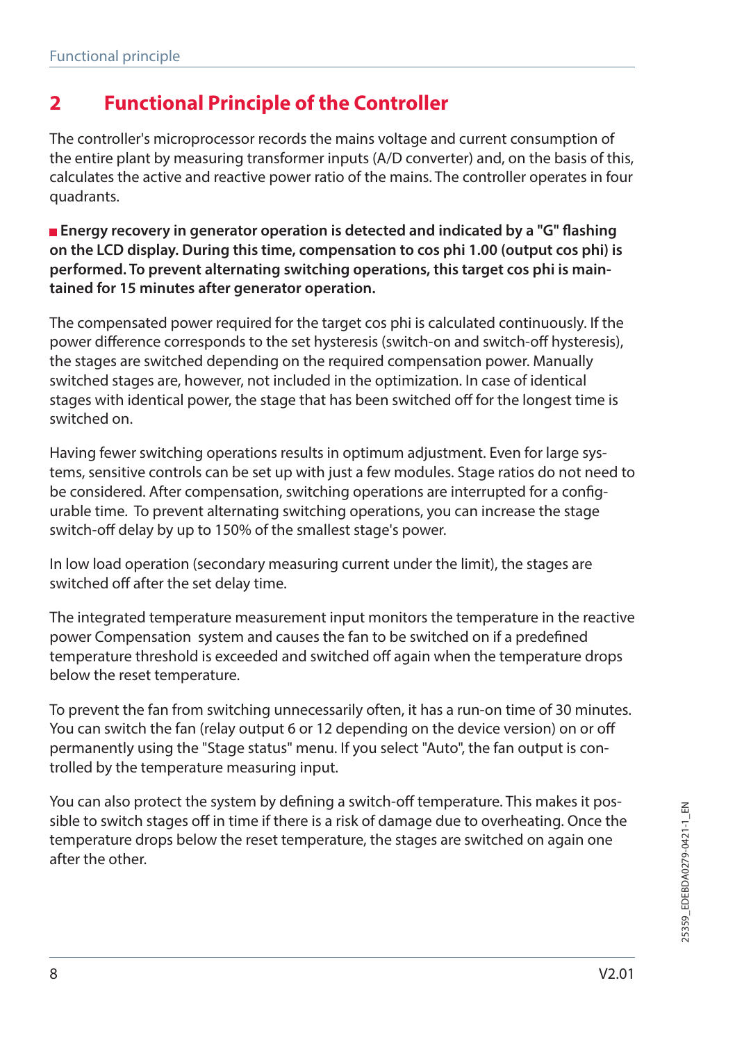# 2 Functional Principle of the Controller

The controller's microprocessor records the mains voltage and current consumption of the entire plant by measuring transformer inputs (A/D converter) and, on the basis of this, calculates the active and reactive power ratio of the mains. The controller operates in four quadrants.

- **Energy recovery in generator operation is detected and indicated by a "G" flashing on the LCD display. During this time, compensation to cos phi 1.00 (output cos phi) is performed. To prevent alternating switching operations, this target cos phi is maintained for 15 minutes after generator operation.**

The compensated power required for the target cos phi is calculated continuously. If the power difference corresponds to the set hysteresis (switch-on and switch-off hysteresis), the stages are switched depending on the required compensation power. Manually switched stages are, however, not included in the optimization. In case of identical stages with identical power, the stage that has been switched off for the longest time is switched on.

Having fewer switching operations results in optimum adjustment. Even for large systems, sensitive controls can be set up with just a few modules. Stage ratios do not need to be considered. After compensation, switching operations are interrupted for a configurable time. To prevent alternating switching operations, you can increase the stage switch-off delay by up to 150% of the smallest stage's power.

In low load operation (secondary measuring current under the limit), the stages are switched off after the set delay time.

The integrated temperature measurement input monitors the temperature in the reactive power Compensation system and causes the fan to be switched on if a predefined temperature threshold is exceeded and switched off again when the temperature drops below the reset temperature.

To prevent the fan from switching unnecessarily often, it has a run-on time of 30 minutes. You can switch the fan (relay output 6 or 12 depending on the device version) on or off permanently using the "Stage status" menu. If you select "Auto", the fan output is controlled by the temperature measuring input.

You can also protect the system by defining a switch-off temperature. This makes it possible to switch stages off in time if there is a risk of damage due to overheating. Once the temperature drops below the reset temperature, the stages are switched on again one after the other.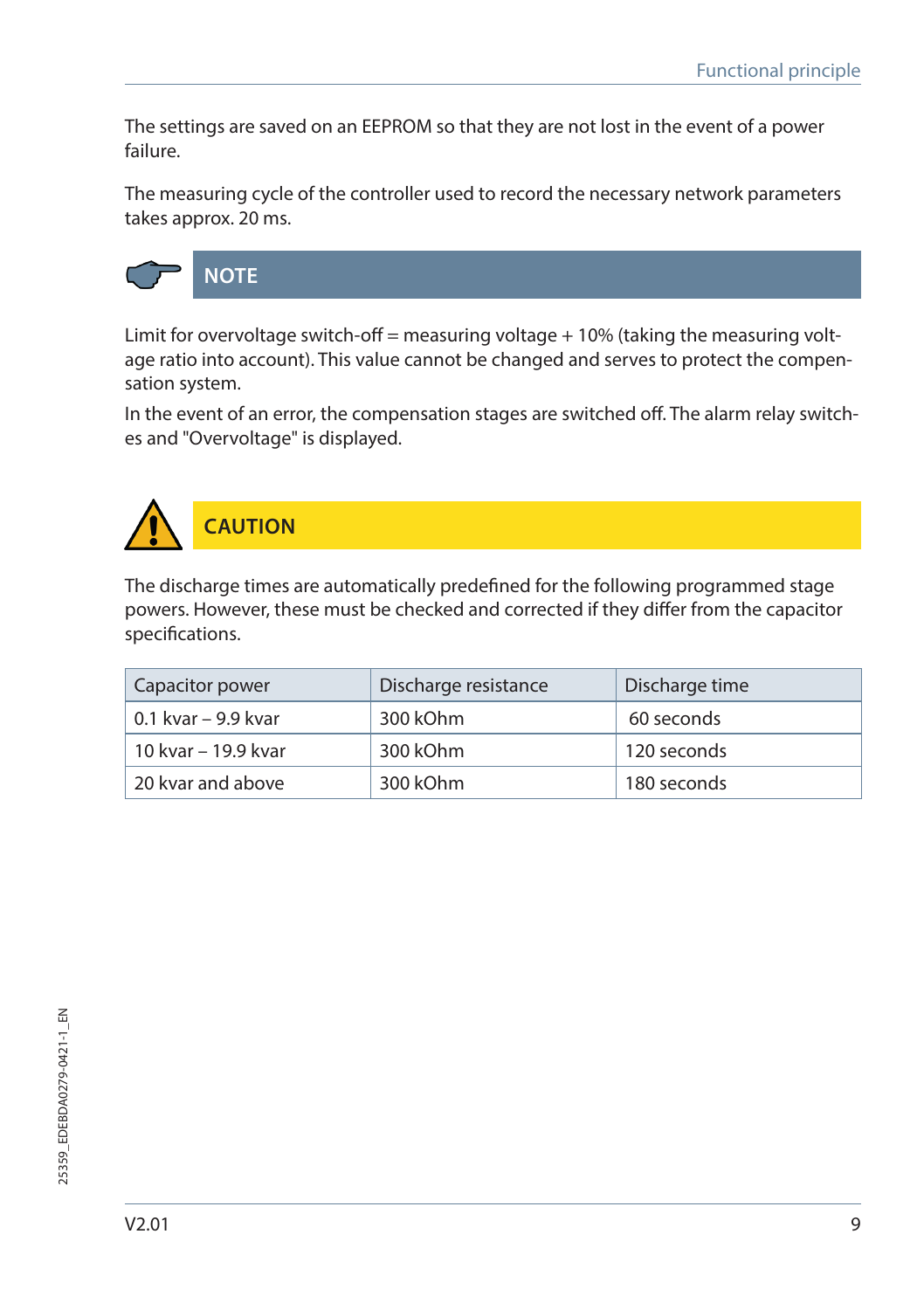The settings are saved on an EEPROM so that they are not lost in the event of a power failure.

The measuring cycle of the controller used to record the necessary network parameters takes approx. 20 ms.

**NOTE**

Limit for overvoltage switch-off = measuring voltage + 10% (taking the measuring voltage ratio into account). This value cannot be changed and serves to protect the compensation system.

In the event of an error, the compensation stages are switched off. The alarm relay switches and "Overvoltage" is displayed.

**CAUTION**

The discharge times are automatically predefined for the following programmed stage powers. However, these must be checked and corrected if they differ from the capacitor specifications.

| Capacitor power | Discharge resistance | Discharge time |
|---|---|---|
| 0.1 kvar – 9.9 kvar | 300 kOhm | 60 seconds |
| 10 kvar – 19.9 kvar | 300 kOhm | 120 seconds |
| 20 kvar and above | 300 kOhm | 180 seconds |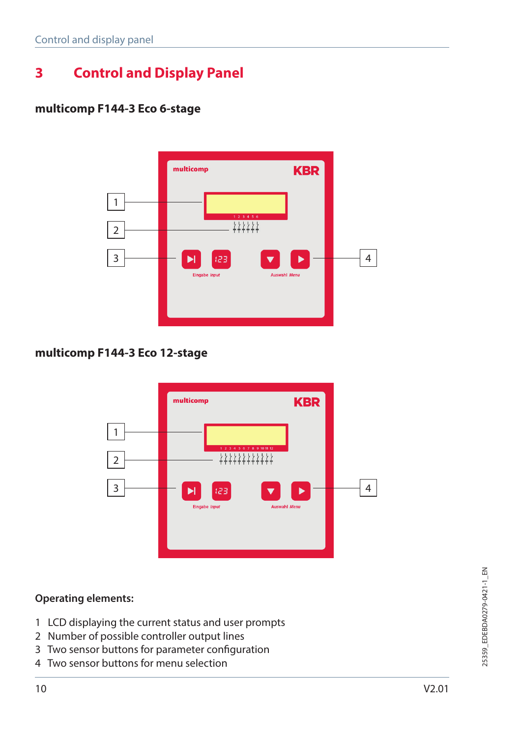# 3 Control and Display Panel

### multicomp F144-3 Eco 6-stage

### multicomp F144-3 Eco 12-stage

**Operating elements:**

1. LCD displaying the current status and user prompts
2. Number of possible controller output lines
3. Two sensor buttons for parameter configuration
4. Two sensor buttons for menu selection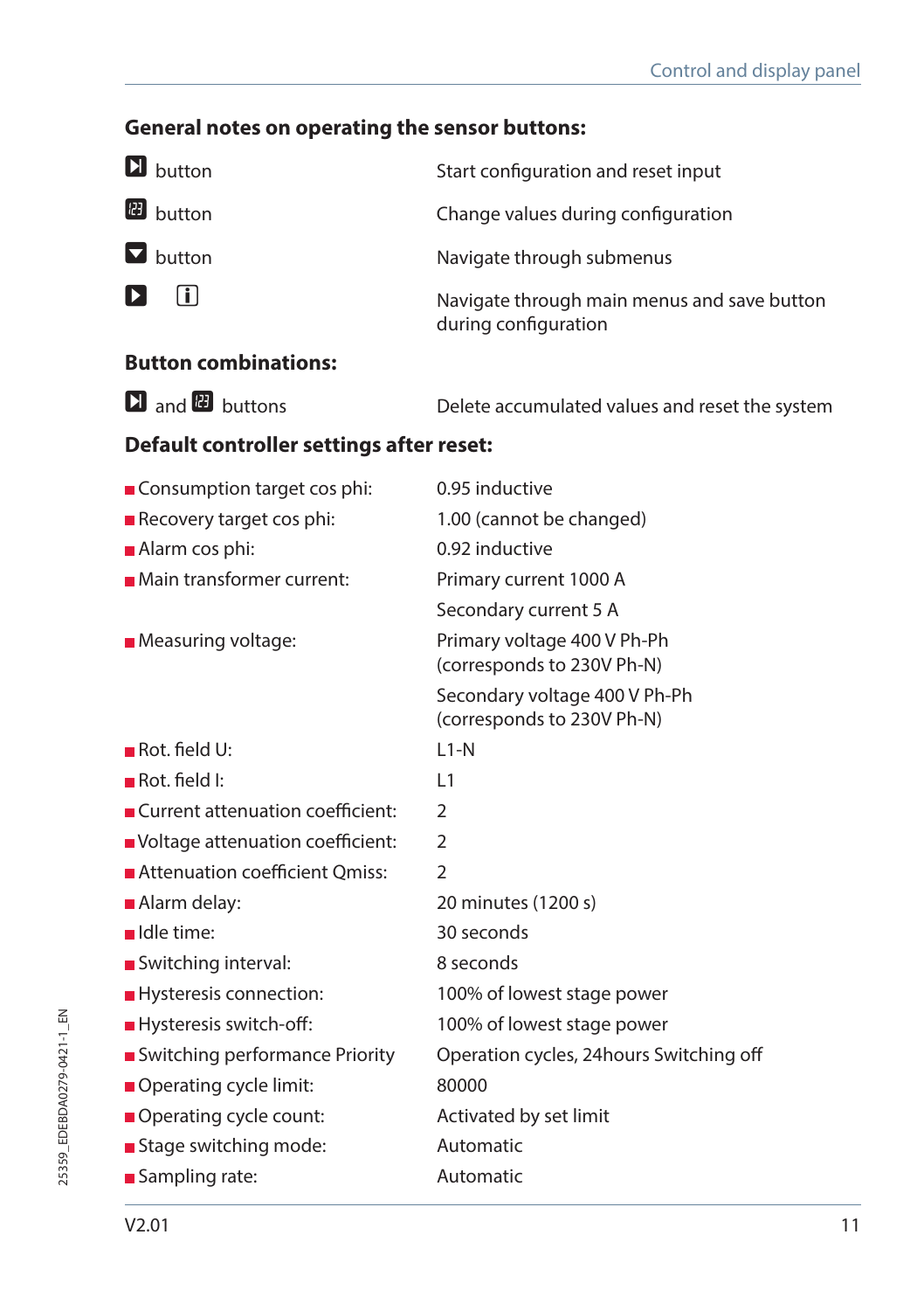## General notes on operating the sensor buttons:

| | |
|---|---|
| ⏭ button | Start configuration and reset input |
| 123 button | Change values during configuration |
| ▼ button | Navigate through submenus |
| ▶ ⓘ | Navigate through main menus and save button during configuration |

## Button combinations:

| | |
|---|---|
| ⏭ and 123 buttons | Delete accumulated values and reset the system |

## Default controller settings after reset:

| | |
|---|---|
| Consumption target cos phi: | 0.95 inductive |
| Recovery target cos phi: | 1.00 (cannot be changed) |
| Alarm cos phi: | 0.92 inductive |
| Main transformer current: | Primary current 1000 A<br>Secondary current 5 A |
| Measuring voltage: | Primary voltage 400 V Ph-Ph (corresponds to 230V Ph-N)<br>Secondary voltage 400 V Ph-Ph (corresponds to 230V Ph-N) |
| Rot. field U: | L1-N |
| Rot. field I: | L1 |
| Current attenuation coefficient: | 2 |
| Voltage attenuation coefficient: | 2 |
| Attenuation coefficient Qmiss: | 2 |
| Alarm delay: | 20 minutes (1200 s) |
| Idle time: | 30 seconds |
| Switching interval: | 8 seconds |
| Hysteresis connection: | 100% of lowest stage power |
| Hysteresis switch-off: | 100% of lowest stage power |
| Switching performance Priority | Operation cycles, 24hours Switching off |
| Operating cycle limit: | 80000 |
| Operating cycle count: | Activated by set limit |
| Stage switching mode: | Automatic |
| Sampling rate: | Automatic |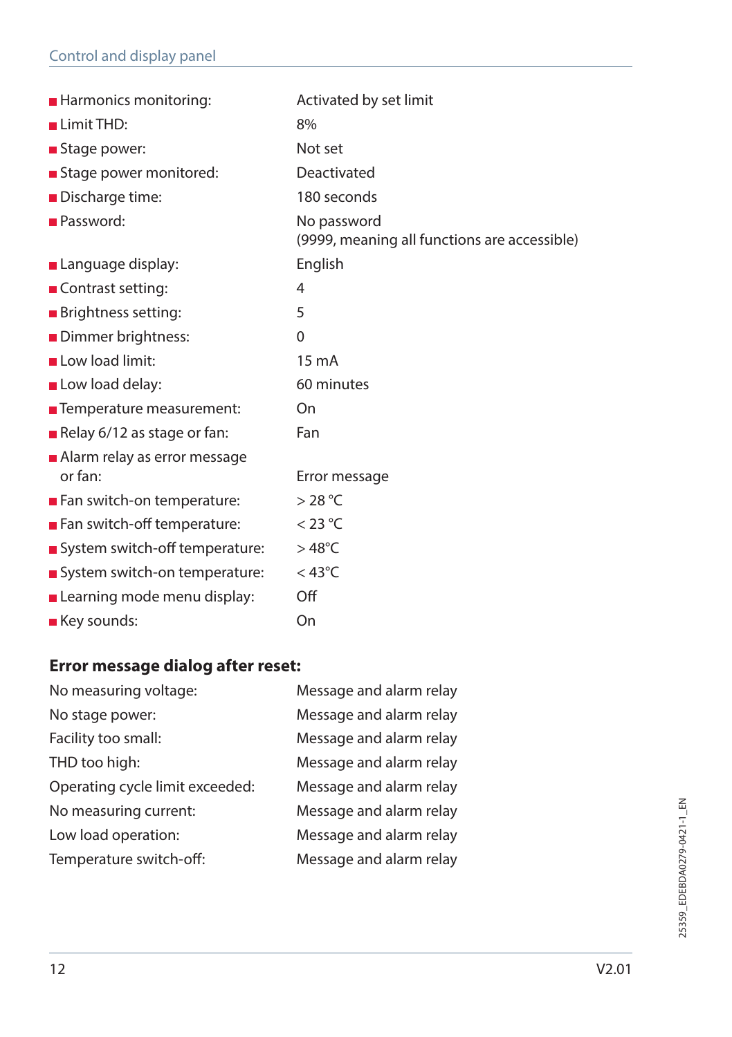- Harmonics monitoring: Activated by set limit
- Limit THD: 8%
- Stage power: Not set
- Stage power monitored: Deactivated
- Discharge time: 180 seconds
- Password: No password (9999, meaning all functions are accessible)
- Language display: English
- Contrast setting: 4
- Brightness setting: 5
- Dimmer brightness: 0
- Low load limit: 15 mA
- Low load delay: 60 minutes
- Temperature measurement: On
- Relay 6/12 as stage or fan: Fan
- Alarm relay as error message or fan: Error message
- Fan switch-on temperature: > 28 °C
- Fan switch-off temperature: < 23 °C
- System switch-off temperature: > 48°C
- System switch-on temperature: < 43°C
- Learning mode menu display: Off
- Key sounds: On

**Error message dialog after reset:**

| | |
|---|---|
| No measuring voltage: | Message and alarm relay |
| No stage power: | Message and alarm relay |
| Facility too small: | Message and alarm relay |
| THD too high: | Message and alarm relay |
| Operating cycle limit exceeded: | Message and alarm relay |
| No measuring current: | Message and alarm relay |
| Low load operation: | Message and alarm relay |
| Temperature switch-off: | Message and alarm relay |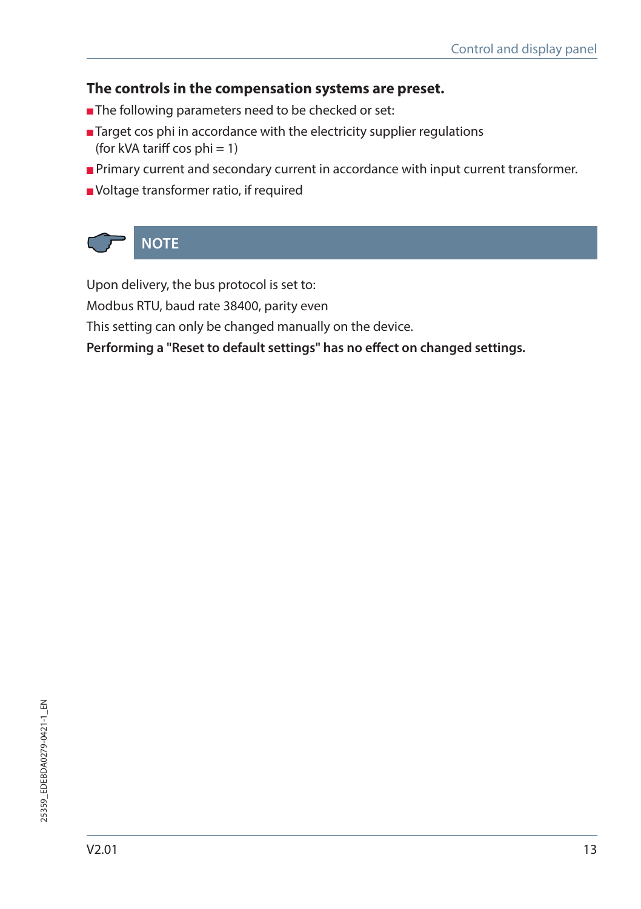**The controls in the compensation systems are preset.**

- The following parameters need to be checked or set:
- Target cos phi in accordance with the electricity supplier regulations (for kVA tariff cos phi = 1)
- Primary current and secondary current in accordance with input current transformer.
- Voltage transformer ratio, if required

**NOTE**

Upon delivery, the bus protocol is set to:

Modbus RTU, baud rate 38400, parity even

This setting can only be changed manually on the device.

**Performing a "Reset to default settings" has no effect on changed settings.**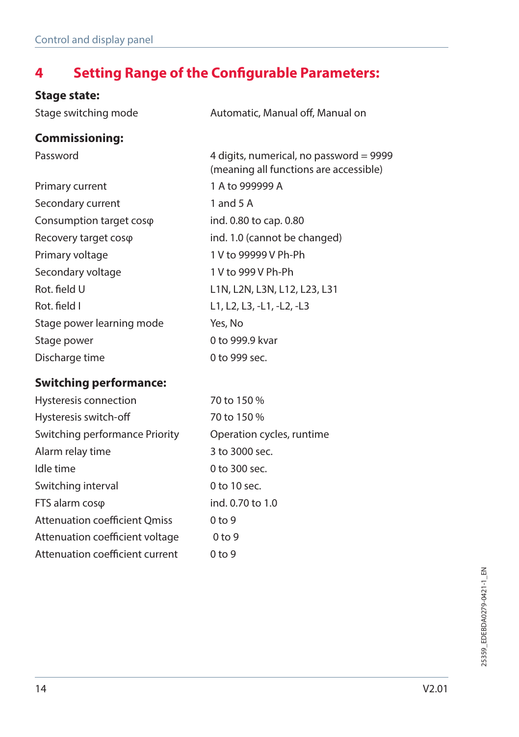# 4 Setting Range of the Configurable Parameters:

**Stage state:**

| | |
|---|---|
| Stage switching mode | Automatic, Manual off, Manual on |

**Commissioning:**

| | |
|---|---|
| Password | 4 digits, numerical, no password = 9999 (meaning all functions are accessible) |
| Primary current | 1 A to 999999 A |
| Secondary current | 1 and 5 A |
| Consumption target cosφ | ind. 0.80 to cap. 0.80 |
| Recovery target cosφ | ind. 1.0 (cannot be changed) |
| Primary voltage | 1 V to 99999 V Ph-Ph |
| Secondary voltage | 1 V to 999 V Ph-Ph |
| Rot. field U | L1N, L2N, L3N, L12, L23, L31 |
| Rot. field I | L1, L2, L3, -L1, -L2, -L3 |
| Stage power learning mode | Yes, No |
| Stage power | 0 to 999.9 kvar |
| Discharge time | 0 to 999 sec. |

**Switching performance:**

| | |
|---|---|
| Hysteresis connection | 70 to 150 % |
| Hysteresis switch-off | 70 to 150 % |
| Switching performance Priority | Operation cycles, runtime |
| Alarm relay time | 3 to 3000 sec. |
| Idle time | 0 to 300 sec. |
| Switching interval | 0 to 10 sec. |
| FTS alarm cosφ | ind. 0.70 to 1.0 |
| Attenuation coefficient Qmiss | 0 to 9 |
| Attenuation coefficient voltage | 0 to 9 |
| Attenuation coefficient current | 0 to 9 |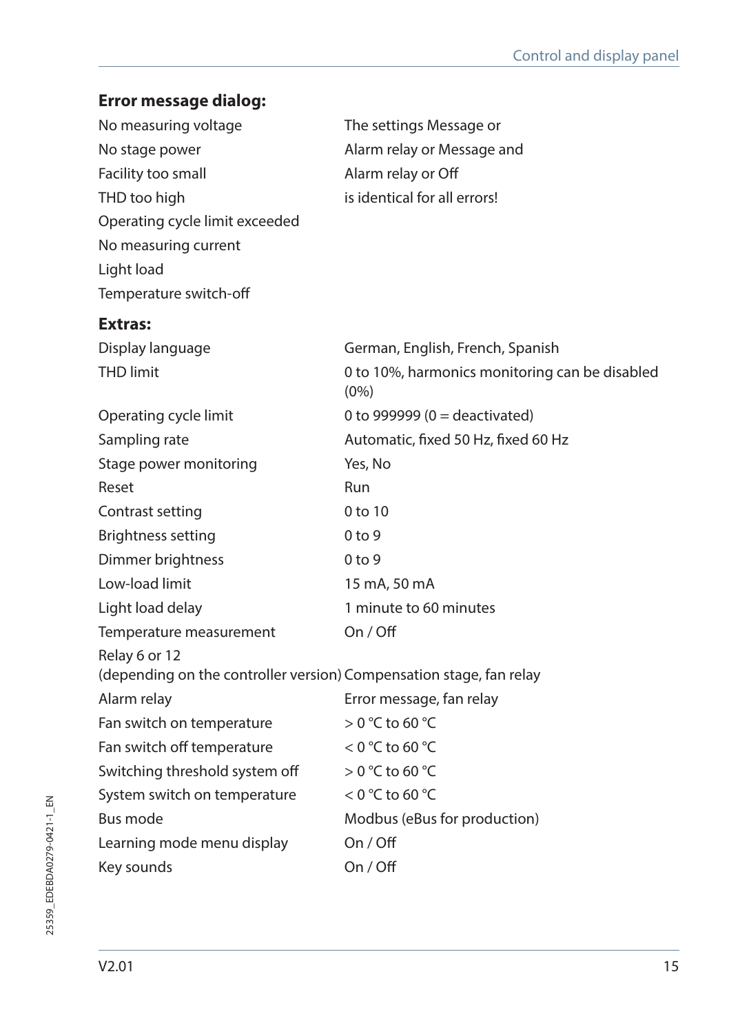**Error message dialog:**

| | |
|---|---|
| No measuring voltage | The settings Message or |
| No stage power | Alarm relay or Message and |
| Facility too small | Alarm relay or Off |
| THD too high | is identical for all errors! |
| Operating cycle limit exceeded | |
| No measuring current | |
| Light load | |
| Temperature switch-off | |

**Extras:**

| | |
|---|---|
| Display language | German, English, French, Spanish |
| THD limit | 0 to 10%, harmonics monitoring can be disabled (0%) |
| Operating cycle limit | 0 to 999999 (0 = deactivated) |
| Sampling rate | Automatic, fixed 50 Hz, fixed 60 Hz |
| Stage power monitoring | Yes, No |
| Reset | Run |
| Contrast setting | 0 to 10 |
| Brightness setting | 0 to 9 |
| Dimmer brightness | 0 to 9 |
| Low-load limit | 15 mA, 50 mA |
| Light load delay | 1 minute to 60 minutes |
| Temperature measurement | On / Off |
| Relay 6 or 12 (depending on the controller version) | Compensation stage, fan relay |
| Alarm relay | Error message, fan relay |
| Fan switch on temperature | > 0 °C to 60 °C |
| Fan switch off temperature | < 0 °C to 60 °C |
| Switching threshold system off | > 0 °C to 60 °C |
| System switch on temperature | < 0 °C to 60 °C |
| Bus mode | Modbus (eBus for production) |
| Learning mode menu display | On / Off |
| Key sounds | On / Off |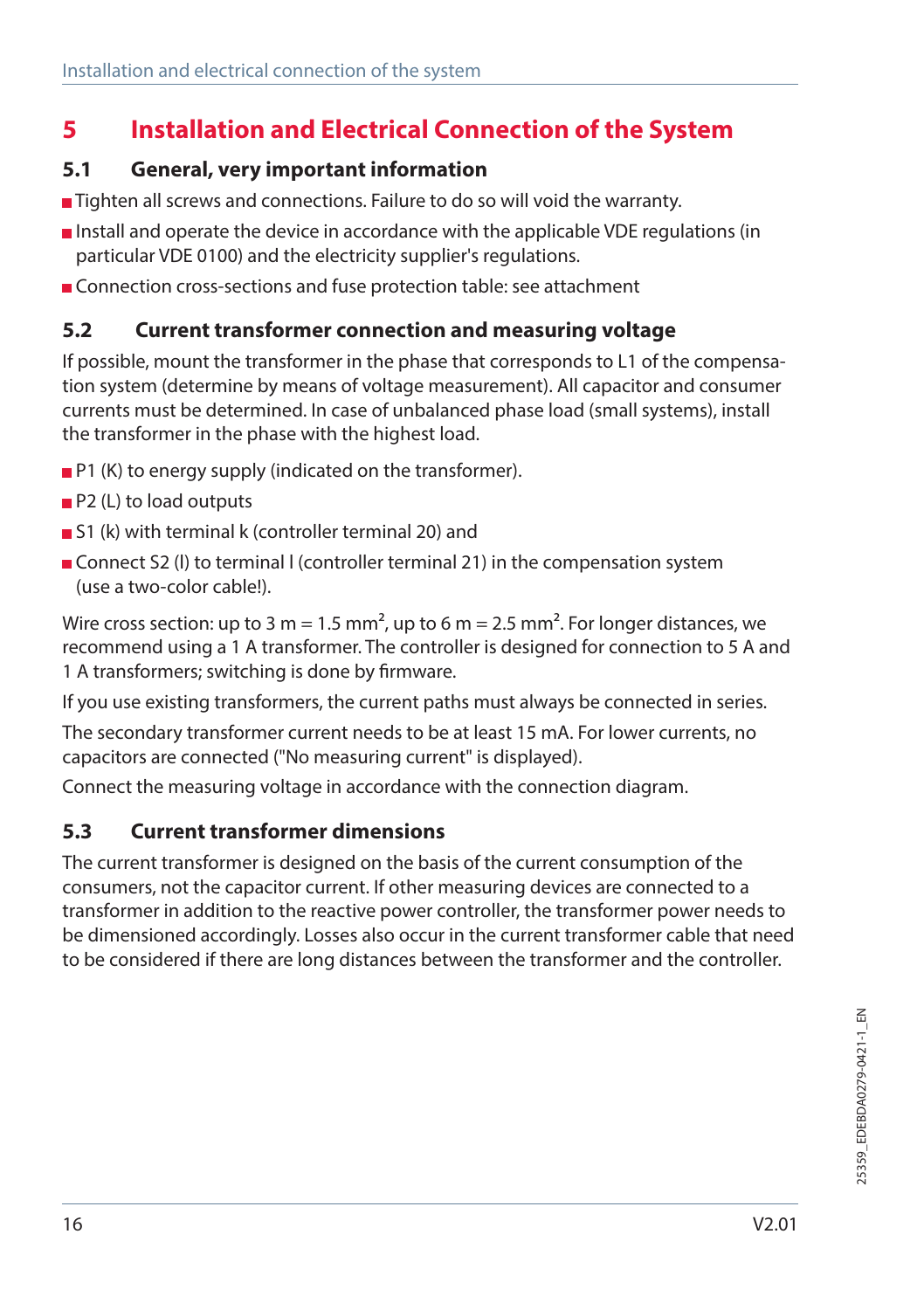# 5 Installation and Electrical Connection of the System

## 5.1 General, very important information

- Tighten all screws and connections. Failure to do so will void the warranty.
- Install and operate the device in accordance with the applicable VDE regulations (in particular VDE 0100) and the electricity supplier's regulations.
- Connection cross-sections and fuse protection table: see attachment

## 5.2 Current transformer connection and measuring voltage

If possible, mount the transformer in the phase that corresponds to L1 of the compensation system (determine by means of voltage measurement). All capacitor and consumer currents must be determined. In case of unbalanced phase load (small systems), install the transformer in the phase with the highest load.

- P1 (K) to energy supply (indicated on the transformer).
- P2 (L) to load outputs
- S1 (k) with terminal k (controller terminal 20) and
- Connect S2 (l) to terminal l (controller terminal 21) in the compensation system (use a two-color cable!).

Wire cross section: up to 3 m = 1.5 $mm^2$, up to 6 m = 2.5 $mm^2$. For longer distances, we recommend using a 1 A transformer. The controller is designed for connection to 5 A and 1 A transformers; switching is done by firmware.

If you use existing transformers, the current paths must always be connected in series.

The secondary transformer current needs to be at least 15 mA. For lower currents, no capacitors are connected ("No measuring current" is displayed).

Connect the measuring voltage in accordance with the connection diagram.

## 5.3 Current transformer dimensions

The current transformer is designed on the basis of the current consumption of the consumers, not the capacitor current. If other measuring devices are connected to a transformer in addition to the reactive power controller, the transformer power needs to be dimensioned accordingly. Losses also occur in the current transformer cable that need to be considered if there are long distances between the transformer and the controller.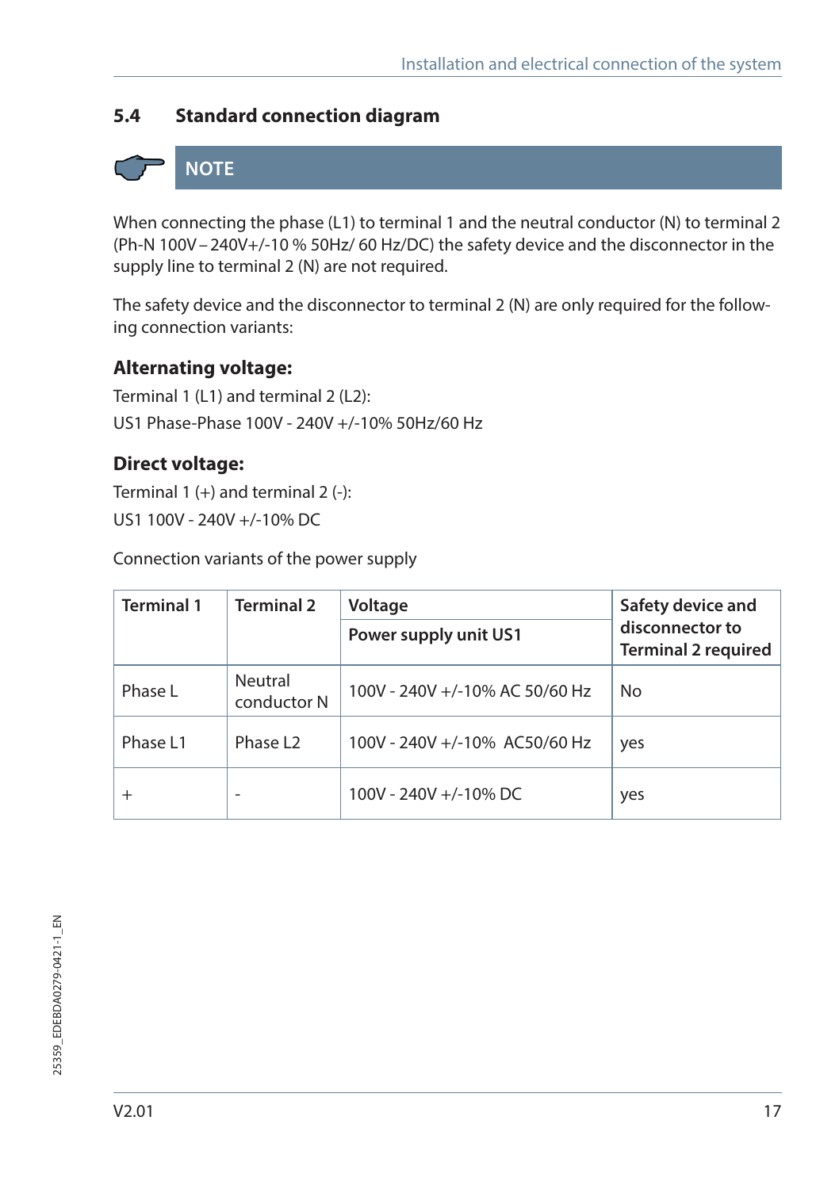## 5.4 Standard connection diagram

**NOTE**

When connecting the phase (L1) to terminal 1 and the neutral conductor (N) to terminal 2 (Ph-N 100V – 240V+/-10 % 50Hz/ 60 Hz/DC) the safety device and the disconnector in the supply line to terminal 2 (N) are not required.

The safety device and the disconnector to terminal 2 (N) are only required for the following connection variants:

### Alternating voltage:

Terminal 1 (L1) and terminal 2 (L2):

US1 Phase-Phase 100V - 240V +/-10% 50Hz/60 Hz

### Direct voltage:

Terminal 1 (+) and terminal 2 (-):

US1 100V - 240V +/-10% DC

Connection variants of the power supply

| Terminal 1 | Terminal 2 | Voltage | Safety device and disconnector to Terminal 2 required |
|---|---|---|---|
| | | Power supply unit US1 | |
| Phase L | Neutral conductor N | 100V - 240V +/-10% AC 50/60 Hz | No |
| Phase L1 | Phase L2 | 100V - 240V +/-10% AC50/60 Hz | yes |
| + | - | 100V - 240V +/-10% DC | yes |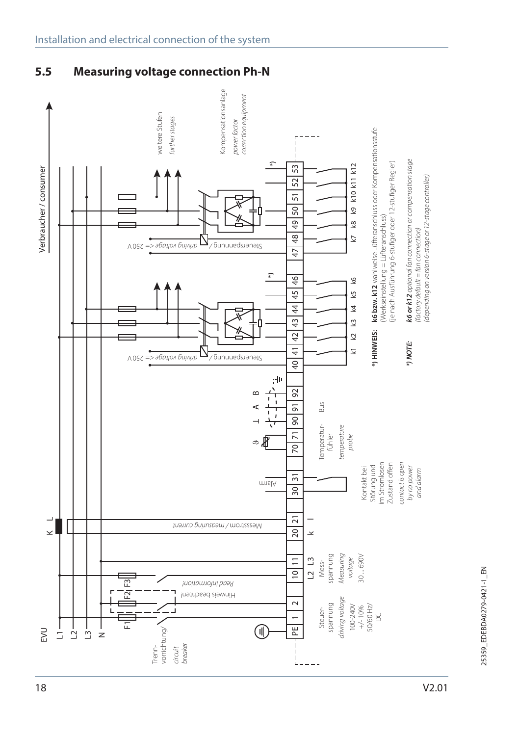## 5.5 Measuring voltage connection Ph-N

Verbraucher / consumer

EVU

L1

L2

L3

N

K L

F1 F2 F3

Trenn-vorrichtung/ *circuit breaker*

Hinweis beachten! *Read information!*

Messstrom / *measuring current*

Steuerspannung / *driving voltage* <= 250 V

weitere Stufen *further stages*

Kompensationsanlage *power factor correction equipment*

Alarm

ϑ

⊥ A B

PE 1 2 10 11 20 21 30 31 70 71 90 91 92 40 41 42 43 44 45 46 47 48 49 50 51 52 53

Steuer-spannung *driving voltage* 100-240V +/- 10% 50/60 Hz/ DC

L2 L3 Mess-spannung *Measuring voltage* 30... 690V

k l

Kontakt bei Störung und im Stromlosen Zustand offen *contact is open by no power and alarm*

Temperatur-fühler *temperature probe*

Bus

k1 k2 k3 k4 k5 k6

k7 k8 k9 k10 k11 k12

*) **HINWEIS:** **k6 bzw. k12** wahlweise Lüfteranschluss oder Kompensationsstufe (Werkseinstellung = Lüfteranschluss) (je nach Ausführung 6-stufiger oder 12-stufiger Regler)

*) ***NOTE:*** ***k6 or k12*** *optional fan connection or compensation stage (factory default = fan connection) (depending on version 6-stage or 12-stage controller)*

25359_EDEBDA0279-0421-1_EN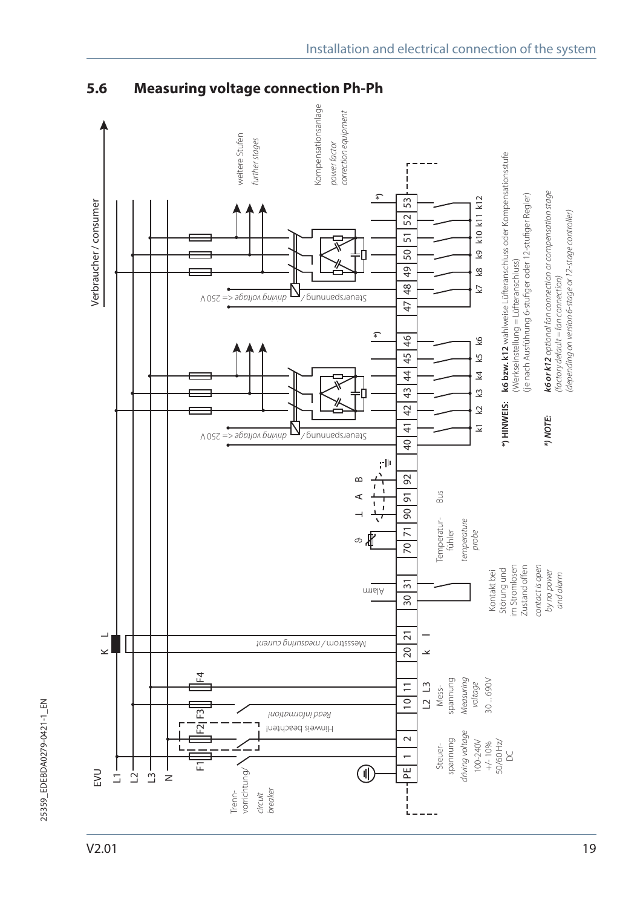## 5.6 Measuring voltage connection Ph-Ph

EVU

L1
L2
L3
N

Verbraucher / consumer

K L

F1 F2 F3 F4

Trenn-vorrichtung/ *circuit breaker*

Hinweis beachten! *Read information!*

Messstrom / *measuring current*

Alarm

ϑ

⊥ A B

Steuerspannung / *driving voltage* <= 250 V

weitere Stufen *further stages*

Kompensationsanlage *power factor correction equipment*

*)

PE 1 2 10 11 20 21 30 31 70 71 90 91 92 40 41 42 43 44 45 46 47 48 49 50 51 52 53

Steuer-spannung *driving voltage* 100-240V +/- 10% 50/60 Hz/ DC

L2 L3 Mess-spannung *Measuring voltage* 30…690V

k l

Kontakt bei Störung und im Stromlosen Zustand offen *contact is open by no power and alarm*

Temperatur-fühler *temperature probe*

Bus

k1 k2 k3 k4 k5 k6 k7 k8 k9 k10 k11 k12

**\*) HINWEIS:** **k6 bzw. k12** wahlweise Lüfteranschluss oder Kompensationsstufe (Werkseinstellung = Lüfteranschluss) (je nach Ausführung 6-stufiger oder 12-stufiger Regler)

***\*) NOTE:*** ***k6 or k12*** *optional fan connection or compensation stage (factory default = fan connection) (depending on version 6-stage or 12-stage controller)*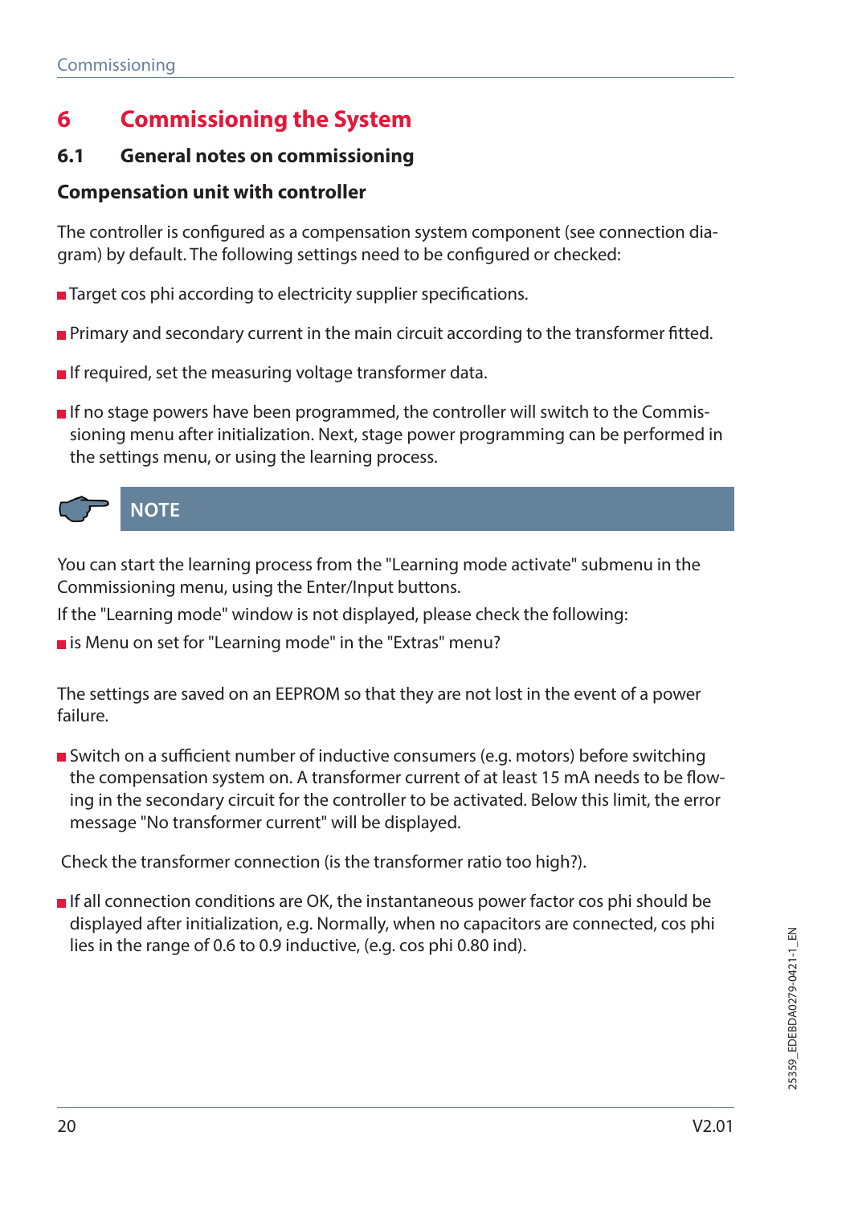# 6 Commissioning the System

## 6.1 General notes on commissioning

### Compensation unit with controller

The controller is configured as a compensation system component (see connection diagram) by default. The following settings need to be configured or checked:

- Target cos phi according to electricity supplier specifications.
- Primary and secondary current in the main circuit according to the transformer fitted.
- If required, set the measuring voltage transformer data.
- If no stage powers have been programmed, the controller will switch to the Commissioning menu after initialization. Next, stage power programming can be performed in the settings menu, or using the learning process.

**NOTE**

You can start the learning process from the "Learning mode activate" submenu in the Commissioning menu, using the Enter/Input buttons.

If the "Learning mode" window is not displayed, please check the following:

- is Menu on set for "Learning mode" in the "Extras" menu?

The settings are saved on an EEPROM so that they are not lost in the event of a power failure.

- Switch on a sufficient number of inductive consumers (e.g. motors) before switching the compensation system on. A transformer current of at least 15 mA needs to be flowing in the secondary circuit for the controller to be activated. Below this limit, the error message "No transformer current" will be displayed.

Check the transformer connection (is the transformer ratio too high?).

- If all connection conditions are OK, the instantaneous power factor cos phi should be displayed after initialization, e.g. Normally, when no capacitors are connected, cos phi lies in the range of 0.6 to 0.9 inductive, (e.g. cos phi 0.80 ind).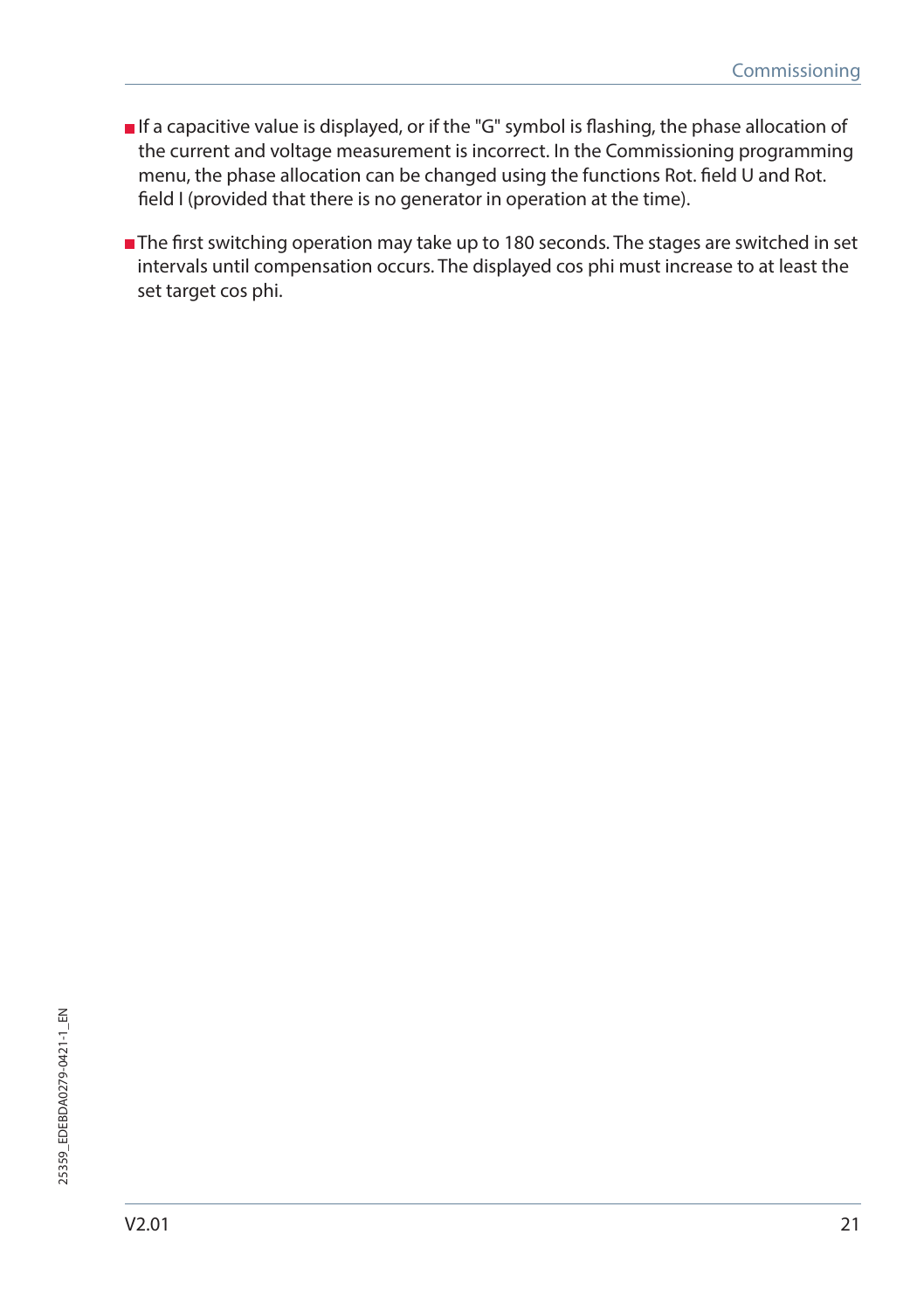- If a capacitive value is displayed, or if the "G" symbol is flashing, the phase allocation of the current and voltage measurement is incorrect. In the Commissioning programming menu, the phase allocation can be changed using the functions Rot. field U and Rot. field I (provided that there is no generator in operation at the time).

- The first switching operation may take up to 180 seconds. The stages are switched in set intervals until compensation occurs. The displayed cos phi must increase to at least the set target cos phi.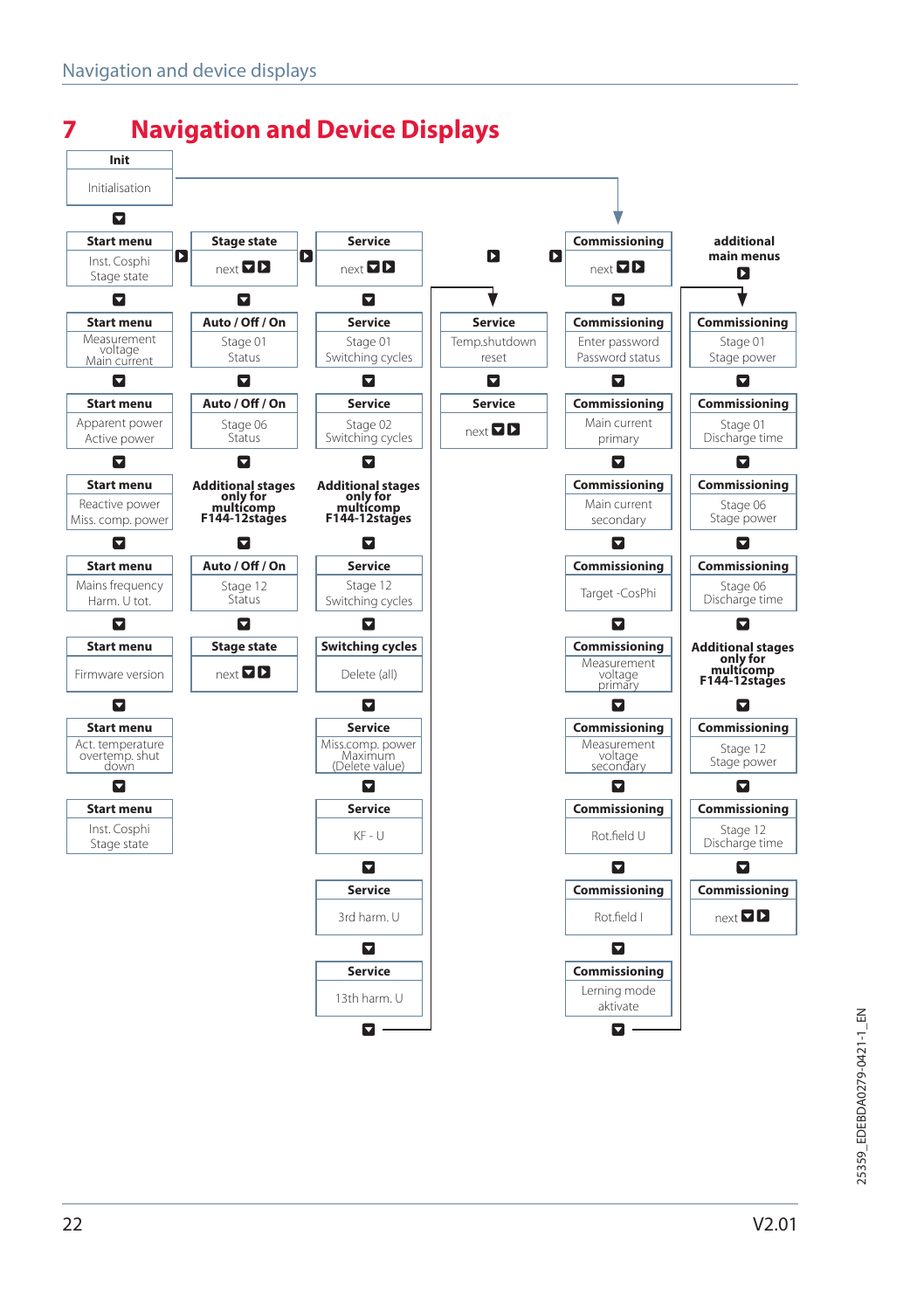# 7 Navigation and Device Displays

**Init**
Initialisation

| Start menu | Stage state | Service | Service | Commissioning | additional main menus |
|---|---|---|---|---|---|
| Inst. Cosphi Stage state | next | next | | next | |
| **Start menu** Measurement voltage Main current | **Auto / Off / On** Stage 01 Status | **Service** Stage 01 Switching cycles | **Service** Temp.shutdown reset | **Commissioning** Enter password Password status | **Commissioning** Stage 01 Stage power |
| **Start menu** Apparent power Active power | **Auto / Off / On** Stage 06 Status | **Service** Stage 02 Switching cycles | **Service** next | **Commissioning** Main current primary | **Commissioning** Stage 01 Discharge time |
| **Start menu** Reactive power Miss. comp. power | **Additional stages only for multicomp F144-12stages** | **Additional stages only for multicomp F144-12stages** | | **Commissioning** Main current secondary | **Commissioning** Stage 06 Stage power |
| **Start menu** Mains frequency Harm. U tot. | **Auto / Off / On** Stage 12 Status | **Service** Stage 12 Switching cycles | | **Commissioning** Target -CosPhi | **Commissioning** Stage 06 Discharge time |
| **Start menu** Firmware version | **Stage state** next | **Switching cycles** Delete (all) | | **Commissioning** Measurement voltage primary | **Additional stages only for multicomp F144-12stages** |
| **Start menu** Act. temperature overtemp. shut down | | **Service** Miss.comp. power Maximum (Delete value) | | **Commissioning** Measurement voltage secondary | **Commissioning** Stage 12 Stage power |
| **Start menu** Inst. Cosphi Stage state | | **Service** KF - U | | **Commissioning** Rot.field U | **Commissioning** Stage 12 Discharge time |
| | | **Service** 3rd harm. U | | **Commissioning** Rot.field I | **Commissioning** next |
| | | **Service** 13th harm. U | | **Commissioning** Lerning mode aktivate | |

25359_EDEBDA0279-0421-1_EN

V2.01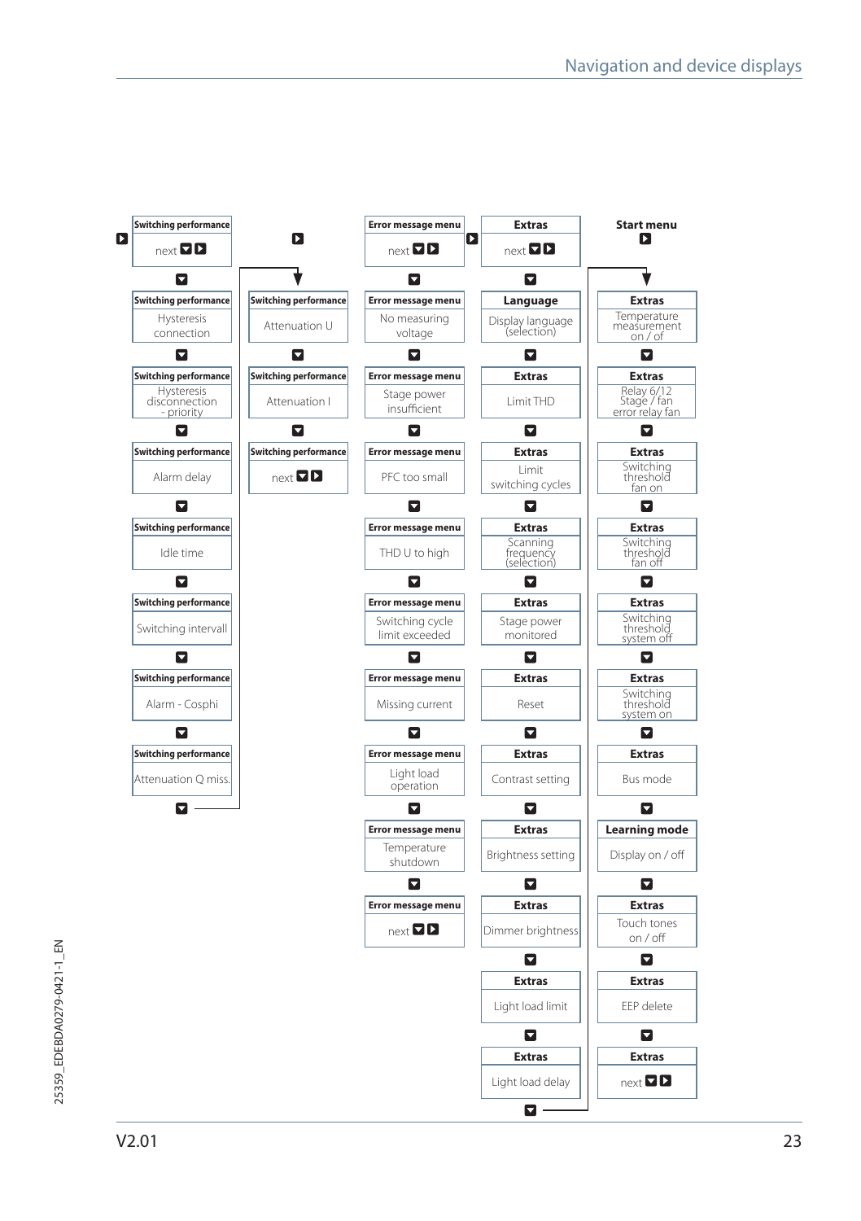**Start menu**

| Extras |
|---|
| Temperature measurement on / of |
| Relay 6/12 Stage / fan error relay fan |
| Switching threshold fan on |
| Switching threshold fan off |
| Switching threshold system off |
| Switching threshold system on |
| Bus mode |

| Learning mode |
|---|
| Display on / off |

| Extras |
|---|
| Touch tones on / off |
| EEP delete |
| next |

| Extras |
|---|
| next |

| Language |
|---|
| Display language (selection) |

| Extras |
|---|
| Limit THD |
| Limit switching cycles |
| Scanning frequency (selection) |
| Stage power monitored |
| Reset |
| Contrast setting |
| Brightness setting |
| Dimmer brightness |
| Light load limit |
| Light load delay |

| Error message menu |
|---|
| next |
| No measuring voltage |
| Stage power insufficient |
| PFC too small |
| THD U to high |
| Switching cycle limit exceeded |
| Missing current |
| Light load operation |
| Temperature shutdown |
| next |

| Switching performance |
|---|
| next |
| Hysteresis connection |
| Hysteresis disconnection - priority |
| Alarm delay |
| Idle time |
| Switching intervall |
| Alarm - Cosphi |
| Attenuation Q miss. |
| Attenuation U |
| Attenuation I |
| next |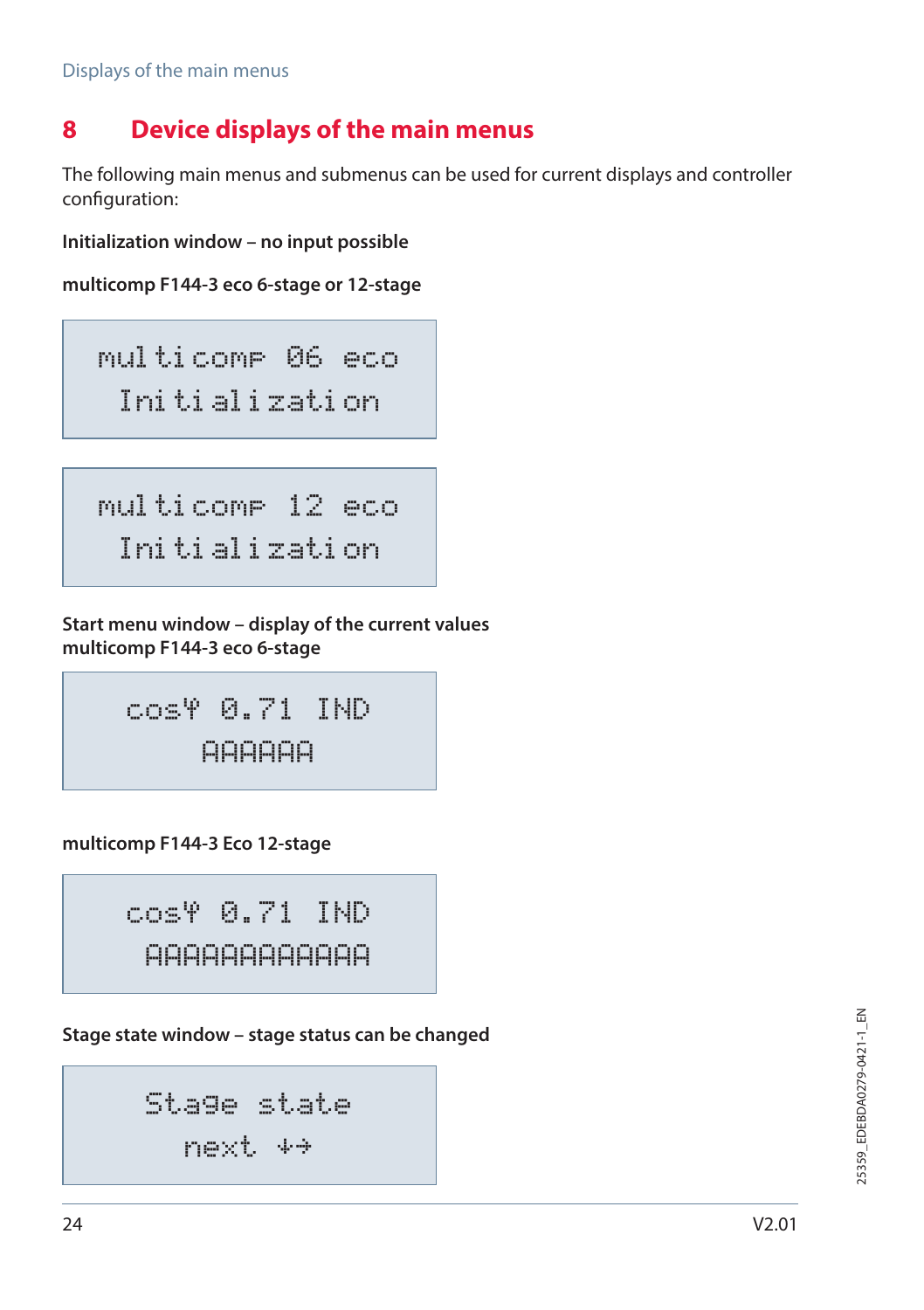# 8 Device displays of the main menus

The following main menus and submenus can be used for current displays and controller configuration:

**Initialization window – no input possible**

**multicomp F144-3 eco 6-stage or 12-stage**

```
multicomp 06 eco
 Initialization
```

```
multicomp 12 eco
 Initialization
```

**Start menu window – display of the current values**
**multicomp F144-3 eco 6-stage**

```
cosφ 0.71 IND
   AAAAAA
```

**multicomp F144-3 Eco 12-stage**

```
cosφ 0.71 IND
 AAAAAAAAAAAA
```

**Stage state window – stage status can be changed**

```
Stage state
  next ↓→
```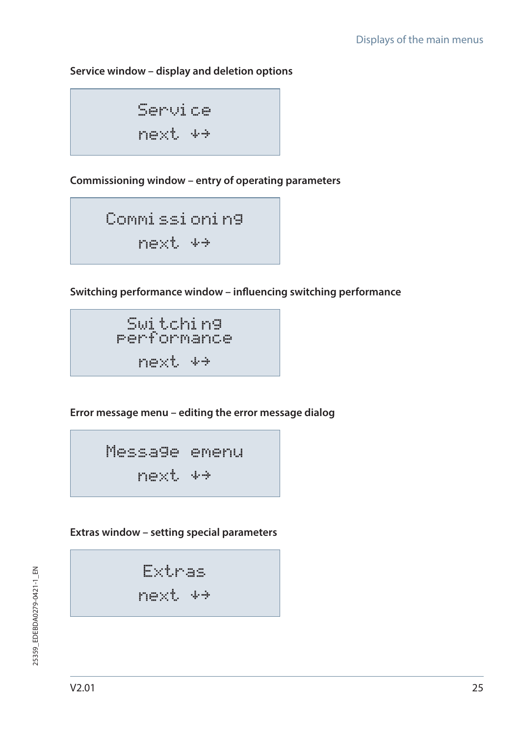**Service window – display and deletion options**

```
Service
next ↓→
```

**Commissioning window – entry of operating parameters**

```
Commissioning
next ↓→
```

**Switching performance window – influencing switching performance**

```
Switching
performance
next ↓→
```

**Error message menu – editing the error message dialog**

```
Message emenu
next ↓→
```

**Extras window – setting special parameters**

```
Extras
next ↓→
```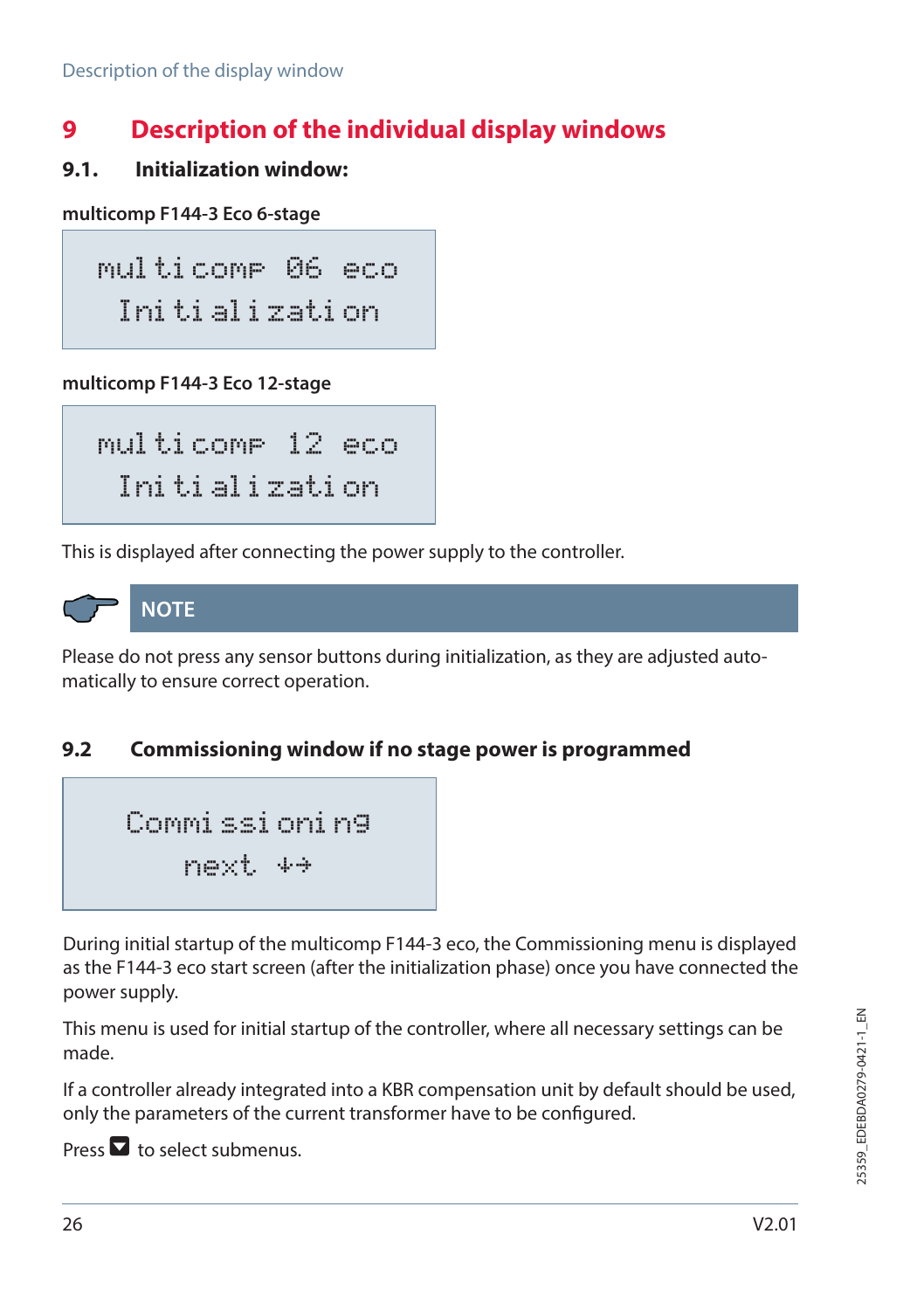# 9 Description of the individual display windows

## 9.1. Initialization window:

**multicomp F144-3 Eco 6-stage**

```
multicomp 06 eco
 Initialization
```

**multicomp F144-3 Eco 12-stage**

```
multicomp 12 eco
 Initialization
```

This is displayed after connecting the power supply to the controller.

**NOTE**

Please do not press any sensor buttons during initialization, as they are adjusted automatically to ensure correct operation.

## 9.2 Commissioning window if no stage power is programmed

```
 Commissioning
    next ↓→
```

During initial startup of the multicomp F144-3 eco, the Commissioning menu is displayed as the F144-3 eco start screen (after the initialization phase) once you have connected the power supply.

This menu is used for initial startup of the controller, where all necessary settings can be made.

If a controller already integrated into a KBR compensation unit by default should be used, only the parameters of the current transformer have to be configured.

Press ▼ to select submenus.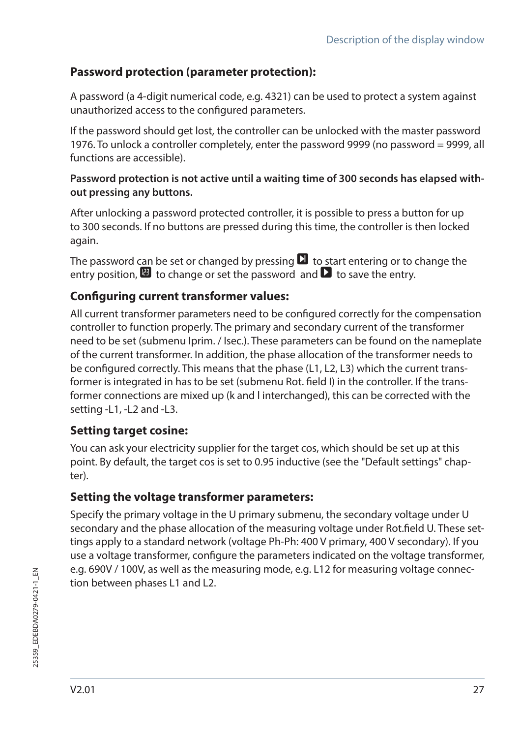**Password protection (parameter protection):**

A password (a 4-digit numerical code, e.g. 4321) can be used to protect a system against unauthorized access to the configured parameters.

If the password should get lost, the controller can be unlocked with the master password 1976. To unlock a controller completely, enter the password 9999 (no password = 9999, all functions are accessible).

**Password protection is not active until a waiting time of 300 seconds has elapsed without pressing any buttons.**

After unlocking a password protected controller, it is possible to press a button for up to 300 seconds. If no buttons are pressed during this time, the controller is then locked again.

The password can be set or changed by pressing ⏭ to start entering or to change the entry position, 🔢 to change or set the password and ▶ to save the entry.

### Configuring current transformer values:

All current transformer parameters need to be configured correctly for the compensation controller to function properly. The primary and secondary current of the transformer need to be set (submenu Iprim. / Isec.). These parameters can be found on the nameplate of the current transformer. In addition, the phase allocation of the transformer needs to be configured correctly. This means that the phase (L1, L2, L3) which the current transformer is integrated in has to be set (submenu Rot. field I) in the controller. If the transformer connections are mixed up (k and l interchanged), this can be corrected with the setting -L1, -L2 and -L3.

### Setting target cosine:

You can ask your electricity supplier for the target cos, which should be set up at this point. By default, the target cos is set to 0.95 inductive (see the "Default settings" chapter).

### Setting the voltage transformer parameters:

Specify the primary voltage in the U primary submenu, the secondary voltage under U secondary and the phase allocation of the measuring voltage under Rot.field U. These settings apply to a standard network (voltage Ph-Ph: 400 V primary, 400 V secondary). If you use a voltage transformer, configure the parameters indicated on the voltage transformer, e.g. 690V / 100V, as well as the measuring mode, e.g. L12 for measuring voltage connection between phases L1 and L2.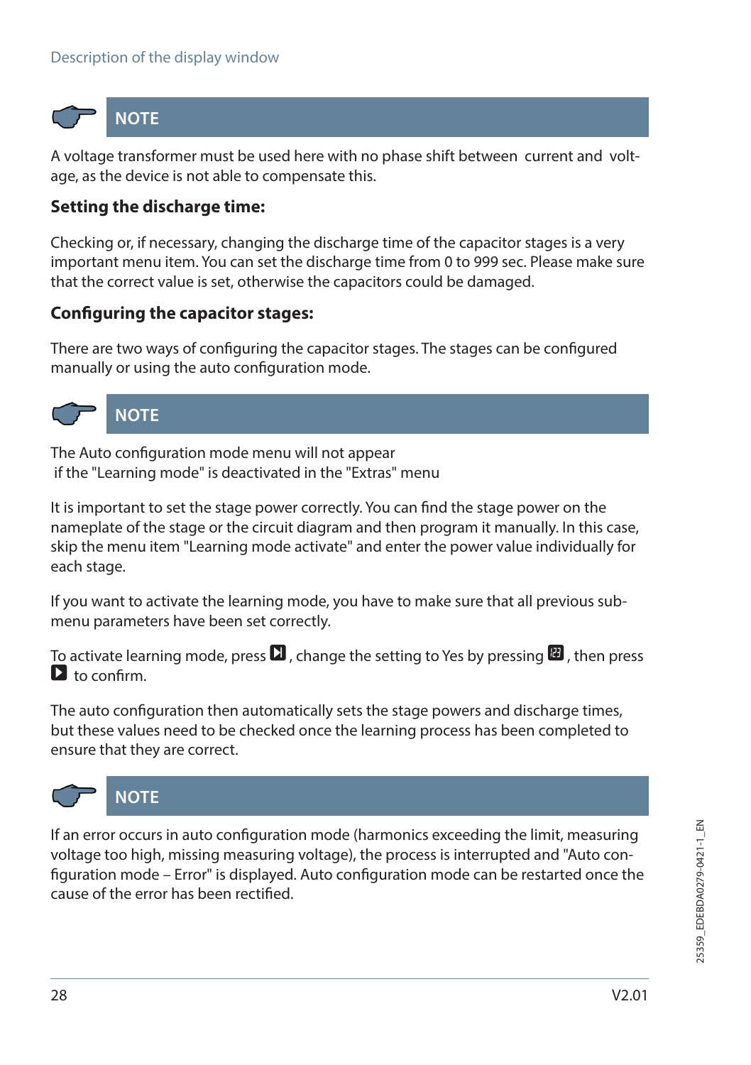**NOTE**

A voltage transformer must be used here with no phase shift between current and voltage, as the device is not able to compensate this.

### Setting the discharge time:

Checking or, if necessary, changing the discharge time of the capacitor stages is a very important menu item. You can set the discharge time from 0 to 999 sec. Please make sure that the correct value is set, otherwise the capacitors could be damaged.

### Configuring the capacitor stages:

There are two ways of configuring the capacitor stages. The stages can be configured manually or using the auto configuration mode.

**NOTE**

The Auto configuration mode menu will not appear
if the "Learning mode" is deactivated in the "Extras" menu

It is important to set the stage power correctly. You can find the stage power on the nameplate of the stage or the circuit diagram and then program it manually. In this case, skip the menu item "Learning mode activate" and enter the power value individually for each stage.

If you want to activate the learning mode, you have to make sure that all previous submenu parameters have been set correctly.

To activate learning mode, press ▶|, change the setting to Yes by pressing 123, then press ▶ to confirm.

The auto configuration then automatically sets the stage powers and discharge times, but these values need to be checked once the learning process has been completed to ensure that they are correct.

**NOTE**

If an error occurs in auto configuration mode (harmonics exceeding the limit, measuring voltage too high, missing measuring voltage), the process is interrupted and "Auto configuration mode – Error" is displayed. Auto configuration mode can be restarted once the cause of the error has been rectified.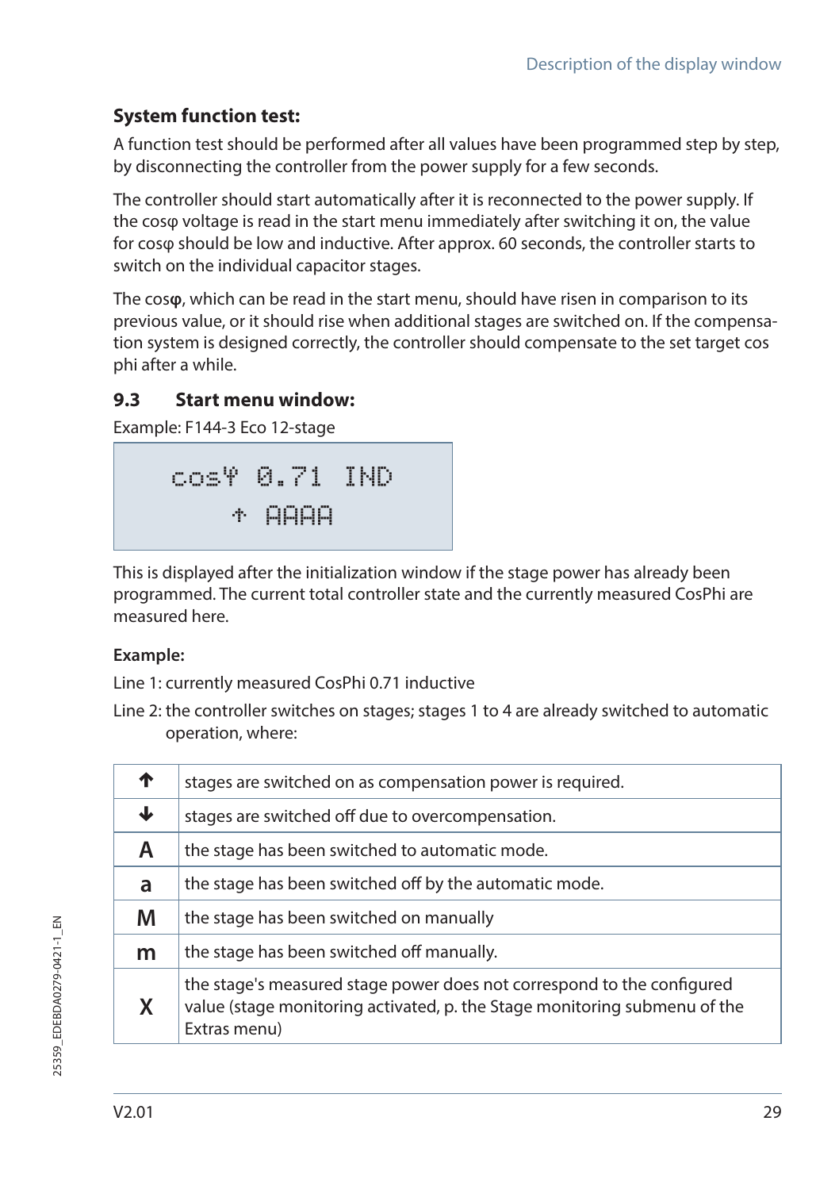**System function test:**

A function test should be performed after all values have been programmed step by step, by disconnecting the controller from the power supply for a few seconds.

The controller should start automatically after it is reconnected to the power supply. If the cosφ voltage is read in the start menu immediately after switching it on, the value for cosφ should be low and inductive. After approx. 60 seconds, the controller starts to switch on the individual capacitor stages.

The cos**φ**, which can be read in the start menu, should have risen in comparison to its previous value, or it should rise when additional stages are switched on. If the compensation system is designed correctly, the controller should compensate to the set target cos phi after a while.

## 9.3 Start menu window:

Example: F144-3 Eco 12-stage

```
cosφ 0.71 IND
   ↑ AAAA
```

This is displayed after the initialization window if the stage power has already been programmed. The current total controller state and the currently measured CosPhi are measured here.

**Example:**

Line 1: currently measured CosPhi 0.71 inductive

Line 2: the controller switches on stages; stages 1 to 4 are already switched to automatic operation, where:

| | |
|---|---|
| ↑ | stages are switched on as compensation power is required. |
| ↓ | stages are switched off due to overcompensation. |
| **A** | the stage has been switched to automatic mode. |
| **a** | the stage has been switched off by the automatic mode. |
| **M** | the stage has been switched on manually |
| **m** | the stage has been switched off manually. |
| **X** | the stage's measured stage power does not correspond to the configured value (stage monitoring activated, p. the Stage monitoring submenu of the Extras menu) |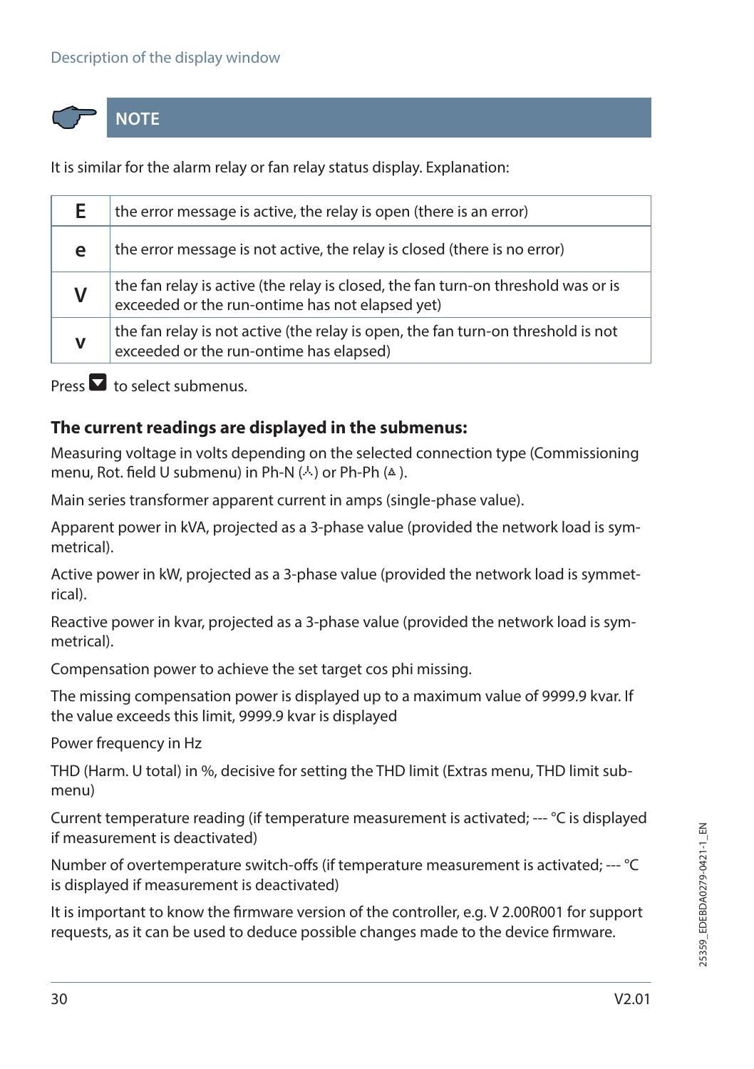**NOTE**

It is similar for the alarm relay or fan relay status display. Explanation:

| | |
|---|---|
| **E** | the error message is active, the relay is open (there is an error) |
| **e** | the error message is not active, the relay is closed (there is no error) |
| **V** | the fan relay is active (the relay is closed, the fan turn-on threshold was or is exceeded or the run-ontime has not elapsed yet) |
| **v** | the fan relay is not active (the relay is open, the fan turn-on threshold is not exceeded or the run-ontime has elapsed) |

Press ▼ to select submenus.

### The current readings are displayed in the submenus:

Measuring voltage in volts depending on the selected connection type (Commissioning menu, Rot. field U submenu) in Ph-N (⛬) or Ph-Ph (△).

Main series transformer apparent current in amps (single-phase value).

Apparent power in kVA, projected as a 3-phase value (provided the network load is symmetrical).

Active power in kW, projected as a 3-phase value (provided the network load is symmetrical).

Reactive power in kvar, projected as a 3-phase value (provided the network load is symmetrical).

Compensation power to achieve the set target cos phi missing.

The missing compensation power is displayed up to a maximum value of 9999.9 kvar. If the value exceeds this limit, 9999.9 kvar is displayed

Power frequency in Hz

THD (Harm. U total) in %, decisive for setting the THD limit (Extras menu, THD limit submenu)

Current temperature reading (if temperature measurement is activated; --- °C is displayed if measurement is deactivated)

Number of overtemperature switch-offs (if temperature measurement is activated; --- °C is displayed if measurement is deactivated)

It is important to know the firmware version of the controller, e.g. V 2.00R001 for support requests, as it can be used to deduce possible changes made to the device firmware.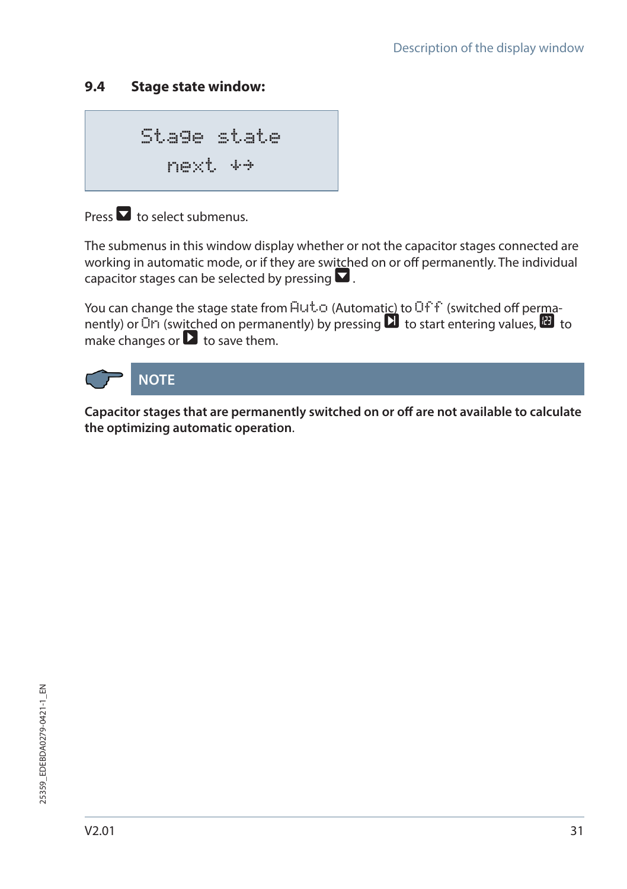## 9.4 Stage state window:

```
Stage state
  next ↓→
```

Press ▼ to select submenus.

The submenus in this window display whether or not the capacitor stages connected are working in automatic mode, or if they are switched on or off permanently. The individual capacitor stages can be selected by pressing ▼.

You can change the stage state from Auto (Automatic) to Off (switched off permanently) or On (switched on permanently) by pressing ⏭ to start entering values, 123 to make changes or ▶ to save them.

**NOTE**

**Capacitor stages that are permanently switched on or off are not available to calculate the optimizing automatic operation**.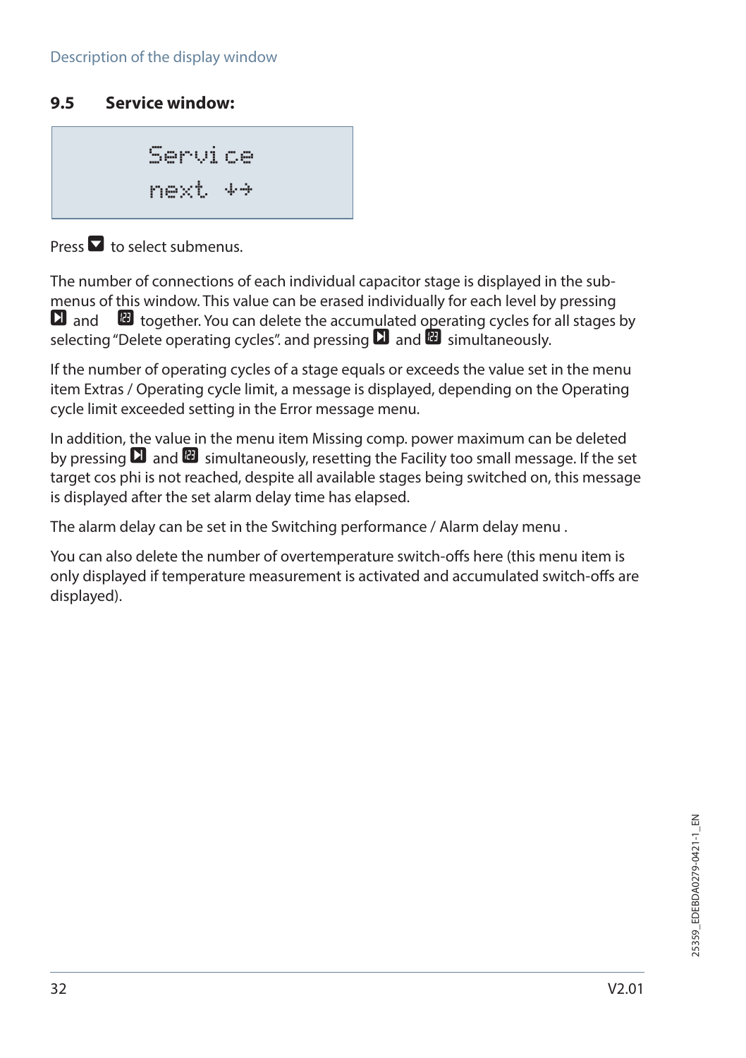## 9.5 Service window:

```
Service
next ↓→
```

Press ▼ to select submenus.

The number of connections of each individual capacitor stage is displayed in the submenus of this window. This value can be erased individually for each level by pressing ▶| and 123 together. You can delete the accumulated operating cycles for all stages by selecting "Delete operating cycles". and pressing ▶| and 123 simultaneously.

If the number of operating cycles of a stage equals or exceeds the value set in the menu item Extras / Operating cycle limit, a message is displayed, depending on the Operating cycle limit exceeded setting in the Error message menu.

In addition, the value in the menu item Missing comp. power maximum can be deleted by pressing ▶| and 123 simultaneously, resetting the Facility too small message. If the set target cos phi is not reached, despite all available stages being switched on, this message is displayed after the set alarm delay time has elapsed.

The alarm delay can be set in the Switching performance / Alarm delay menu .

You can also delete the number of overtemperature switch-offs here (this menu item is only displayed if temperature measurement is activated and accumulated switch-offs are displayed).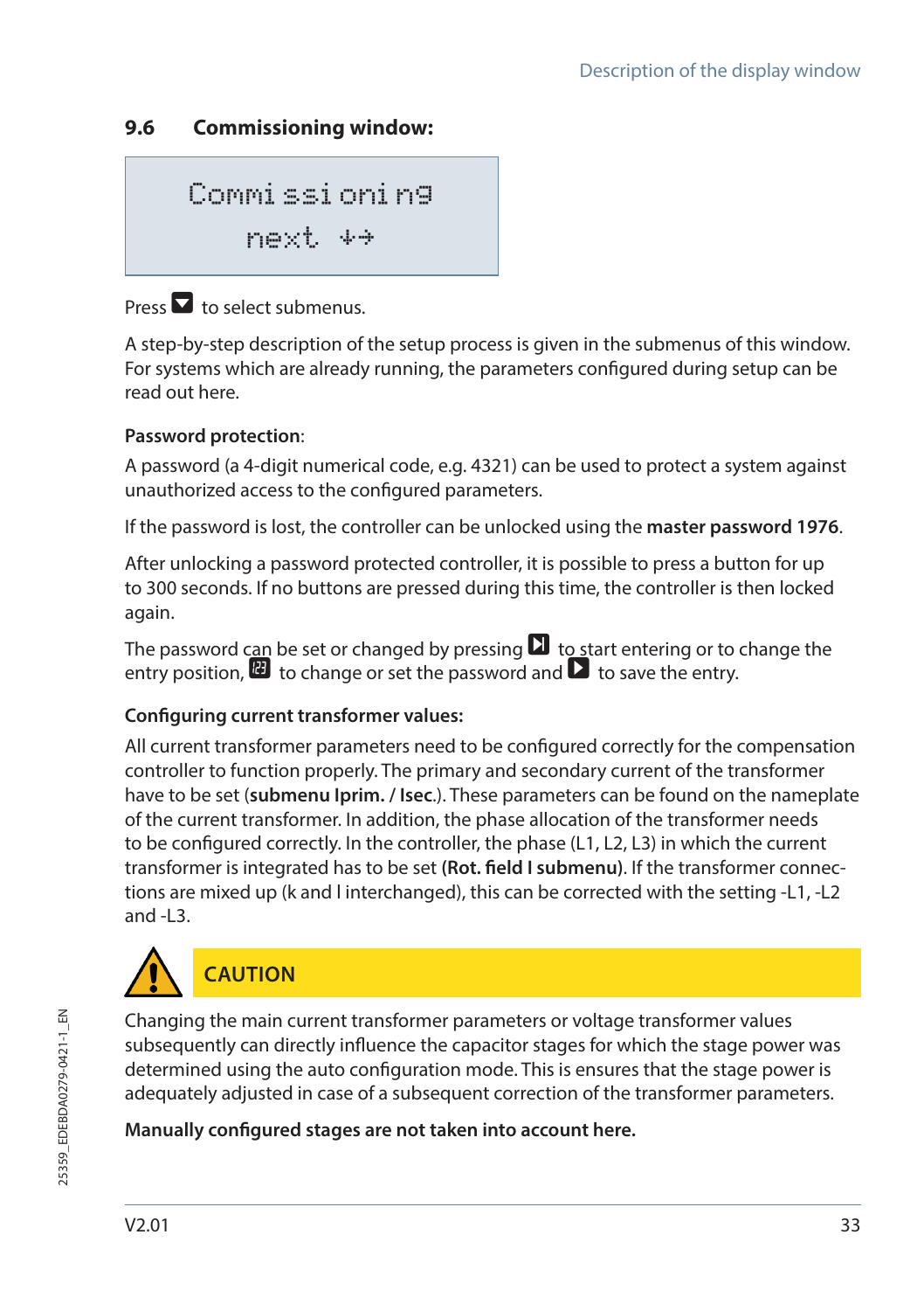## 9.6 Commissioning window:

```
Commissioning
next ↓→
```

Press ▼ to select submenus.

A step-by-step description of the setup process is given in the submenus of this window. For systems which are already running, the parameters configured during setup can be read out here.

**Password protection**:

A password (a 4-digit numerical code, e.g. 4321) can be used to protect a system against unauthorized access to the configured parameters.

If the password is lost, the controller can be unlocked using the **master password 1976**.

After unlocking a password protected controller, it is possible to press a button for up to 300 seconds. If no buttons are pressed during this time, the controller is then locked again.

The password can be set or changed by pressing ⏭ to start entering or to change the entry position, 🔢 to change or set the password and ▶ to save the entry.

**Configuring current transformer values:**

All current transformer parameters need to be configured correctly for the compensation controller to function properly. The primary and secondary current of the transformer have to be set (**submenu Iprim. / Isec.**). These parameters can be found on the nameplate of the current transformer. In addition, the phase allocation of the transformer needs to be configured correctly. In the controller, the phase (L1, L2, L3) in which the current transformer is integrated has to be set **(Rot. field I submenu)**. If the transformer connections are mixed up (k and l interchanged), this can be corrected with the setting -L1, -L2 and -L3.

**CAUTION**

Changing the main current transformer parameters or voltage transformer values subsequently can directly influence the capacitor stages for which the stage power was determined using the auto configuration mode. This is ensures that the stage power is adequately adjusted in case of a subsequent correction of the transformer parameters.

**Manually configured stages are not taken into account here.**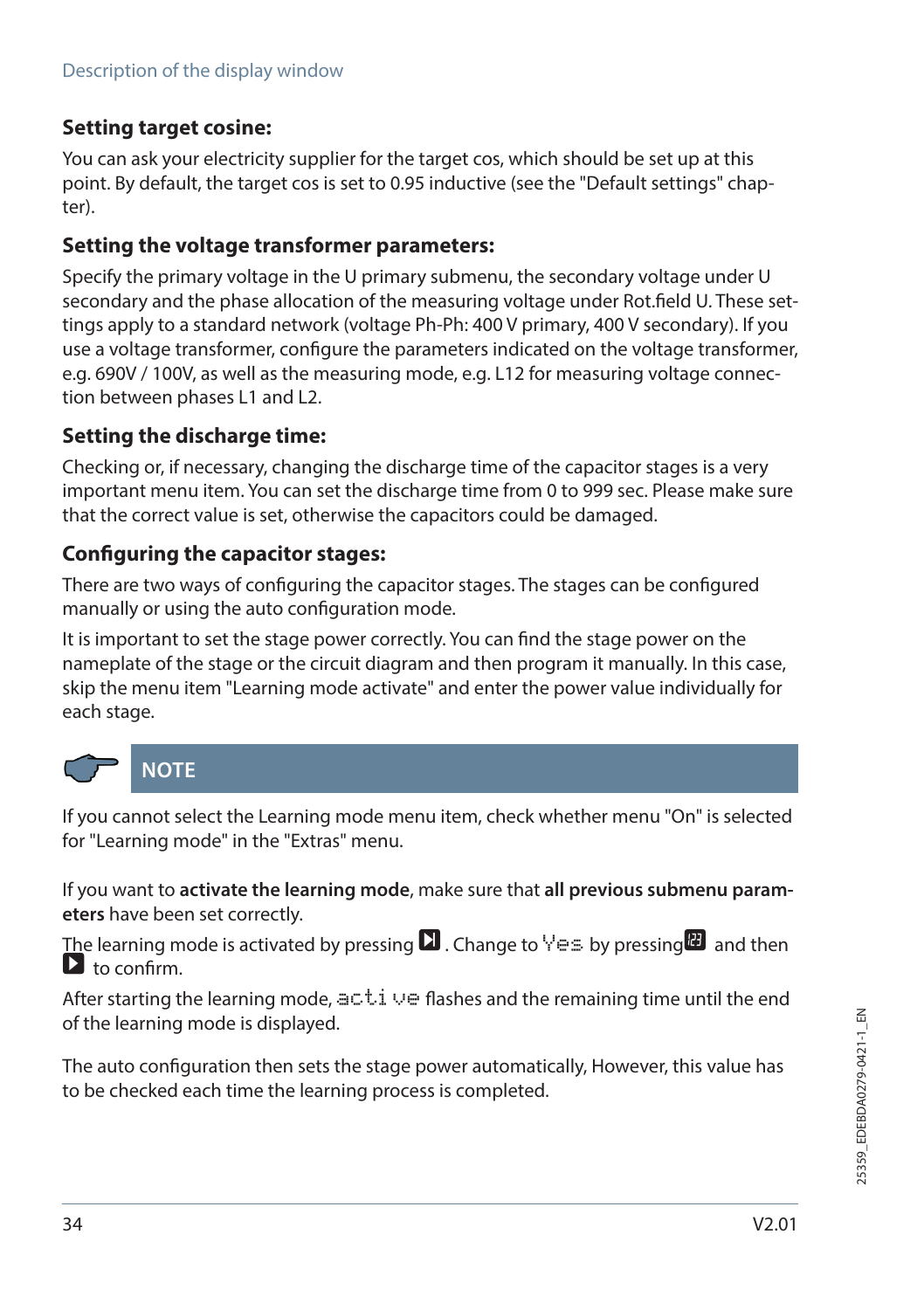### Setting target cosine:

You can ask your electricity supplier for the target cos, which should be set up at this point. By default, the target cos is set to 0.95 inductive (see the "Default settings" chapter).

### Setting the voltage transformer parameters:

Specify the primary voltage in the U primary submenu, the secondary voltage under U secondary and the phase allocation of the measuring voltage under Rot.field U. These settings apply to a standard network (voltage Ph-Ph: 400 V primary, 400 V secondary). If you use a voltage transformer, configure the parameters indicated on the voltage transformer, e.g. 690V / 100V, as well as the measuring mode, e.g. L12 for measuring voltage connection between phases L1 and L2.

### Setting the discharge time:

Checking or, if necessary, changing the discharge time of the capacitor stages is a very important menu item. You can set the discharge time from 0 to 999 sec. Please make sure that the correct value is set, otherwise the capacitors could be damaged.

### Configuring the capacitor stages:

There are two ways of configuring the capacitor stages. The stages can be configured manually or using the auto configuration mode.

It is important to set the stage power correctly. You can find the stage power on the nameplate of the stage or the circuit diagram and then program it manually. In this case, skip the menu item "Learning mode activate" and enter the power value individually for each stage.

**NOTE**

If you cannot select the Learning mode menu item, check whether menu "On" is selected for "Learning mode" in the "Extras" menu.

If you want to **activate the learning mode**, make sure that **all previous submenu parameters** have been set correctly.

The learning mode is activated by pressing ⏭. Change to Yes by pressing ⊞ and then ▶ to confirm.

After starting the learning mode, active flashes and the remaining time until the end of the learning mode is displayed.

The auto configuration then sets the stage power automatically, However, this value has to be checked each time the learning process is completed.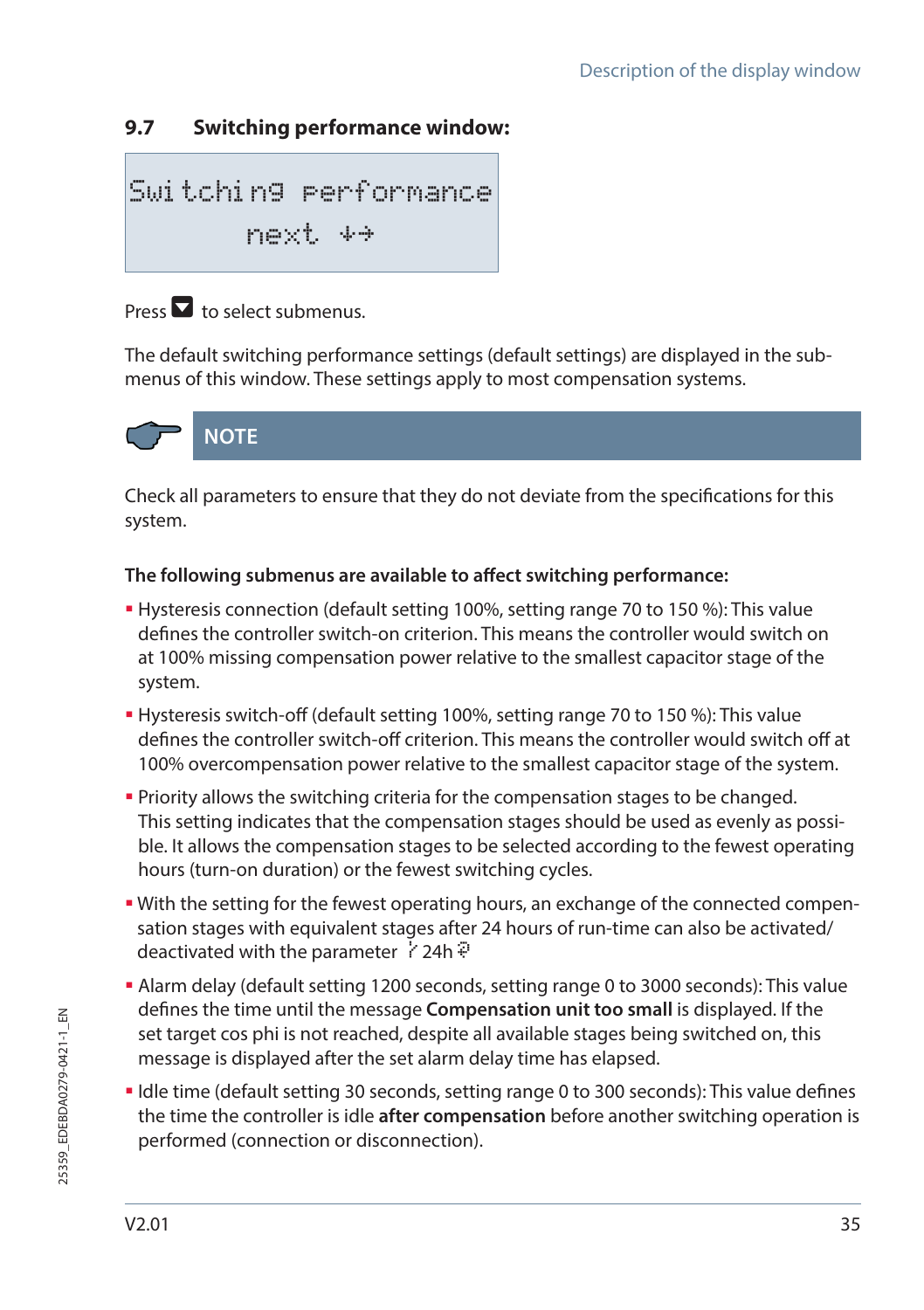## 9.7 Switching performance window:

```
Switching performance
      next ↓→
```

Press ▼ to select submenus.

The default switching performance settings (default settings) are displayed in the submenus of this window. These settings apply to most compensation systems.

**NOTE**

Check all parameters to ensure that they do not deviate from the specifications for this system.

**The following submenus are available to affect switching performance:**

- Hysteresis connection (default setting 100%, setting range 70 to 150 %): This value defines the controller switch-on criterion. This means the controller would switch on at 100% missing compensation power relative to the smallest capacitor stage of the system.
- Hysteresis switch-off (default setting 100%, setting range 70 to 150 %): This value defines the controller switch-off criterion. This means the controller would switch off at 100% overcompensation power relative to the smallest capacitor stage of the system.
- Priority allows the switching criteria for the compensation stages to be changed. This setting indicates that the compensation stages should be used as evenly as possible. It allows the compensation stages to be selected according to the fewest operating hours (turn-on duration) or the fewest switching cycles.
- With the setting for the fewest operating hours, an exchange of the connected compensation stages with equivalent stages after 24 hours of run-time can also be activated/deactivated with the parameter ↗ 24h ⇕
- Alarm delay (default setting 1200 seconds, setting range 0 to 3000 seconds): This value defines the time until the message **Compensation unit too small** is displayed. If the set target cos phi is not reached, despite all available stages being switched on, this message is displayed after the set alarm delay time has elapsed.
- Idle time (default setting 30 seconds, setting range 0 to 300 seconds): This value defines the time the controller is idle **after compensation** before another switching operation is performed (connection or disconnection).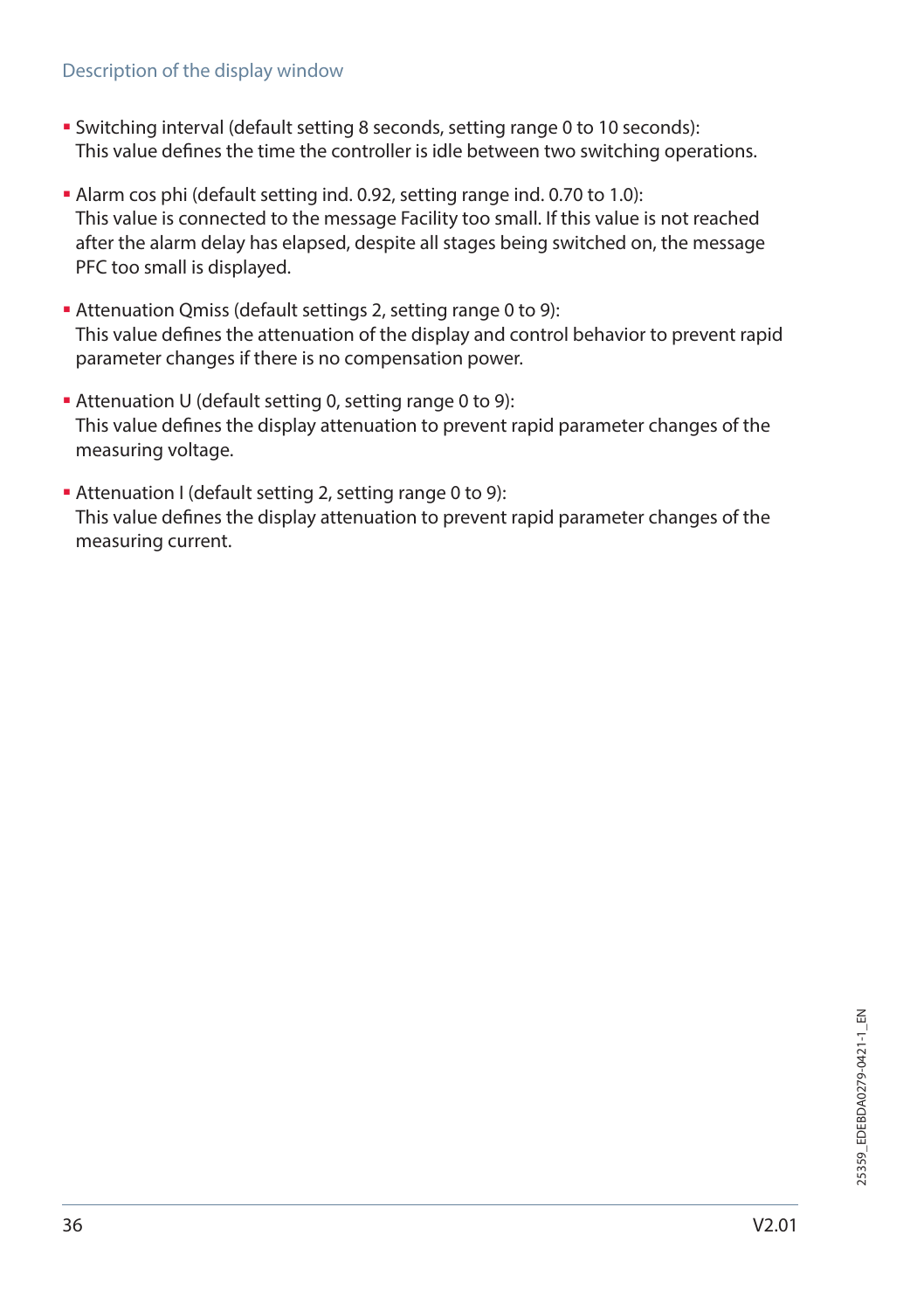- Switching interval (default setting 8 seconds, setting range 0 to 10 seconds):
  This value defines the time the controller is idle between two switching operations.

- Alarm cos phi (default setting ind. 0.92, setting range ind. 0.70 to 1.0):
  This value is connected to the message Facility too small. If this value is not reached after the alarm delay has elapsed, despite all stages being switched on, the message PFC too small is displayed.

- Attenuation Qmiss (default settings 2, setting range 0 to 9):
  This value defines the attenuation of the display and control behavior to prevent rapid parameter changes if there is no compensation power.

- Attenuation U (default setting 0, setting range 0 to 9):
  This value defines the display attenuation to prevent rapid parameter changes of the measuring voltage.

- Attenuation I (default setting 2, setting range 0 to 9):
  This value defines the display attenuation to prevent rapid parameter changes of the measuring current.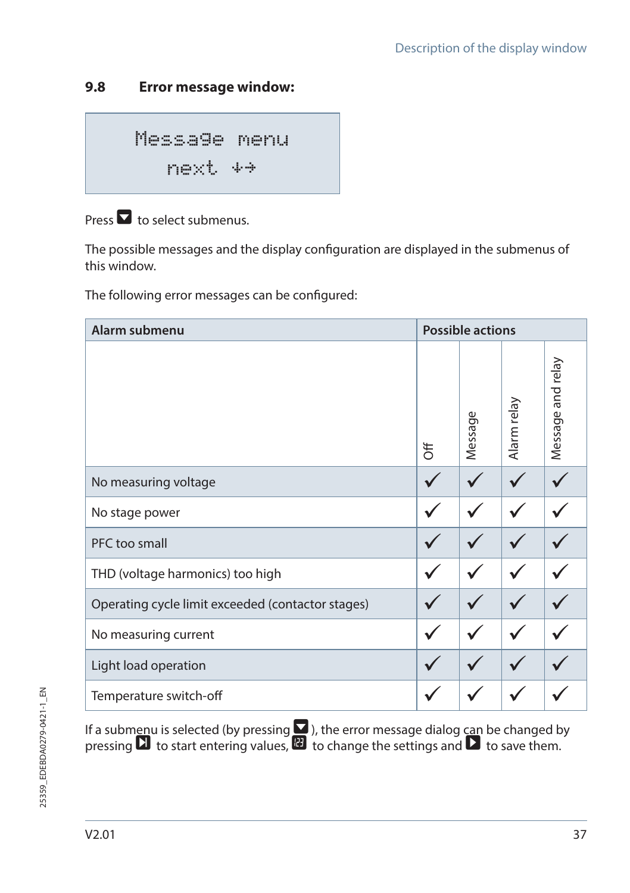## 9.8 Error message window:

```
Message menu
next ↓→
```

Press ▼ to select submenus.

The possible messages and the display configuration are displayed in the submenus of this window.

The following error messages can be configured:

| Alarm submenu | Possible actions | | | |
|---|---|---|---|---|
| | Off | Message | Alarm relay | Message and relay |
| No measuring voltage | ✓ | ✓ | ✓ | ✓ |
| No stage power | ✓ | ✓ | ✓ | ✓ |
| PFC too small | ✓ | ✓ | ✓ | ✓ |
| THD (voltage harmonics) too high | ✓ | ✓ | ✓ | ✓ |
| Operating cycle limit exceeded (contactor stages) | ✓ | ✓ | ✓ | ✓ |
| No measuring current | ✓ | ✓ | ✓ | ✓ |
| Light load operation | ✓ | ✓ | ✓ | ✓ |
| Temperature switch-off | ✓ | ✓ | ✓ | ✓ |

If a submenu is selected (by pressing ▼), the error message dialog can be changed by pressing ⏯ to start entering values, 🔢 to change the settings and ▶ to save them.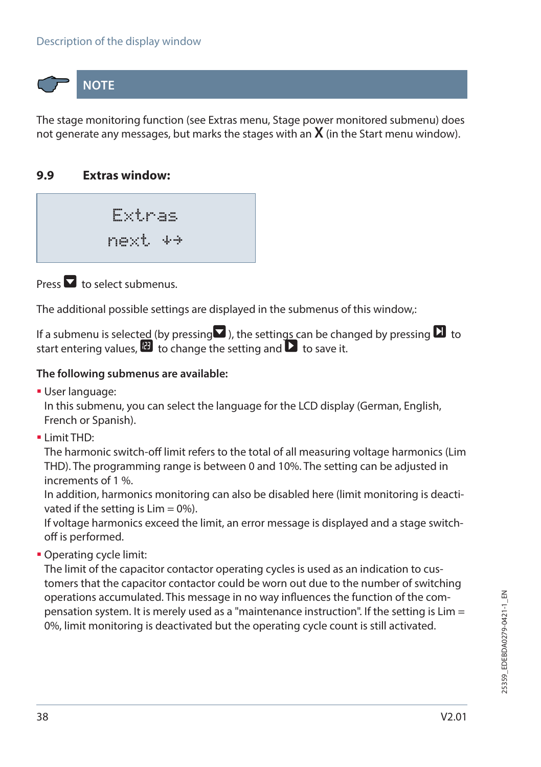**NOTE**

The stage monitoring function (see Extras menu, Stage power monitored submenu) does not generate any messages, but marks the stages with an **X** (in the Start menu window).

## 9.9 Extras window:

```
Extras
next ↓→
```

Press ▼ to select submenus.

The additional possible settings are displayed in the submenus of this window,:

If a submenu is selected (by pressing ▼ ), the settings can be changed by pressing ▶| to start entering values, 123 to change the setting and ▶ to save it.

**The following submenus are available:**

- User language:
  In this submenu, you can select the language for the LCD display (German, English, French or Spanish).
- Limit THD:
  The harmonic switch-off limit refers to the total of all measuring voltage harmonics (Lim THD). The programming range is between 0 and 10%. The setting can be adjusted in increments of 1 %.
  In addition, harmonics monitoring can also be disabled here (limit monitoring is deactivated if the setting is Lim = 0%).
  If voltage harmonics exceed the limit, an error message is displayed and a stage switch-off is performed.
- Operating cycle limit:
  The limit of the capacitor contactor operating cycles is used as an indication to customers that the capacitor contactor could be worn out due to the number of switching operations accumulated. This message in no way influences the function of the compensation system. It is merely used as a "maintenance instruction". If the setting is Lim = 0%, limit monitoring is deactivated but the operating cycle count is still activated.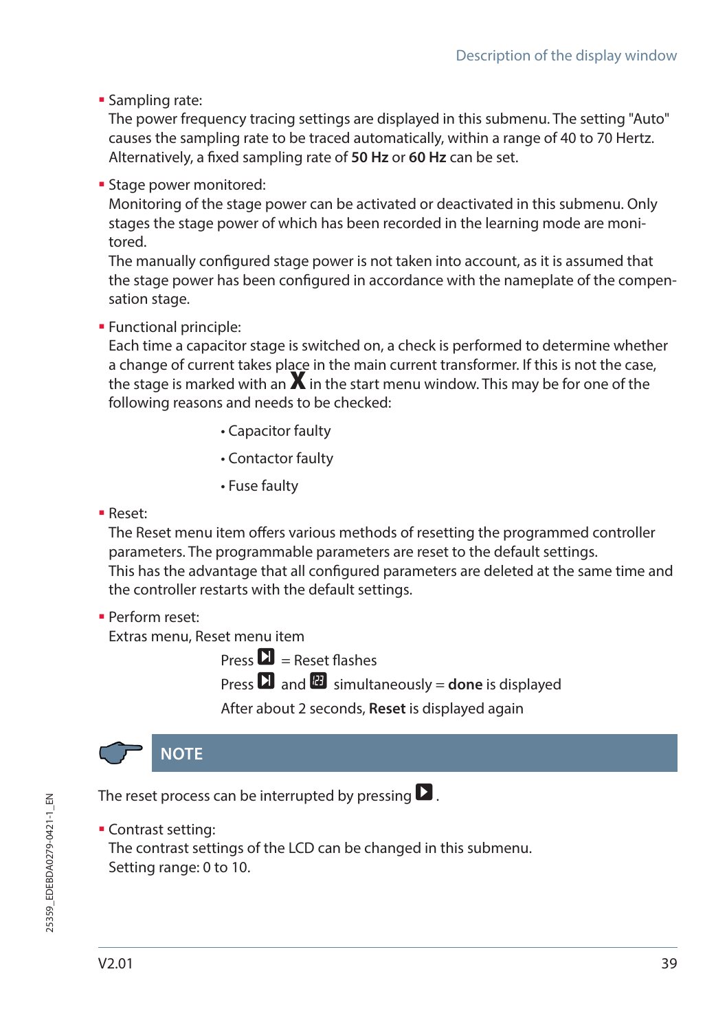- Sampling rate:
  The power frequency tracing settings are displayed in this submenu. The setting "Auto" causes the sampling rate to be traced automatically, within a range of 40 to 70 Hertz. Alternatively, a fixed sampling rate of **50 Hz** or **60 Hz** can be set.

- Stage power monitored:
  Monitoring of the stage power can be activated or deactivated in this submenu. Only stages the stage power of which has been recorded in the learning mode are monitored.
  The manually configured stage power is not taken into account, as it is assumed that the stage power has been configured in accordance with the nameplate of the compensation stage.

- Functional principle:
  Each time a capacitor stage is switched on, a check is performed to determine whether a change of current takes place in the main current transformer. If this is not the case, the stage is marked with an **X** in the start menu window. This may be for one of the following reasons and needs to be checked:

  - Capacitor faulty
  - Contactor faulty
  - Fuse faulty

- Reset:
  The Reset menu item offers various methods of resetting the programmed controller parameters. The programmable parameters are reset to the default settings.
  This has the advantage that all configured parameters are deleted at the same time and the controller restarts with the default settings.

- Perform reset:
  Extras menu, Reset menu item

  Press ⏵ = Reset flashes
  Press ⏵ and 123 simultaneously = **done** is displayed
  After about 2 seconds, **Reset** is displayed again

**NOTE**

The reset process can be interrupted by pressing ▶.

- Contrast setting:
  The contrast settings of the LCD can be changed in this submenu.
  Setting range: 0 to 10.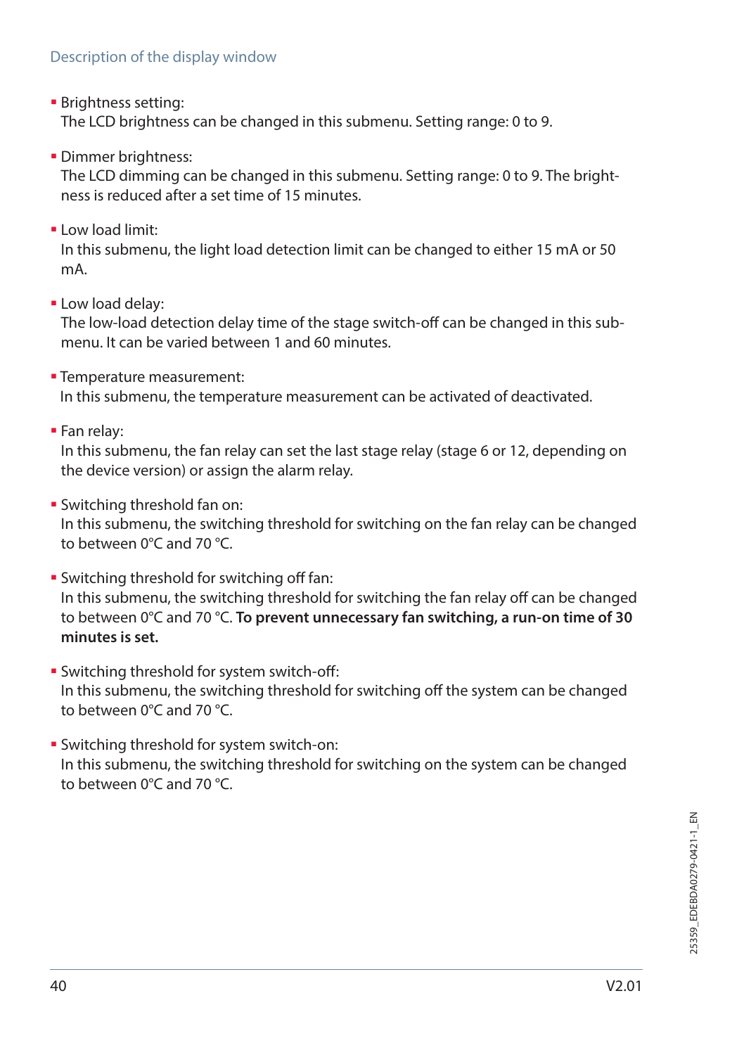Description of the display window

- Brightness setting:
  The LCD brightness can be changed in this submenu. Setting range: 0 to 9.

- Dimmer brightness:
  The LCD dimming can be changed in this submenu. Setting range: 0 to 9. The brightness is reduced after a set time of 15 minutes.

- Low load limit:
  In this submenu, the light load detection limit can be changed to either 15 mA or 50 mA.

- Low load delay:
  The low-load detection delay time of the stage switch-off can be changed in this submenu. It can be varied between 1 and 60 minutes.

- Temperature measurement:
  In this submenu, the temperature measurement can be activated of deactivated.

- Fan relay:
  In this submenu, the fan relay can set the last stage relay (stage 6 or 12, depending on the device version) or assign the alarm relay.

- Switching threshold fan on:
  In this submenu, the switching threshold for switching on the fan relay can be changed to between 0°C and 70 °C.

- Switching threshold for switching off fan:
  In this submenu, the switching threshold for switching the fan relay off can be changed to between 0°C and 70 °C. **To prevent unnecessary fan switching, a run-on time of 30 minutes is set.**

- Switching threshold for system switch-off:
  In this submenu, the switching threshold for switching off the system can be changed to between 0°C and 70 °C.

- Switching threshold for system switch-on:
  In this submenu, the switching threshold for switching on the system can be changed to between 0°C and 70 °C.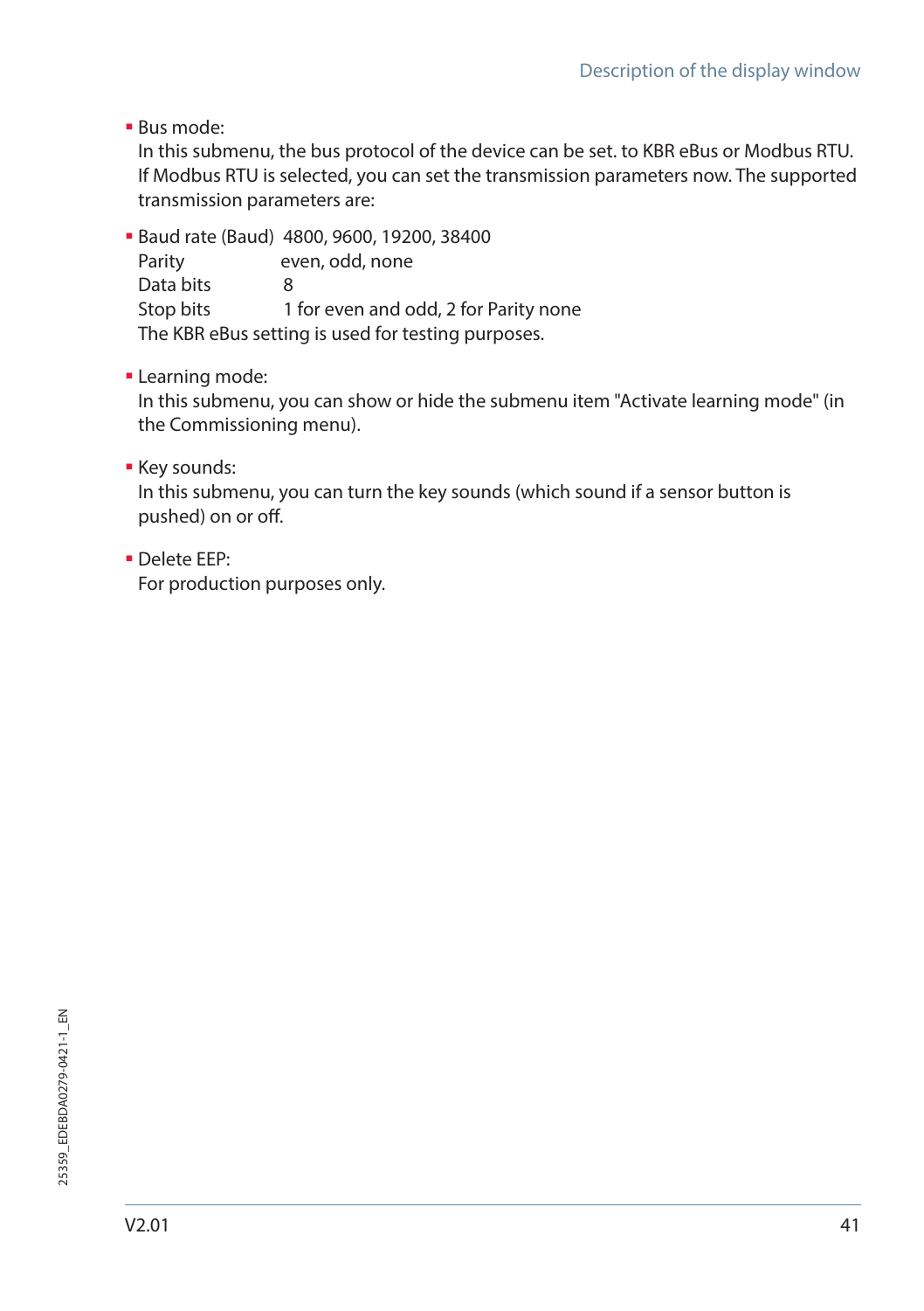- Bus mode:
  In this submenu, the bus protocol of the device can be set. to KBR eBus or Modbus RTU. If Modbus RTU is selected, you can set the transmission parameters now. The supported transmission parameters are:

- Baud rate (Baud) 4800, 9600, 19200, 38400
  Parity even, odd, none
  Data bits 8
  Stop bits 1 for even and odd, 2 for Parity none
  The KBR eBus setting is used for testing purposes.

- Learning mode:
  In this submenu, you can show or hide the submenu item "Activate learning mode" (in the Commissioning menu).

- Key sounds:
  In this submenu, you can turn the key sounds (which sound if a sensor button is pushed) on or off.

- Delete EEP:
  For production purposes only.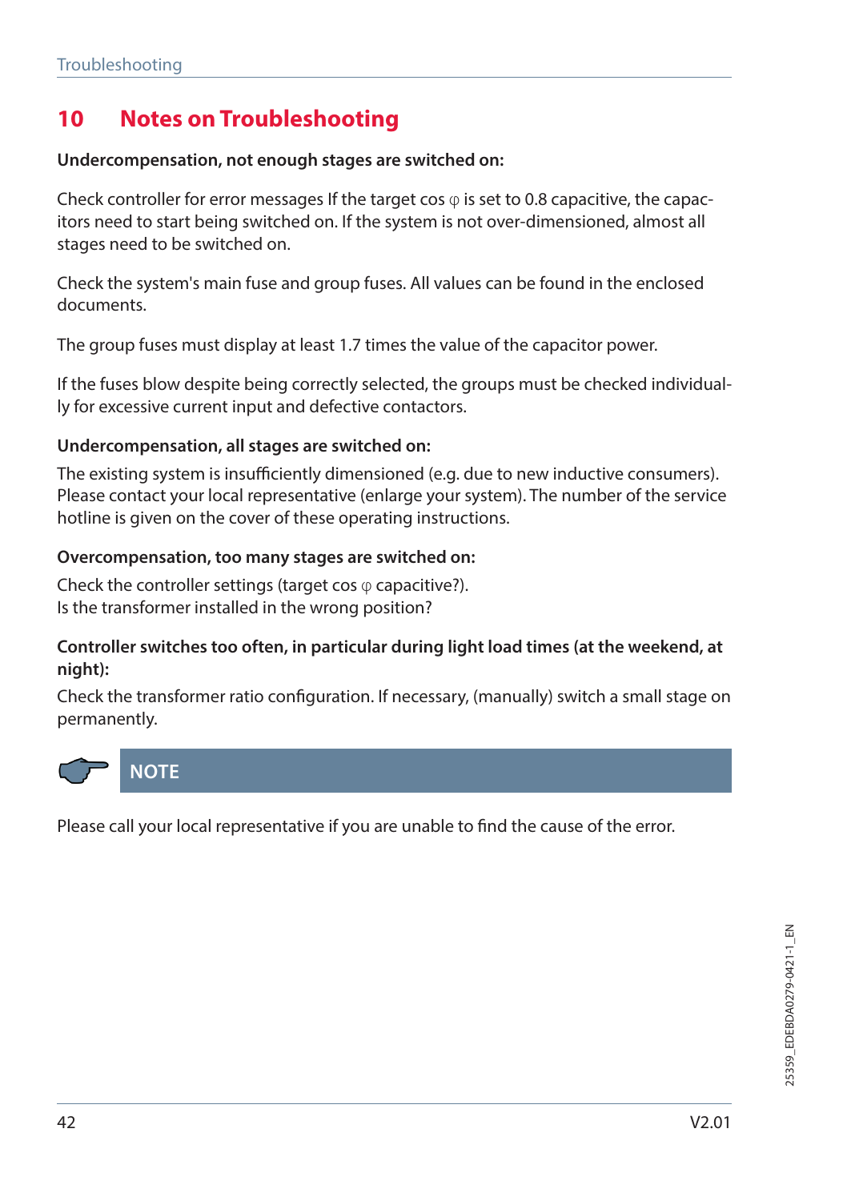# 10 Notes on Troubleshooting

**Undercompensation, not enough stages are switched on:**

Check controller for error messages If the target cos φ is set to 0.8 capacitive, the capacitors need to start being switched on. If the system is not over-dimensioned, almost all stages need to be switched on.

Check the system's main fuse and group fuses. All values can be found in the enclosed documents.

The group fuses must display at least 1.7 times the value of the capacitor power.

If the fuses blow despite being correctly selected, the groups must be checked individually for excessive current input and defective contactors.

**Undercompensation, all stages are switched on:**

The existing system is insufficiently dimensioned (e.g. due to new inductive consumers). Please contact your local representative (enlarge your system). The number of the service hotline is given on the cover of these operating instructions.

**Overcompensation, too many stages are switched on:**

Check the controller settings (target cos φ capacitive?).
Is the transformer installed in the wrong position?

**Controller switches too often, in particular during light load times (at the weekend, at night):**

Check the transformer ratio configuration. If necessary, (manually) switch a small stage on permanently.

**NOTE**

Please call your local representative if you are unable to find the cause of the error.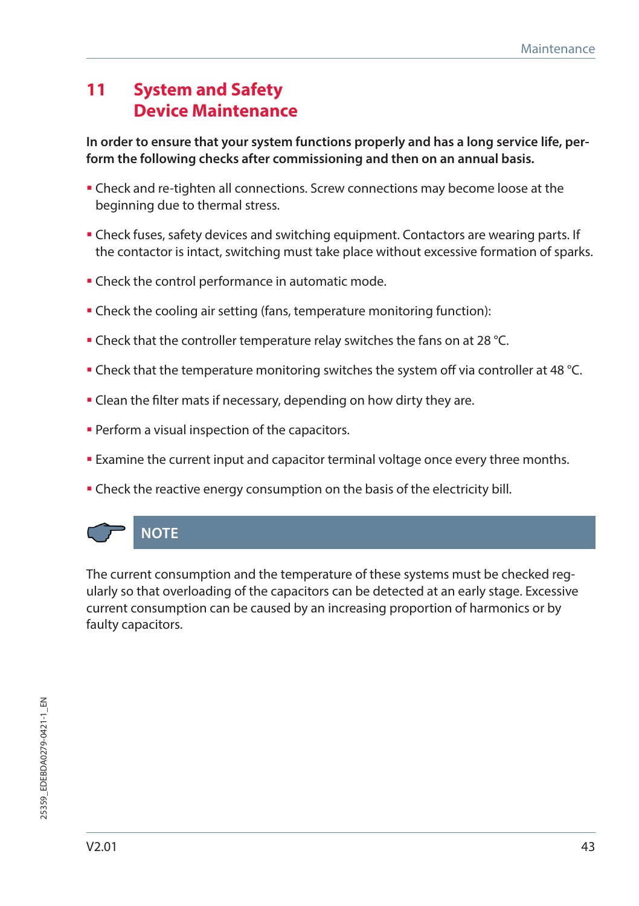# 11 System and Safety Device Maintenance

**In order to ensure that your system functions properly and has a long service life, perform the following checks after commissioning and then on an annual basis.**

- Check and re-tighten all connections. Screw connections may become loose at the beginning due to thermal stress.
- Check fuses, safety devices and switching equipment. Contactors are wearing parts. If the contactor is intact, switching must take place without excessive formation of sparks.
- Check the control performance in automatic mode.
- Check the cooling air setting (fans, temperature monitoring function):
- Check that the controller temperature relay switches the fans on at 28 °C.
- Check that the temperature monitoring switches the system off via controller at 48 °C.
- Clean the filter mats if necessary, depending on how dirty they are.
- Perform a visual inspection of the capacitors.
- Examine the current input and capacitor terminal voltage once every three months.
- Check the reactive energy consumption on the basis of the electricity bill.

**NOTE**

The current consumption and the temperature of these systems must be checked regularly so that overloading of the capacitors can be detected at an early stage. Excessive current consumption can be caused by an increasing proportion of harmonics or by faulty capacitors.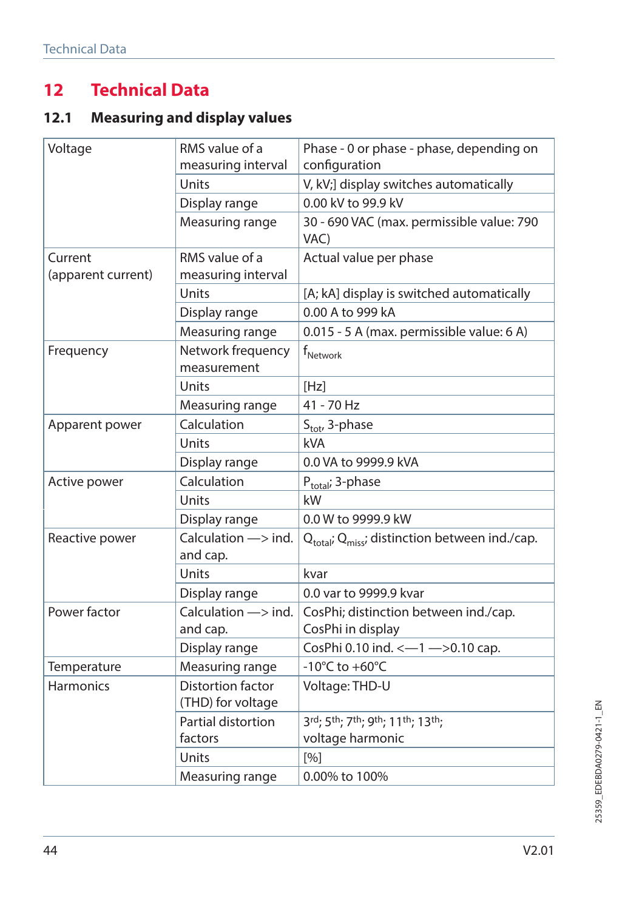# 12 Technical Data

## 12.1 Measuring and display values

| | | |
|---|---|---|
| Voltage | RMS value of a measuring interval | Phase - 0 or phase - phase, depending on configuration |
| | Units | V, kV;] display switches automatically |
| | Display range | 0.00 kV to 99.9 kV |
| | Measuring range | 30 - 690 VAC (max. permissible value: 790 VAC) |
| Current (apparent current) | RMS value of a measuring interval | Actual value per phase |
| | Units | [A; kA] display is switched automatically |
| | Display range | 0.00 A to 999 kA |
| | Measuring range | 0.015 - 5 A (max. permissible value: 6 A) |
| Frequency | Network frequency measurement | $f_{Network}$ |
| | Units | [Hz] |
| | Measuring range | 41 - 70 Hz |
| Apparent power | Calculation | $S_{tot}$, 3-phase |
| | Units | kVA |
| | Display range | 0.0 VA to 9999.9 kVA |
| Active power | Calculation | $P_{total}$; 3-phase |
| | Units | kW |
| | Display range | 0.0 W to 9999.9 kW |
| Reactive power | Calculation —> ind. and cap. | $Q_{total}$; $Q_{miss}$; distinction between ind./cap. |
| | Units | kvar |
| | Display range | 0.0 var to 9999.9 kvar |
| Power factor | Calculation —> ind. and cap. | CosPhi; distinction between ind./cap. CosPhi in display |
| | Display range | CosPhi 0.10 ind. <—1 —>0.10 cap. |
| Temperature | Measuring range | -10°C to +60°C |
| Harmonics | Distortion factor (THD) for voltage | Voltage: THD-U |
| | Partial distortion factors | 3rd; 5th; 7th; 9th; 11th; 13th; voltage harmonic |
| | Units | [%] |
| | Measuring range | 0.00% to 100% |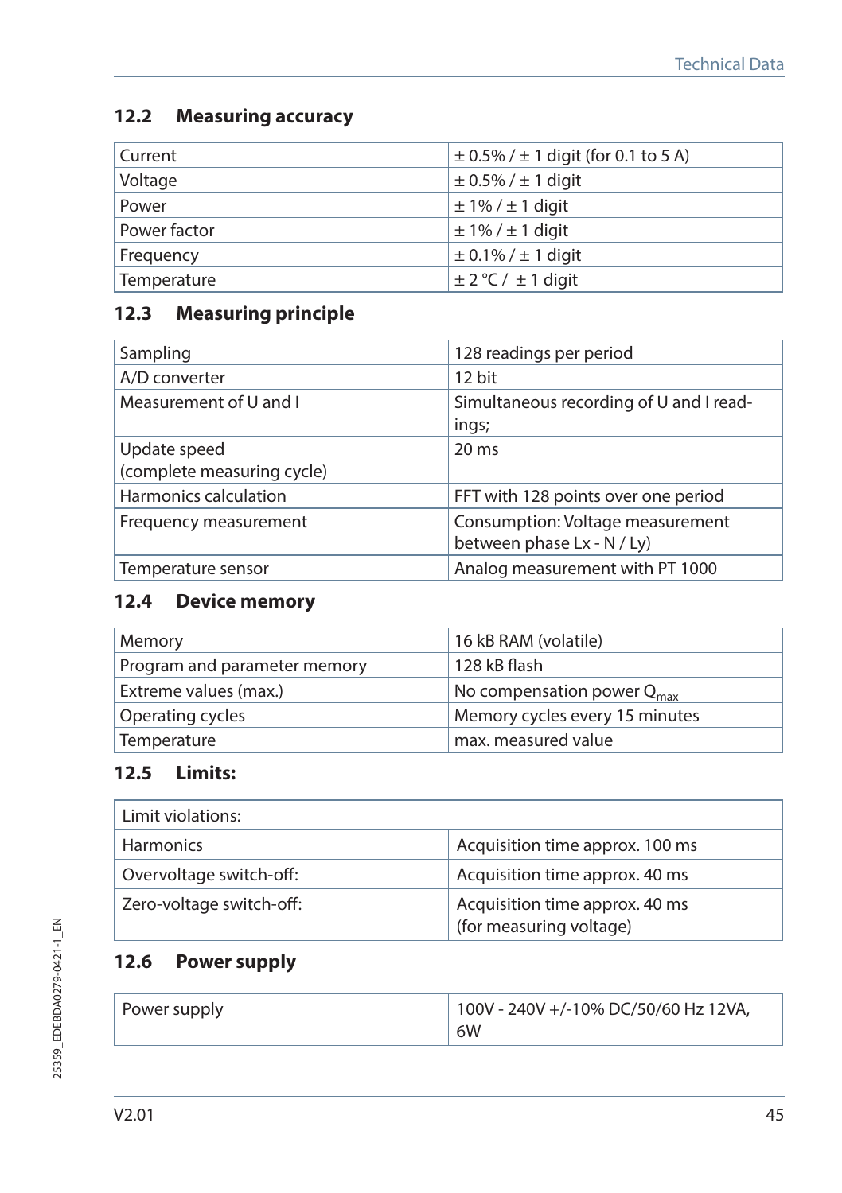## 12.2 Measuring accuracy

| | |
|---|---|
| Current | ± 0.5% / ± 1 digit (for 0.1 to 5 A) |
| Voltage | ± 0.5% / ± 1 digit |
| Power | ± 1% / ± 1 digit |
| Power factor | ± 1% / ± 1 digit |
| Frequency | ± 0.1% / ± 1 digit |
| Temperature | ± 2 °C / ± 1 digit |

## 12.3 Measuring principle

| | |
|---|---|
| Sampling | 128 readings per period |
| A/D converter | 12 bit |
| Measurement of U and I | Simultaneous recording of U and I readings; |
| Update speed (complete measuring cycle) | 20 ms |
| Harmonics calculation | FFT with 128 points over one period |
| Frequency measurement | Consumption: Voltage measurement between phase Lx - N / Ly) |
| Temperature sensor | Analog measurement with PT 1000 |

## 12.4 Device memory

| | |
|---|---|
| Memory | 16 kB RAM (volatile) |
| Program and parameter memory | 128 kB flash |
| Extreme values (max.) | No compensation power $Q_{max}$ |
| Operating cycles | Memory cycles every 15 minutes |
| Temperature | max. measured value |

## 12.5 Limits:

| Limit violations: | |
|---|---|
| Harmonics | Acquisition time approx. 100 ms |
| Overvoltage switch-off: | Acquisition time approx. 40 ms |
| Zero-voltage switch-off: | Acquisition time approx. 40 ms (for measuring voltage) |

## 12.6 Power supply

| | |
|---|---|
| Power supply | 100V - 240V +/-10% DC/50/60 Hz 12VA, 6W |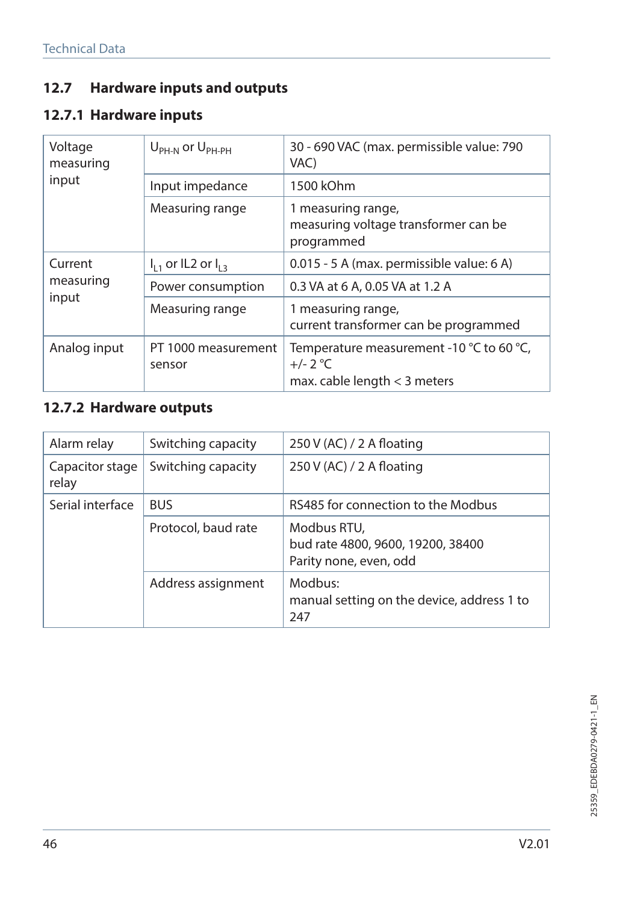## 12.7 Hardware inputs and outputs

### 12.7.1 Hardware inputs

| | | |
|---|---|---|
| Voltage measuring input | $U_{PH-N}$ or $U_{PH-PH}$ | 30 - 690 VAC (max. permissible value: 790 VAC) |
| | Input impedance | 1500 kOhm |
| | Measuring range | 1 measuring range,<br>measuring voltage transformer can be programmed |
| Current measuring input | $I_{L1}$ or IL2 or $I_{L3}$ | 0.015 - 5 A (max. permissible value: 6 A) |
| | Power consumption | 0.3 VA at 6 A, 0.05 VA at 1.2 A |
| | Measuring range | 1 measuring range,<br>current transformer can be programmed |
| Analog input | PT 1000 measurement sensor | Temperature measurement -10 °C to 60 °C, +/- 2 °C<br>max. cable length < 3 meters |

### 12.7.2 Hardware outputs

| | | |
|---|---|---|
| Alarm relay | Switching capacity | 250 V (AC) / 2 A floating |
| Capacitor stage relay | Switching capacity | 250 V (AC) / 2 A floating |
| Serial interface | BUS | RS485 for connection to the Modbus |
| | Protocol, baud rate | Modbus RTU,<br>bud rate 4800, 9600, 19200, 38400<br>Parity none, even, odd |
| | Address assignment | Modbus:<br>manual setting on the device, address 1 to 247 |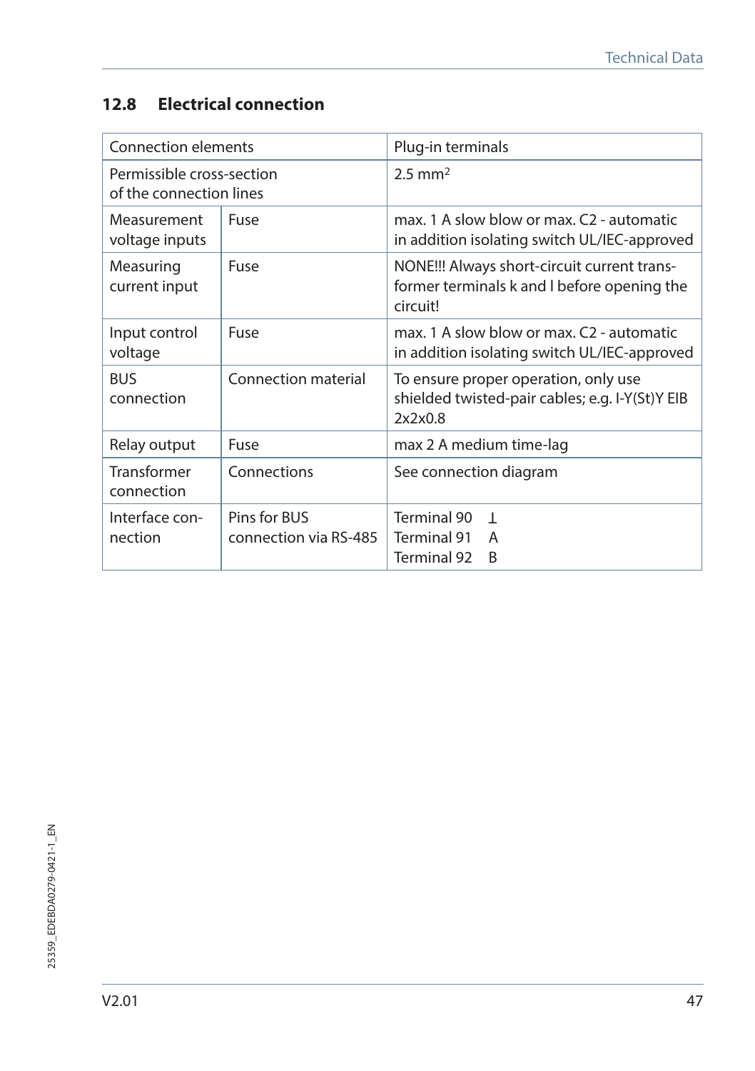## 12.8 Electrical connection

| Connection elements | | Plug-in terminals |
|---|---|---|
| Permissible cross-section of the connection lines | | 2.5 mm$^2$ |
| Measurement voltage inputs | Fuse | max. 1 A slow blow or max. C2 - automatic in addition isolating switch UL/IEC-approved |
| Measuring current input | Fuse | NONE!!! Always short-circuit current transformer terminals k and l before opening the circuit! |
| Input control voltage | Fuse | max. 1 A slow blow or max. C2 - automatic in addition isolating switch UL/IEC-approved |
| BUS connection | Connection material | To ensure proper operation, only use shielded twisted-pair cables; e.g. I-Y(St)Y EIB 2x2x0.8 |
| Relay output | Fuse | max 2 A medium time-lag |
| Transformer connection | Connections | See connection diagram |
| Interface connection | Pins for BUS connection via RS-485 | Terminal 90 ⊥<br>Terminal 91 A<br>Terminal 92 B |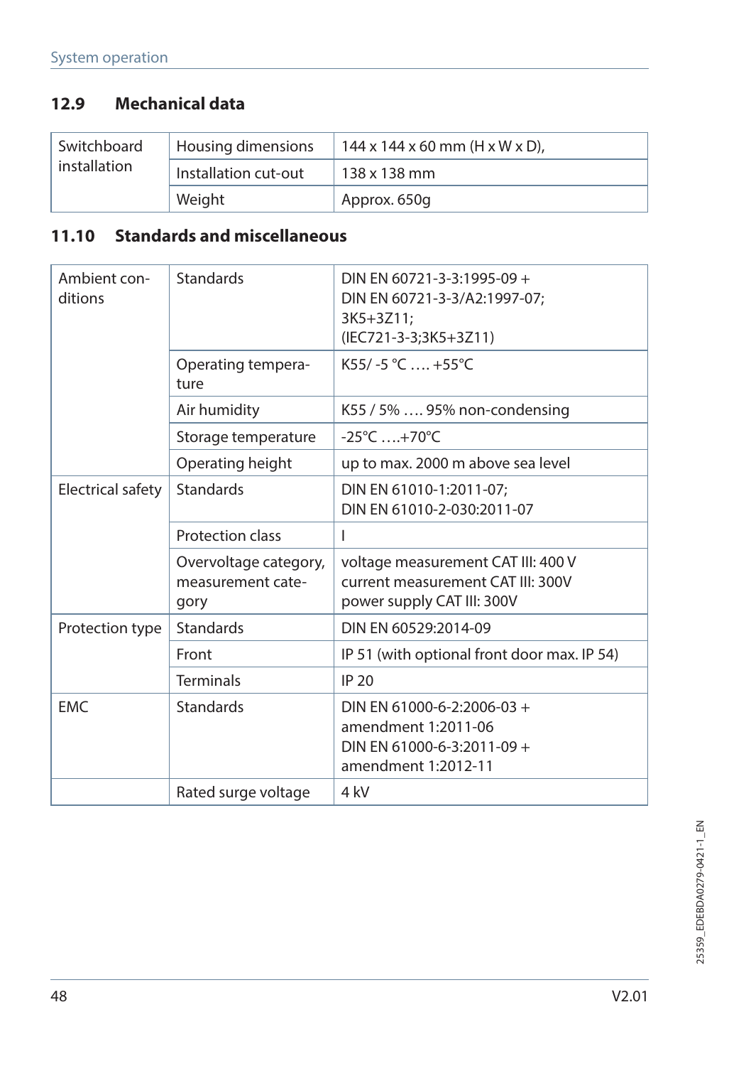## 12.9 Mechanical data

| Switchboard installation | Housing dimensions | 144 x 144 x 60 mm (H x W x D), |
|---|---|---|
| | Installation cut-out | 138 x 138 mm |
| | Weight | Approx. 650g |

## 11.10 Standards and miscellaneous

| Ambient conditions | Standards | DIN EN 60721-3-3:1995-09 + DIN EN 60721-3-3/A2:1997-07; 3K5+3Z11; (IEC721-3-3;3K5+3Z11) |
|---|---|---|
| | Operating temperature | K55/ -5 °C …. +55°C |
| | Air humidity | K55 / 5% …. 95% non-condensing |
| | Storage temperature | -25°C ….+70°C |
| | Operating height | up to max. 2000 m above sea level |
| Electrical safety | Standards | DIN EN 61010-1:2011-07; DIN EN 61010-2-030:2011-07 |
| | Protection class | I |
| | Overvoltage category, measurement category | voltage measurement CAT III: 400 V current measurement CAT III: 300V power supply CAT III: 300V |
| Protection type | Standards | DIN EN 60529:2014-09 |
| | Front | IP 51 (with optional front door max. IP 54) |
| | Terminals | IP 20 |
| EMC | Standards | DIN EN 61000-6-2:2006-03 + amendment 1:2011-06 DIN EN 61000-6-3:2011-09 + amendment 1:2012-11 |
| | Rated surge voltage | 4 kV |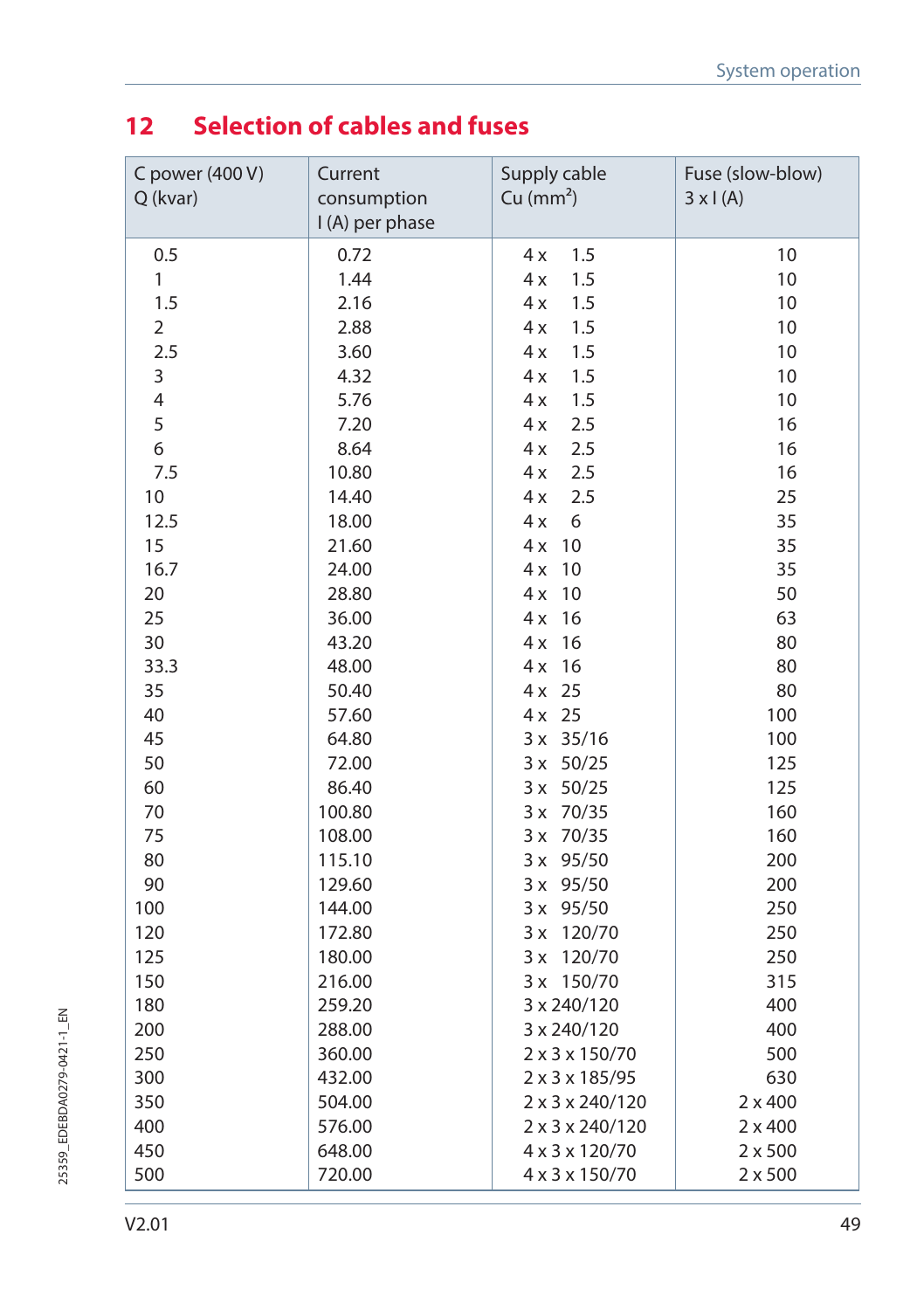## 12 Selection of cables and fuses

| C power (400 V) Q (kvar) | Current consumption I (A) per phase | Supply cable Cu (mm²) | Fuse (slow-blow) 3 x I (A) |
|---|---|---|---|
| 0.5 | 0.72 | 4 x 1.5 | 10 |
| 1 | 1.44 | 4 x 1.5 | 10 |
| 1.5 | 2.16 | 4 x 1.5 | 10 |
| 2 | 2.88 | 4 x 1.5 | 10 |
| 2.5 | 3.60 | 4 x 1.5 | 10 |
| 3 | 4.32 | 4 x 1.5 | 10 |
| 4 | 5.76 | 4 x 1.5 | 10 |
| 5 | 7.20 | 4 x 2.5 | 16 |
| 6 | 8.64 | 4 x 2.5 | 16 |
| 7.5 | 10.80 | 4 x 2.5 | 16 |
| 10 | 14.40 | 4 x 2.5 | 25 |
| 12.5 | 18.00 | 4 x 6 | 35 |
| 15 | 21.60 | 4 x 10 | 35 |
| 16.7 | 24.00 | 4 x 10 | 35 |
| 20 | 28.80 | 4 x 10 | 50 |
| 25 | 36.00 | 4 x 16 | 63 |
| 30 | 43.20 | 4 x 16 | 80 |
| 33.3 | 48.00 | 4 x 16 | 80 |
| 35 | 50.40 | 4 x 25 | 80 |
| 40 | 57.60 | 4 x 25 | 100 |
| 45 | 64.80 | 3 x 35/16 | 100 |
| 50 | 72.00 | 3 x 50/25 | 125 |
| 60 | 86.40 | 3 x 50/25 | 125 |
| 70 | 100.80 | 3 x 70/35 | 160 |
| 75 | 108.00 | 3 x 70/35 | 160 |
| 80 | 115.10 | 3 x 95/50 | 200 |
| 90 | 129.60 | 3 x 95/50 | 200 |
| 100 | 144.00 | 3 x 95/50 | 250 |
| 120 | 172.80 | 3 x 120/70 | 250 |
| 125 | 180.00 | 3 x 120/70 | 250 |
| 150 | 216.00 | 3 x 150/70 | 315 |
| 180 | 259.20 | 3 x 240/120 | 400 |
| 200 | 288.00 | 3 x 240/120 | 400 |
| 250 | 360.00 | 2 x 3 x 150/70 | 500 |
| 300 | 432.00 | 2 x 3 x 185/95 | 630 |
| 350 | 504.00 | 2 x 3 x 240/120 | 2 x 400 |
| 400 | 576.00 | 2 x 3 x 240/120 | 2 x 400 |
| 450 | 648.00 | 4 x 3 x 120/70 | 2 x 500 |
| 500 | 720.00 | 4 x 3 x 150/70 | 2 x 500 |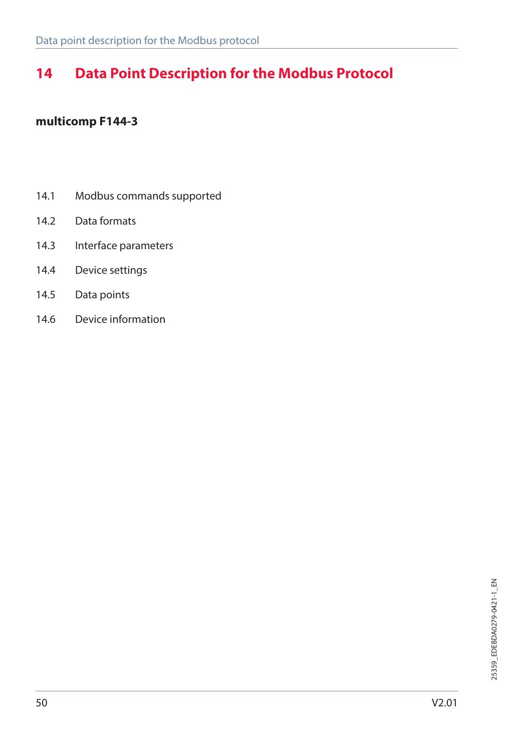# 14 Data Point Description for the Modbus Protocol

**multicomp F144-3**

14.1 Modbus commands supported

14.2 Data formats

14.3 Interface parameters

14.4 Device settings

14.5 Data points

14.6 Device information

25359_EDEBDA0279-0421-1_EN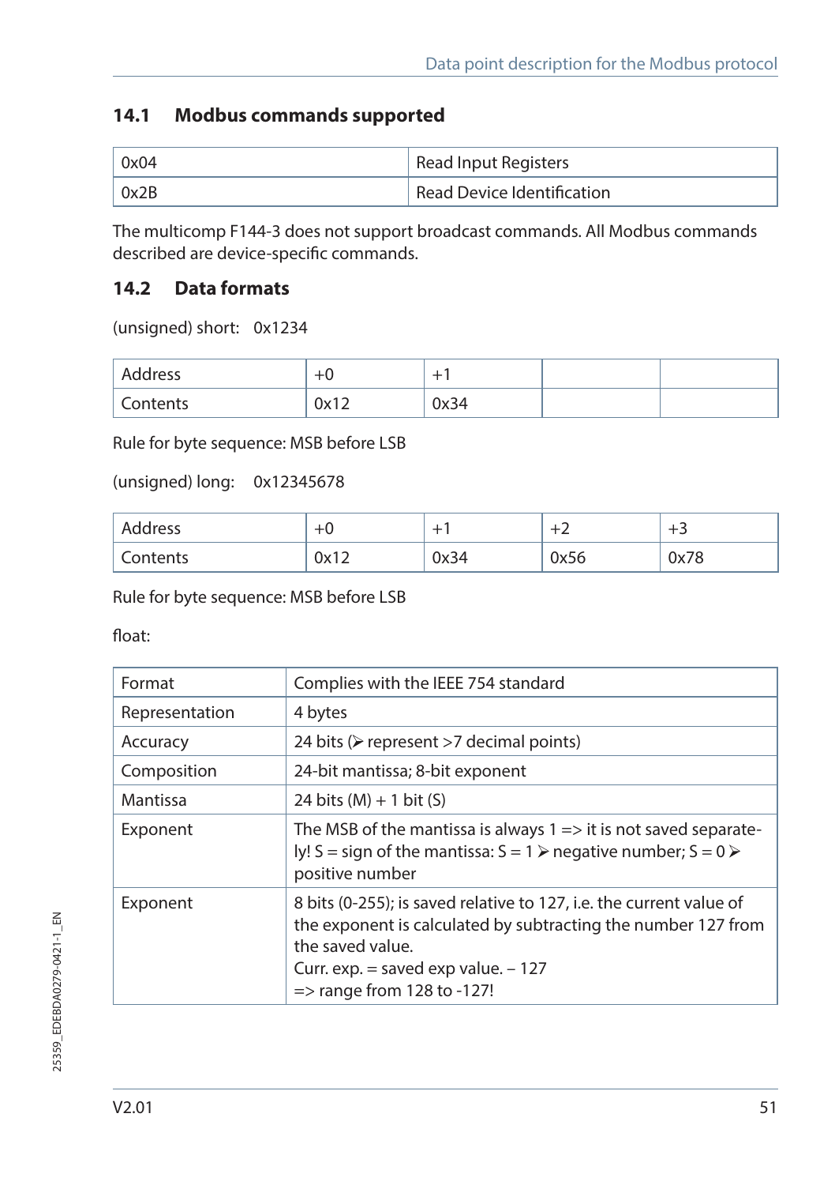## 14.1 Modbus commands supported

| 0x04 | Read Input Registers |
|---|---|
| 0x2B | Read Device Identification |

The multicomp F144-3 does not support broadcast commands. All Modbus commands described are device-specific commands.

## 14.2 Data formats

(unsigned) short: 0x1234

| Address | +0 | +1 | | |
|---|---|---|---|---|
| Contents | 0x12 | 0x34 | | |

Rule for byte sequence: MSB before LSB

(unsigned) long: 0x12345678

| Address | +0 | +1 | +2 | +3 |
|---|---|---|---|---|
| Contents | 0x12 | 0x34 | 0x56 | 0x78 |

Rule for byte sequence: MSB before LSB

float:

| Format | Complies with the IEEE 754 standard |
|---|---|
| Representation | 4 bytes |
| Accuracy | 24 bits (➢ represent >7 decimal points) |
| Composition | 24-bit mantissa; 8-bit exponent |
| Mantissa | 24 bits (M) + 1 bit (S) |
| Exponent | The MSB of the mantissa is always 1 => it is not saved separately! S = sign of the mantissa: S = 1 ➢ negative number; S = 0 ➢ positive number |
| Exponent | 8 bits (0-255); is saved relative to 127, i.e. the current value of the exponent is calculated by subtracting the number 127 from the saved value.<br>Curr. exp. = saved exp value. – 127<br>=> range from 128 to -127! |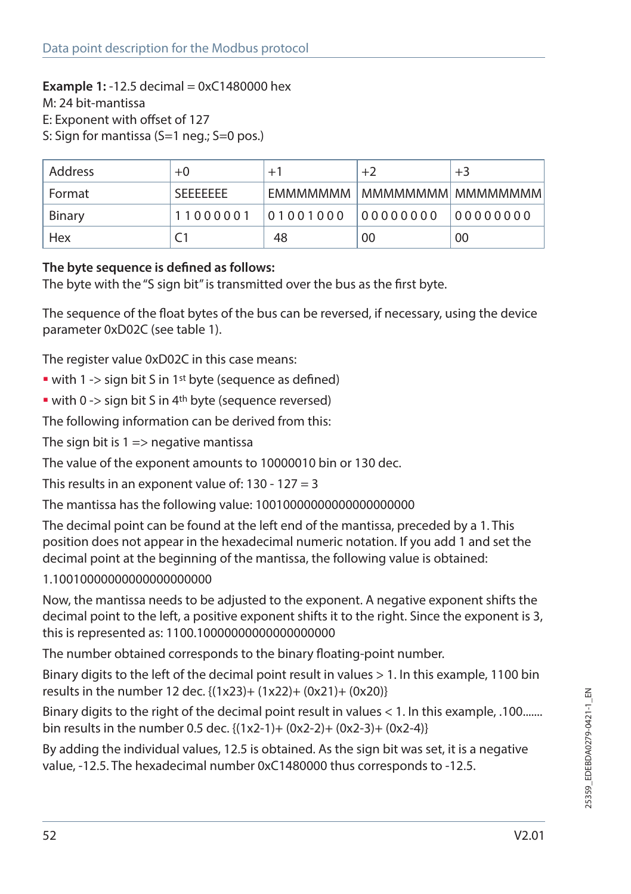**Example 1:** -12.5 decimal = 0xC1480000 hex
M: 24 bit-mantissa
E: Exponent with offset of 127
S: Sign for mantissa (S=1 neg.; S=0 pos.)

| Address | +0 | +1 | +2 | +3 |
|---|---|---|---|---|
| Format | SEEEEEEE | EMMMMMMM | MMMMMMMM | MMMMMMMM |
| Binary | 11000001 | 01001000 | 00000000 | 00000000 |
| Hex | C1 | 48 | 00 | 00 |

**The byte sequence is defined as follows:**
The byte with the "S sign bit" is transmitted over the bus as the first byte.

The sequence of the float bytes of the bus can be reversed, if necessary, using the device parameter 0xD02C (see table 1).

The register value 0xD02C in this case means:

- with 1 -> sign bit S in 1st byte (sequence as defined)
- with 0 -> sign bit S in 4th byte (sequence reversed)

The following information can be derived from this:

The sign bit is 1 => negative mantissa

The value of the exponent amounts to 10000010 bin or 130 dec.

This results in an exponent value of: 130 - 127 = 3

The mantissa has the following value: 10010000000000000000000

The decimal point can be found at the left end of the mantissa, preceded by a 1. This position does not appear in the hexadecimal numeric notation. If you add 1 and set the decimal point at the beginning of the mantissa, the following value is obtained:

1.10010000000000000000000

Now, the mantissa needs to be adjusted to the exponent. A negative exponent shifts the decimal point to the left, a positive exponent shifts it to the right. Since the exponent is 3, this is represented as: 1100.10000000000000000000

The number obtained corresponds to the binary floating-point number.

Binary digits to the left of the decimal point result in values > 1. In this example, 1100 bin results in the number 12 dec. {$(1x2^3)+(1x2^2)+(0x2^1)+(0x2^0)$}

Binary digits to the right of the decimal point result in values < 1. In this example, .100....... bin results in the number 0.5 dec. {$(1x2^{-1})+(0x2^{-2})+(0x2^{-3})+(0x2^{-4})$}

By adding the individual values, 12.5 is obtained. As the sign bit was set, it is a negative value, -12.5. The hexadecimal number 0xC1480000 thus corresponds to -12.5.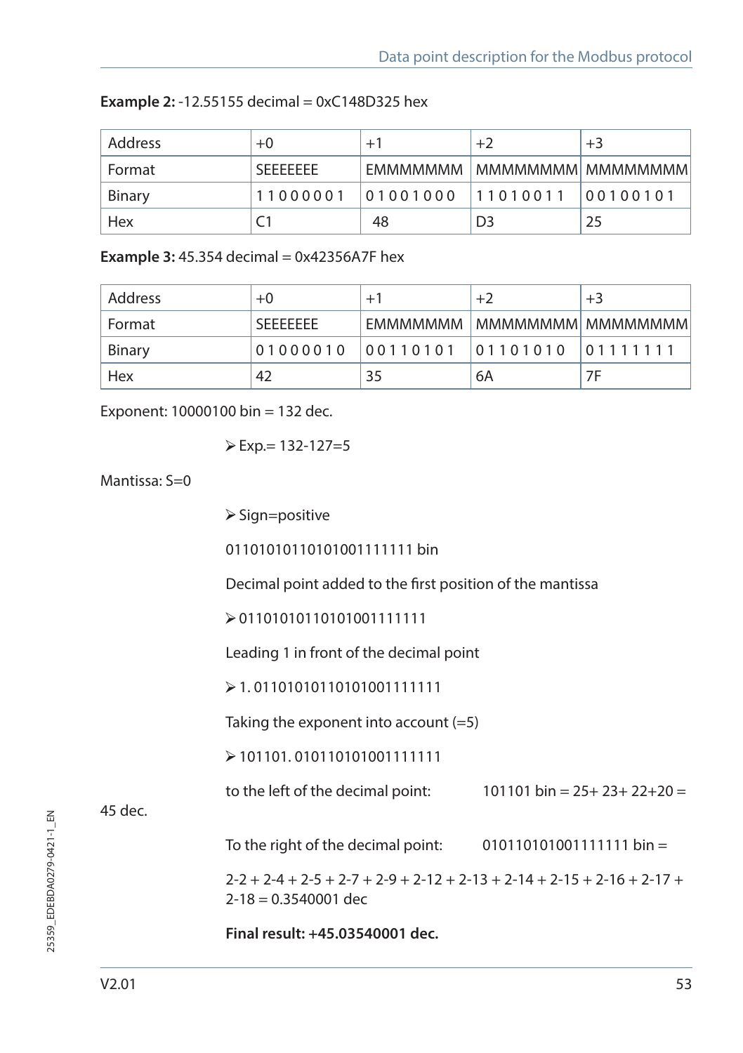**Example 2:** -12.55155 decimal = 0xC148D325 hex

| Address | +0 | +1 | +2 | +3 |
|---|---|---|---|---|
| Format | SEEEEEEE | EMMMMMMM | MMMMMMMM | MMMMMMMM |
| Binary | 1 1 0 0 0 0 0 1 | 0 1 0 0 1 0 0 0 | 1 1 0 1 0 0 1 1 | 0 0 1 0 0 1 0 1 |
| Hex | C1 | 48 | D3 | 25 |

**Example 3:** 45.354 decimal = 0x42356A7F hex

| Address | +0 | +1 | +2 | +3 |
|---|---|---|---|---|
| Format | SEEEEEEE | EMMMMMMM | MMMMMMMM | MMMMMMMM |
| Binary | 0 1 0 0 0 0 1 0 | 0 0 1 1 0 1 0 1 | 0 1 1 0 1 0 1 0 | 0 1 1 1 1 1 1 1 |
| Hex | 42 | 35 | 6A | 7F |

Exponent: 10000100 bin = 132 dec.

➢ Exp.= 132-127=5

Mantissa: S=0

➢ Sign=positive

01101010110101001111111 bin

Decimal point added to the first position of the mantissa

➢ 01101010110101001111111

Leading 1 in front of the decimal point

➢ 1. 01101010110101001111111

Taking the exponent into account (=5)

➢ 101101. 010110101001111111

to the left of the decimal point: 101101 bin = $2^5 + 2^3 + 2^2 + 2^0$ = 45 dec.

To the right of the decimal point: 010110101001111111 bin =

$2^{-2} + 2^{-4} + 2^{-5} + 2^{-7} + 2^{-9} + 2^{-12} + 2^{-13} + 2^{-14} + 2^{-15} + 2^{-16} + 2^{-17} + 2^{-18}$ = 0.3540001 dec

**Final result: +45.03540001 dec.**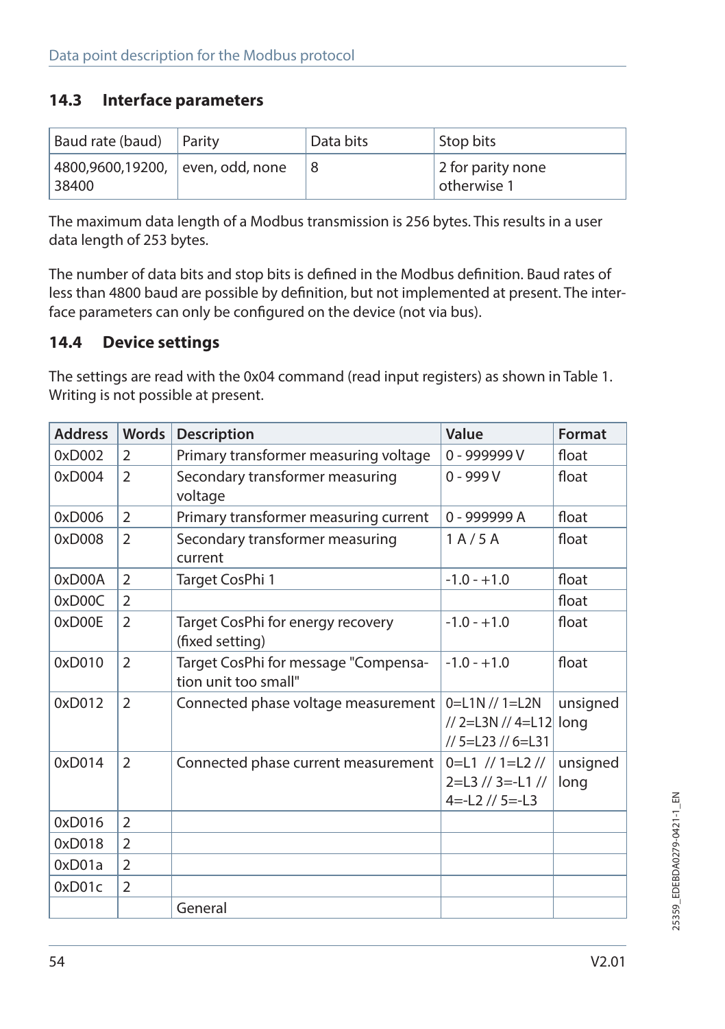## 14.3 Interface parameters

| Baud rate (baud) | Parity | Data bits | Stop bits |
|---|---|---|---|
| 4800,9600,19200, 38400 | even, odd, none | 8 | 2 for parity none otherwise 1 |

The maximum data length of a Modbus transmission is 256 bytes. This results in a user data length of 253 bytes.

The number of data bits and stop bits is defined in the Modbus definition. Baud rates of less than 4800 baud are possible by definition, but not implemented at present. The interface parameters can only be configured on the device (not via bus).

## 14.4 Device settings

The settings are read with the 0x04 command (read input registers) as shown in Table 1. Writing is not possible at present.

| Address | Words | Description | Value | Format |
|---|---|---|---|---|
| 0xD002 | 2 | Primary transformer measuring voltage | 0 - 999999 V | float |
| 0xD004 | 2 | Secondary transformer measuring voltage | 0 - 999 V | float |
| 0xD006 | 2 | Primary transformer measuring current | 0 - 999999 A | float |
| 0xD008 | 2 | Secondary transformer measuring current | 1 A / 5 A | float |
| 0xD00A | 2 | Target CosPhi 1 | -1.0 - +1.0 | float |
| 0xD00C | 2 | | | float |
| 0xD00E | 2 | Target CosPhi for energy recovery (fixed setting) | -1.0 - +1.0 | float |
| 0xD010 | 2 | Target CosPhi for message "Compensation unit too small" | -1.0 - +1.0 | float |
| 0xD012 | 2 | Connected phase voltage measurement | 0=L1N // 1=L2N // 2=L3N // 4=L12 // 5=L23 // 6=L31 | unsigned long |
| 0xD014 | 2 | Connected phase current measurement | 0=L1 // 1=L2 // 2=L3 // 3=-L1 // 4=-L2 // 5=-L3 | unsigned long |
| 0xD016 | 2 | | | |
| 0xD018 | 2 | | | |
| 0xD01a | 2 | | | |
| 0xD01c | 2 | | | |
| | | General | | |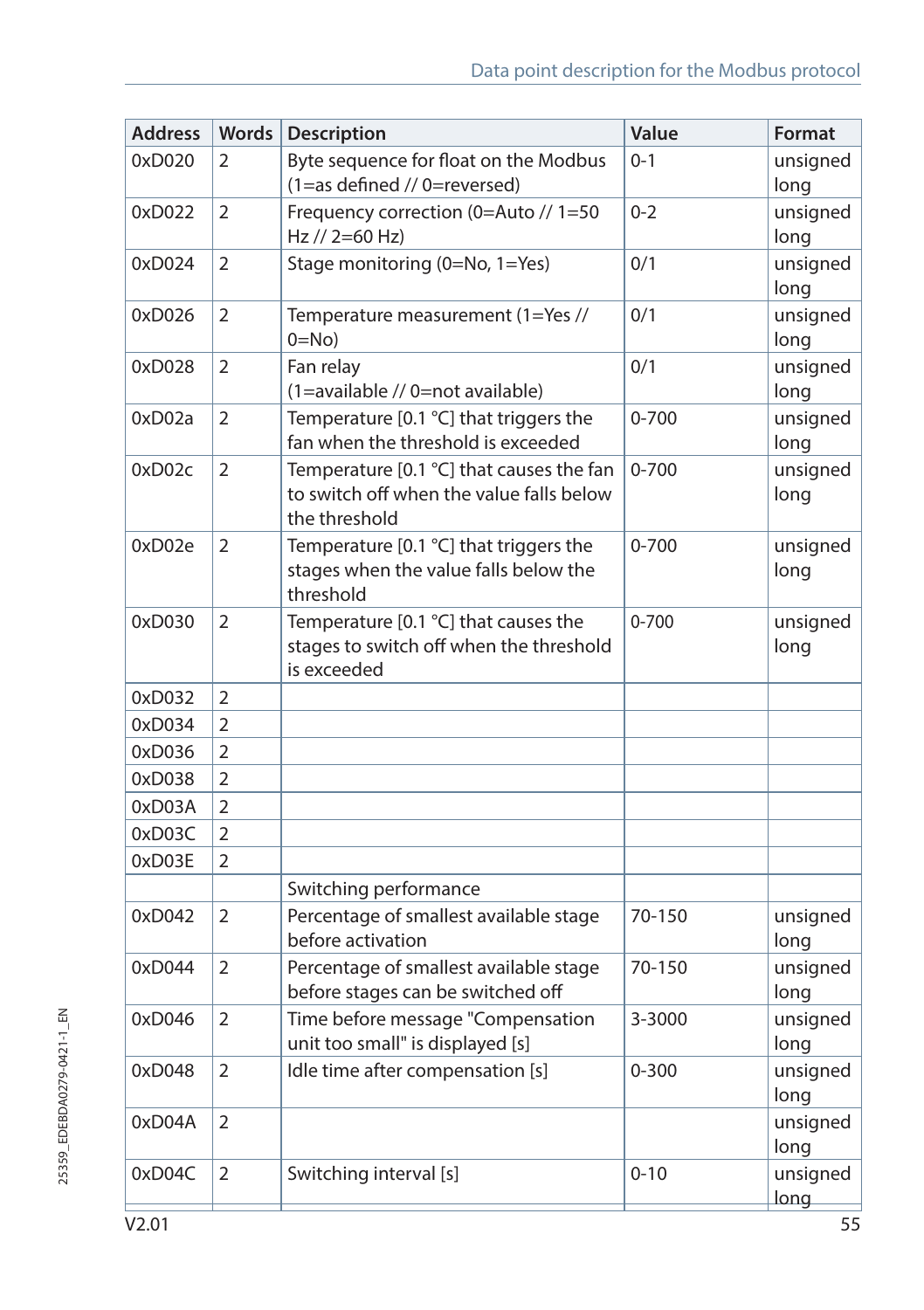| Address | Words | Description | Value | Format |
|---|---|---|---|---|
| 0xD020 | 2 | Byte sequence for float on the Modbus (1=as defined // 0=reversed) | 0-1 | unsigned long |
| 0xD022 | 2 | Frequency correction (0=Auto // 1=50 Hz // 2=60 Hz) | 0-2 | unsigned long |
| 0xD024 | 2 | Stage monitoring (0=No, 1=Yes) | 0/1 | unsigned long |
| 0xD026 | 2 | Temperature measurement (1=Yes // 0=No) | 0/1 | unsigned long |
| 0xD028 | 2 | Fan relay (1=available // 0=not available) | 0/1 | unsigned long |
| 0xD02a | 2 | Temperature [0.1 °C] that triggers the fan when the threshold is exceeded | 0-700 | unsigned long |
| 0xD02c | 2 | Temperature [0.1 °C] that causes the fan to switch off when the value falls below the threshold | 0-700 | unsigned long |
| 0xD02e | 2 | Temperature [0.1 °C] that triggers the stages when the value falls below the threshold | 0-700 | unsigned long |
| 0xD030 | 2 | Temperature [0.1 °C] that causes the stages to switch off when the threshold is exceeded | 0-700 | unsigned long |
| 0xD032 | 2 | | | |
| 0xD034 | 2 | | | |
| 0xD036 | 2 | | | |
| 0xD038 | 2 | | | |
| 0xD03A | 2 | | | |
| 0xD03C | 2 | | | |
| 0xD03E | 2 | | | |
| | | Switching performance | | |
| 0xD042 | 2 | Percentage of smallest available stage before activation | 70-150 | unsigned long |
| 0xD044 | 2 | Percentage of smallest available stage before stages can be switched off | 70-150 | unsigned long |
| 0xD046 | 2 | Time before message "Compensation unit too small" is displayed [s] | 3-3000 | unsigned long |
| 0xD048 | 2 | Idle time after compensation [s] | 0-300 | unsigned long |
| 0xD04A | 2 | | | unsigned long |
| 0xD04C | 2 | Switching interval [s] | 0-10 | unsigned long |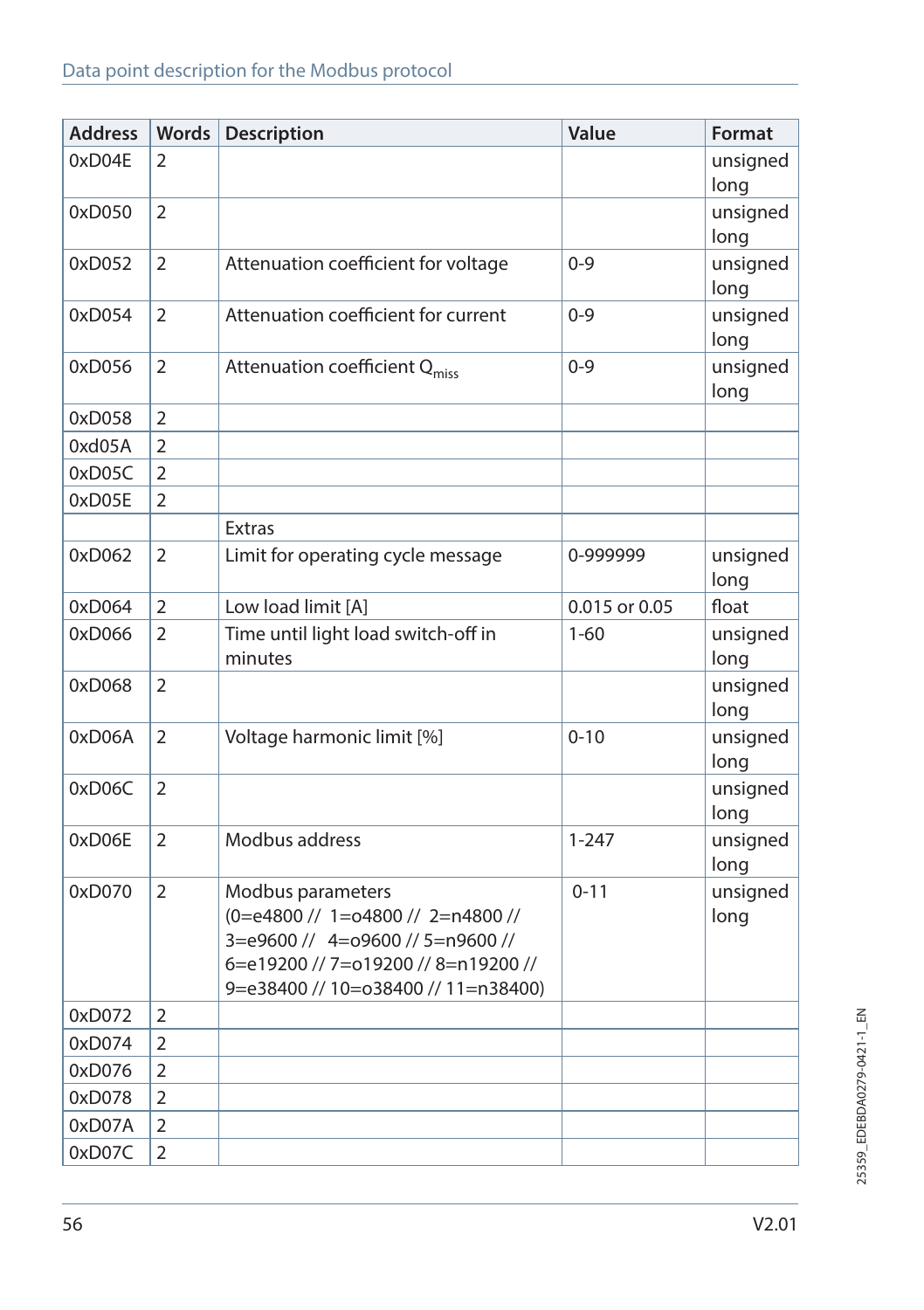| Address | Words | Description | Value | Format |
|---|---|---|---|---|
| 0xD04E | 2 | | | unsigned long |
| 0xD050 | 2 | | | unsigned long |
| 0xD052 | 2 | Attenuation coefficient for voltage | 0-9 | unsigned long |
| 0xD054 | 2 | Attenuation coefficient for current | 0-9 | unsigned long |
| 0xD056 | 2 | Attenuation coefficient $Q_{miss}$ | 0-9 | unsigned long |
| 0xD058 | 2 | | | |
| 0xd05A | 2 | | | |
| 0xD05C | 2 | | | |
| 0xD05E | 2 | | | |
| | | Extras | | |
| 0xD062 | 2 | Limit for operating cycle message | 0-999999 | unsigned long |
| 0xD064 | 2 | Low load limit [A] | 0.015 or 0.05 | float |
| 0xD066 | 2 | Time until light load switch-off in minutes | 1-60 | unsigned long |
| 0xD068 | 2 | | | unsigned long |
| 0xD06A | 2 | Voltage harmonic limit [%] | 0-10 | unsigned long |
| 0xD06C | 2 | | | unsigned long |
| 0xD06E | 2 | Modbus address | 1-247 | unsigned long |
| 0xD070 | 2 | Modbus parameters (0=e4800 // 1=o4800 // 2=n4800 // 3=e9600 // 4=o9600 // 5=n9600 // 6=e19200 // 7=o19200 // 8=n19200 // 9=e38400 // 10=o38400 // 11=n38400) | 0-11 | unsigned long |
| 0xD072 | 2 | | | |
| 0xD074 | 2 | | | |
| 0xD076 | 2 | | | |
| 0xD078 | 2 | | | |
| 0xD07A | 2 | | | |
| 0xD07C | 2 | | | |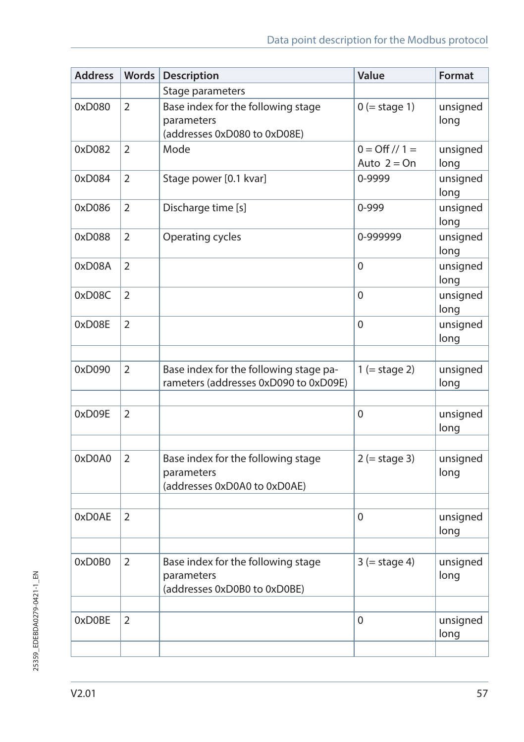| Address | Words | Description | Value | Format |
|---|---|---|---|---|
| | | Stage parameters | | |
| 0xD080 | 2 | Base index for the following stage parameters (addresses 0xD080 to 0xD08E) | 0 (= stage 1) | unsigned long |
| 0xD082 | 2 | Mode | 0 = Off // 1 = Auto 2 = On | unsigned long |
| 0xD084 | 2 | Stage power [0.1 kvar] | 0-9999 | unsigned long |
| 0xD086 | 2 | Discharge time [s] | 0-999 | unsigned long |
| 0xD088 | 2 | Operating cycles | 0-999999 | unsigned long |
| 0xD08A | 2 | | 0 | unsigned long |
| 0xD08C | 2 | | 0 | unsigned long |
| 0xD08E | 2 | | 0 | unsigned long |
| | | | | |
| 0xD090 | 2 | Base index for the following stage parameters (addresses 0xD090 to 0xD09E) | 1 (= stage 2) | unsigned long |
| | | | | |
| 0xD09E | 2 | | 0 | unsigned long |
| | | | | |
| 0xD0A0 | 2 | Base index for the following stage parameters (addresses 0xD0A0 to 0xD0AE) | 2 (= stage 3) | unsigned long |
| | | | | |
| 0xD0AE | 2 | | 0 | unsigned long |
| | | | | |
| 0xD0B0 | 2 | Base index for the following stage parameters (addresses 0xD0B0 to 0xD0BE) | 3 (= stage 4) | unsigned long |
| | | | | |
| 0xD0BE | 2 | | 0 | unsigned long |
| | | | | |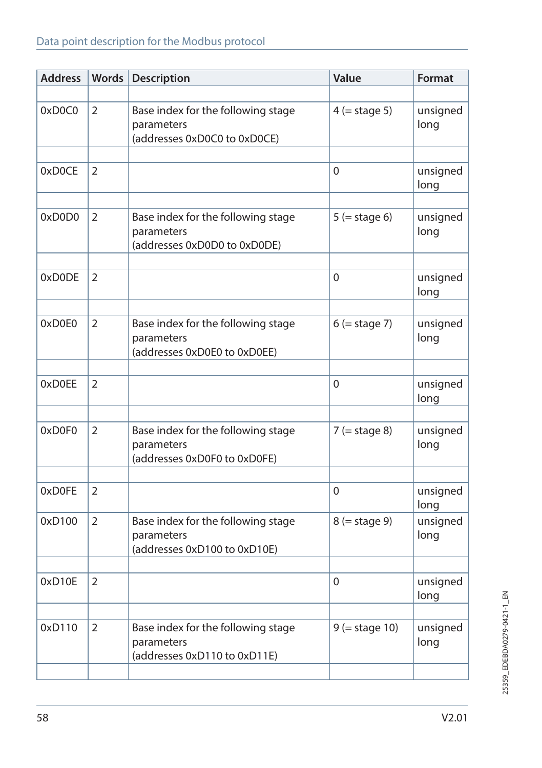| Address | Words | Description | Value | Format |
|---|---|---|---|---|
| | | | | |
| 0xD0C0 | 2 | Base index for the following stage parameters (addresses 0xD0C0 to 0xD0CE) | 4 (= stage 5) | unsigned long |
| | | | | |
| 0xD0CE | 2 | | 0 | unsigned long |
| | | | | |
| 0xD0D0 | 2 | Base index for the following stage parameters (addresses 0xD0D0 to 0xD0DE) | 5 (= stage 6) | unsigned long |
| | | | | |
| 0xD0DE | 2 | | 0 | unsigned long |
| | | | | |
| 0xD0E0 | 2 | Base index for the following stage parameters (addresses 0xD0E0 to 0xD0EE) | 6 (= stage 7) | unsigned long |
| | | | | |
| 0xD0EE | 2 | | 0 | unsigned long |
| | | | | |
| 0xD0F0 | 2 | Base index for the following stage parameters (addresses 0xD0F0 to 0xD0FE) | 7 (= stage 8) | unsigned long |
| | | | | |
| 0xD0FE | 2 | | 0 | unsigned long |
| 0xD100 | 2 | Base index for the following stage parameters (addresses 0xD100 to 0xD10E) | 8 (= stage 9) | unsigned long |
| | | | | |
| 0xD10E | 2 | | 0 | unsigned long |
| | | | | |
| 0xD110 | 2 | Base index for the following stage parameters (addresses 0xD110 to 0xD11E) | 9 (= stage 10) | unsigned long |
| | | | | |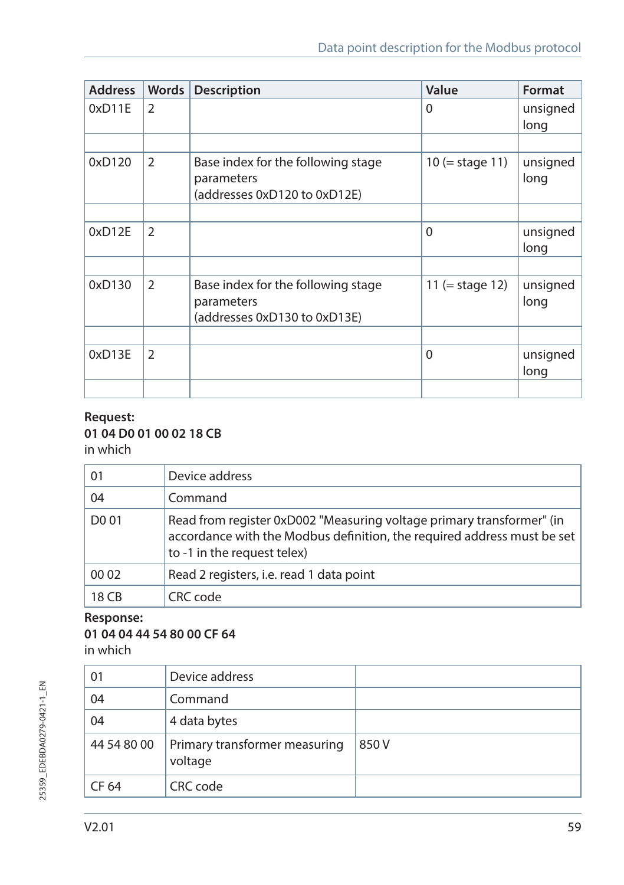| Address | Words | Description | Value | Format |
|---|---|---|---|---|
| 0xD11E | 2 | | 0 | unsigned long |
| | | | | |
| 0xD120 | 2 | Base index for the following stage parameters (addresses 0xD120 to 0xD12E) | 10 (= stage 11) | unsigned long |
| | | | | |
| 0xD12E | 2 | | 0 | unsigned long |
| | | | | |
| 0xD130 | 2 | Base index for the following stage parameters (addresses 0xD130 to 0xD13E) | 11 (= stage 12) | unsigned long |
| | | | | |
| 0xD13E | 2 | | 0 | unsigned long |
| | | | | |

**Request:**
**01 04 D0 01 00 02 18 CB**
in which

| | |
|---|---|
| 01 | Device address |
| 04 | Command |
| D0 01 | Read from register 0xD002 "Measuring voltage primary transformer" (in accordance with the Modbus definition, the required address must be set to -1 in the request telex) |
| 00 02 | Read 2 registers, i.e. read 1 data point |
| 18 CB | CRC code |

**Response:**
**01 04 04 44 54 80 00 CF 64**
in which

| | | |
|---|---|---|
| 01 | Device address | |
| 04 | Command | |
| 04 | 4 data bytes | |
| 44 54 80 00 | Primary transformer measuring voltage | 850 V |
| CF 64 | CRC code | |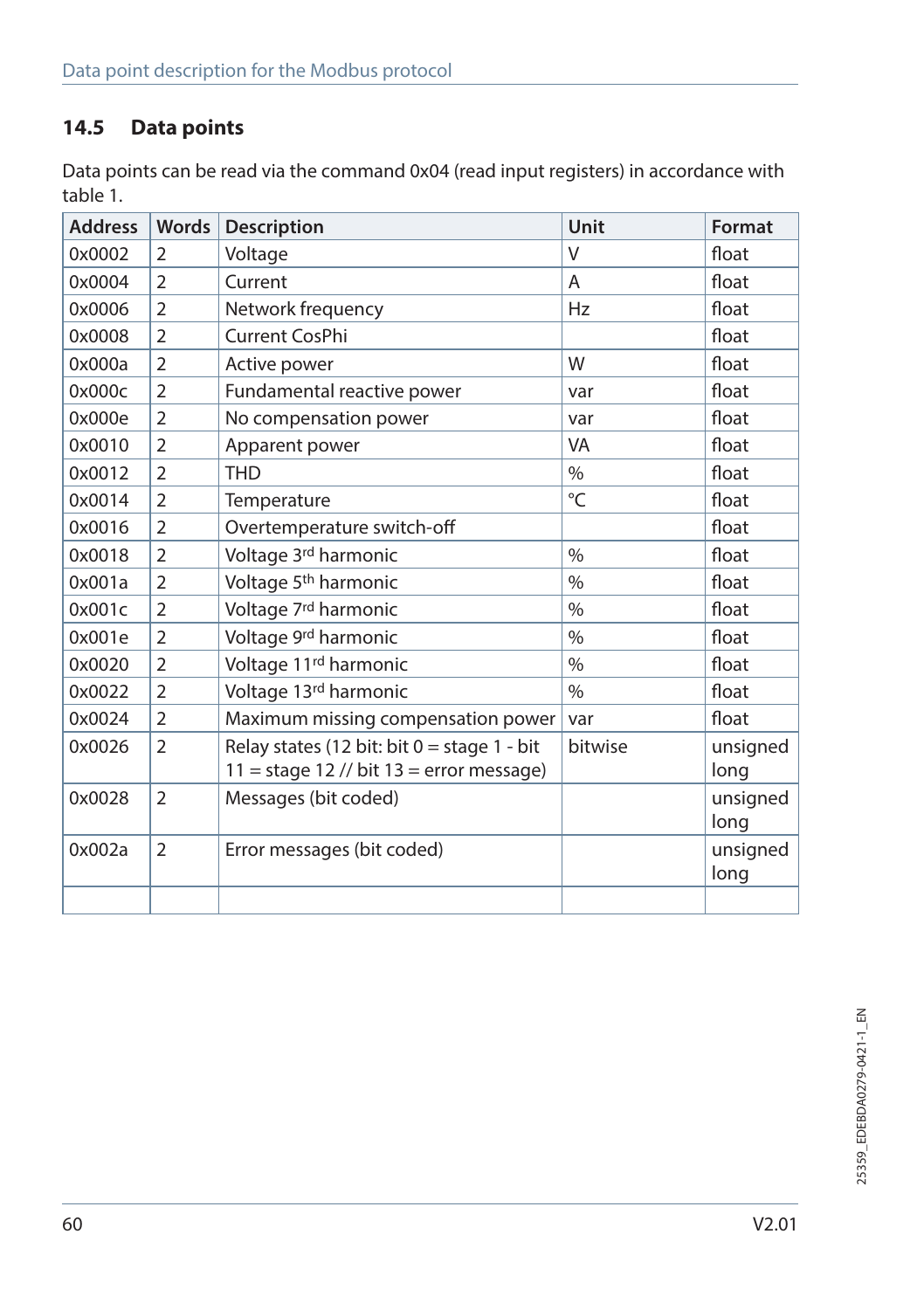## 14.5 Data points

Data points can be read via the command 0x04 (read input registers) in accordance with table 1.

| Address | Words | Description | Unit | Format |
|---|---|---|---|---|
| 0x0002 | 2 | Voltage | V | float |
| 0x0004 | 2 | Current | A | float |
| 0x0006 | 2 | Network frequency | Hz | float |
| 0x0008 | 2 | Current CosPhi | | float |
| 0x000a | 2 | Active power | W | float |
| 0x000c | 2 | Fundamental reactive power | var | float |
| 0x000e | 2 | No compensation power | var | float |
| 0x0010 | 2 | Apparent power | VA | float |
| 0x0012 | 2 | THD | % | float |
| 0x0014 | 2 | Temperature | °C | float |
| 0x0016 | 2 | Overtemperature switch-off | | float |
| 0x0018 | 2 | Voltage 3rd harmonic | % | float |
| 0x001a | 2 | Voltage 5th harmonic | % | float |
| 0x001c | 2 | Voltage 7rd harmonic | % | float |
| 0x001e | 2 | Voltage 9rd harmonic | % | float |
| 0x0020 | 2 | Voltage 11rd harmonic | % | float |
| 0x0022 | 2 | Voltage 13rd harmonic | % | float |
| 0x0024 | 2 | Maximum missing compensation power | var | float |
| 0x0026 | 2 | Relay states (12 bit: bit 0 = stage 1 - bit 11 = stage 12 // bit 13 = error message) | bitwise | unsigned long |
| 0x0028 | 2 | Messages (bit coded) | | unsigned long |
| 0x002a | 2 | Error messages (bit coded) | | unsigned long |
| | | | | |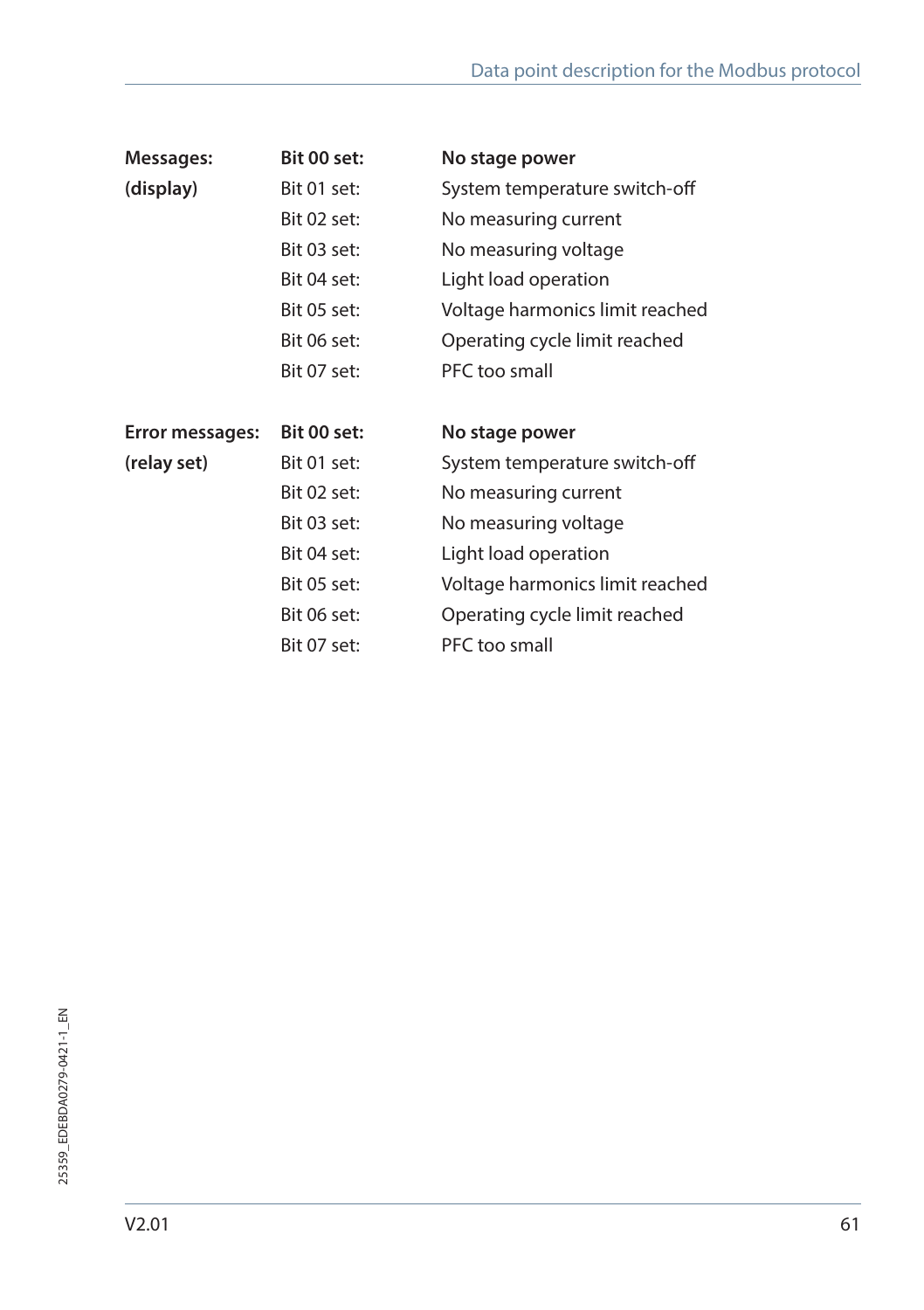| Messages: | Bit 00 set: | No stage power |
|---|---|---|
| (display) | Bit 01 set: | System temperature switch-off |
| | Bit 02 set: | No measuring current |
| | Bit 03 set: | No measuring voltage |
| | Bit 04 set: | Light load operation |
| | Bit 05 set: | Voltage harmonics limit reached |
| | Bit 06 set: | Operating cycle limit reached |
| | Bit 07 set: | PFC too small |

| Error messages: | Bit 00 set: | No stage power |
|---|---|---|
| (relay set) | Bit 01 set: | System temperature switch-off |
| | Bit 02 set: | No measuring current |
| | Bit 03 set: | No measuring voltage |
| | Bit 04 set: | Light load operation |
| | Bit 05 set: | Voltage harmonics limit reached |
| | Bit 06 set: | Operating cycle limit reached |
| | Bit 07 set: | PFC too small |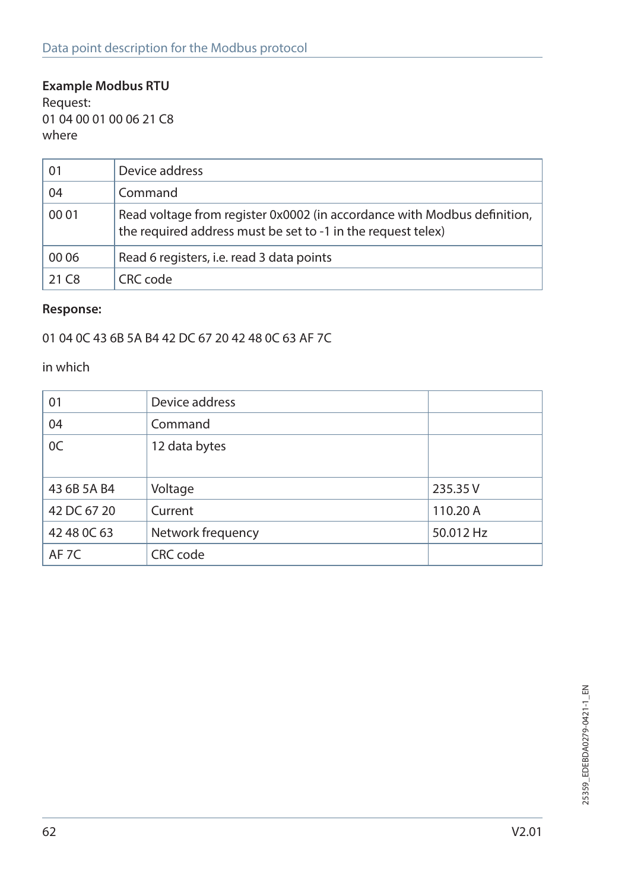**Example Modbus RTU**

Request:

01 04 00 01 00 06 21 C8

where

| | |
|---|---|
| 01 | Device address |
| 04 | Command |
| 00 01 | Read voltage from register 0x0002 (in accordance with Modbus definition, the required address must be set to -1 in the request telex) |
| 00 06 | Read 6 registers, i.e. read 3 data points |
| 21 C8 | CRC code |

**Response:**

01 04 0C 43 6B 5A B4 42 DC 67 20 42 48 0C 63 AF 7C

in which

| | | |
|---|---|---|
| 01 | Device address | |
| 04 | Command | |
| 0C | 12 data bytes | |
| 43 6B 5A B4 | Voltage | 235.35 V |
| 42 DC 67 20 | Current | 110.20 A |
| 42 48 0C 63 | Network frequency | 50.012 Hz |
| AF 7C | CRC code | |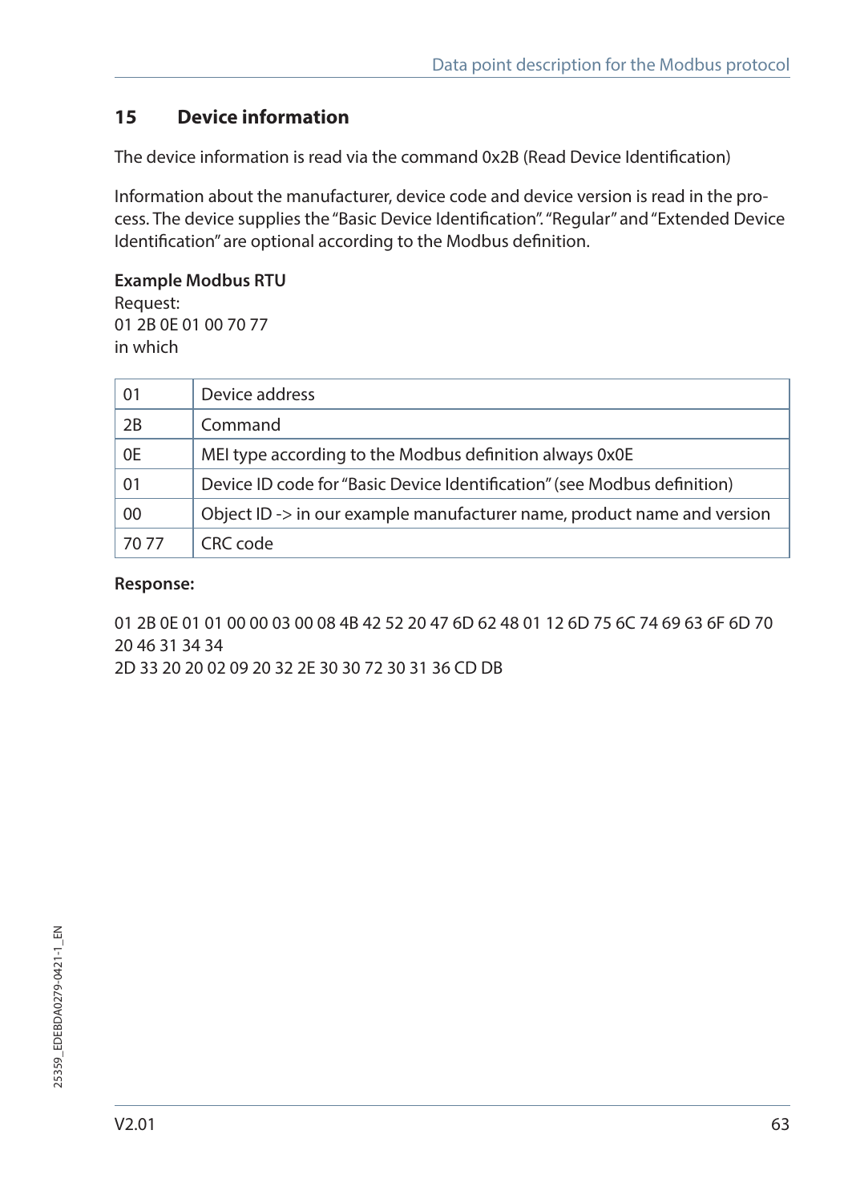## 15 Device information

The device information is read via the command 0x2B (Read Device Identification)

Information about the manufacturer, device code and device version is read in the process. The device supplies the "Basic Device Identification". "Regular" and "Extended Device Identification" are optional according to the Modbus definition.

**Example Modbus RTU**
Request:
01 2B 0E 01 00 70 77
in which

| | |
|---|---|
| 01 | Device address |
| 2B | Command |
| 0E | MEI type according to the Modbus definition always 0x0E |
| 01 | Device ID code for "Basic Device Identification" (see Modbus definition) |
| 00 | Object ID -> in our example manufacturer name, product name and version |
| 70 77 | CRC code |

**Response:**

01 2B 0E 01 01 00 00 03 00 08 4B 42 52 20 47 6D 62 48 01 12 6D 75 6C 74 69 63 6F 6D 70 20 46 31 34 34
2D 33 20 20 02 09 20 32 2E 30 30 72 30 31 36 CD DB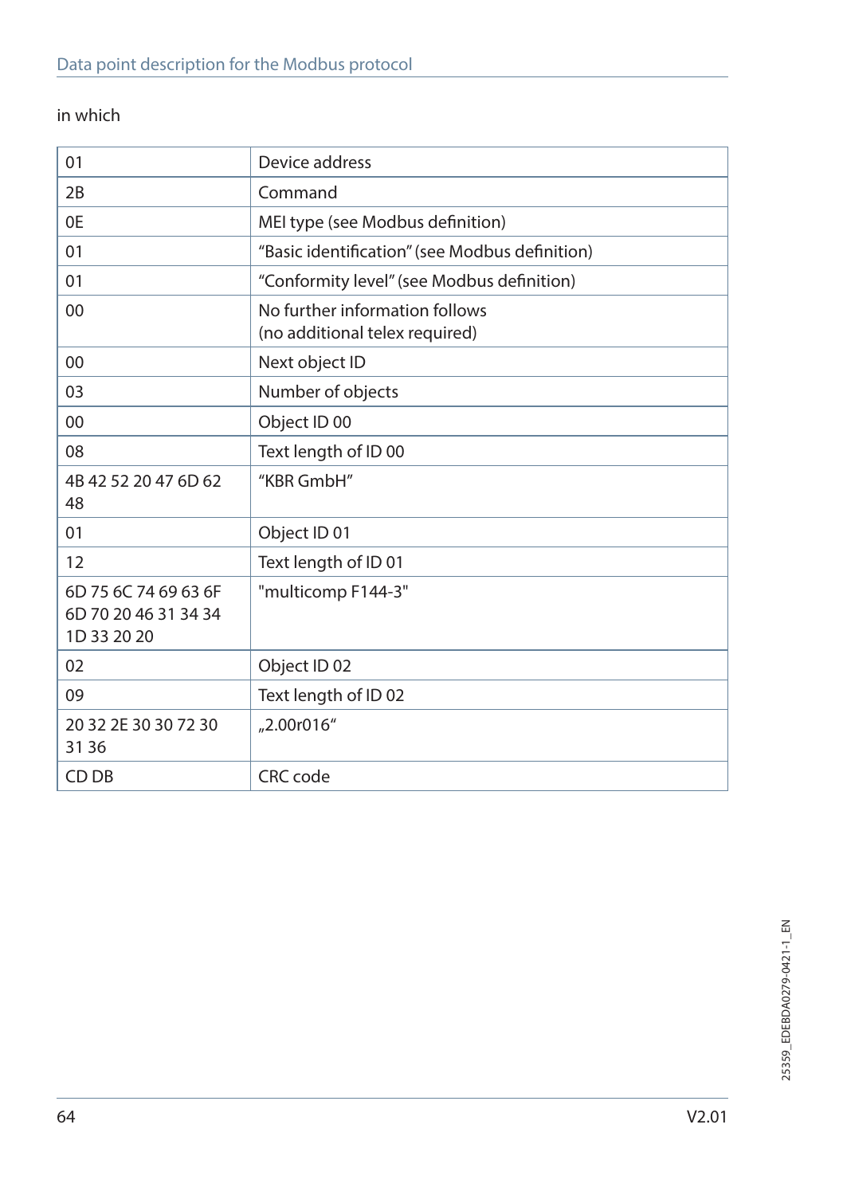in which

| | |
|---|---|
| 01 | Device address |
| 2B | Command |
| 0E | MEI type (see Modbus definition) |
| 01 | “Basic identification” (see Modbus definition) |
| 01 | “Conformity level” (see Modbus definition) |
| 00 | No further information follows<br>(no additional telex required) |
| 00 | Next object ID |
| 03 | Number of objects |
| 00 | Object ID 00 |
| 08 | Text length of ID 00 |
| 4B 42 52 20 47 6D 62 48 | “KBR GmbH” |
| 01 | Object ID 01 |
| 12 | Text length of ID 01 |
| 6D 75 6C 74 69 63 6F 6D 70 20 46 31 34 34 1D 33 20 20 | "multicomp F144-3" |
| 02 | Object ID 02 |
| 09 | Text length of ID 02 |
| 20 32 2E 30 30 72 30 31 36 | „2.00r016“ |
| CD DB | CRC code |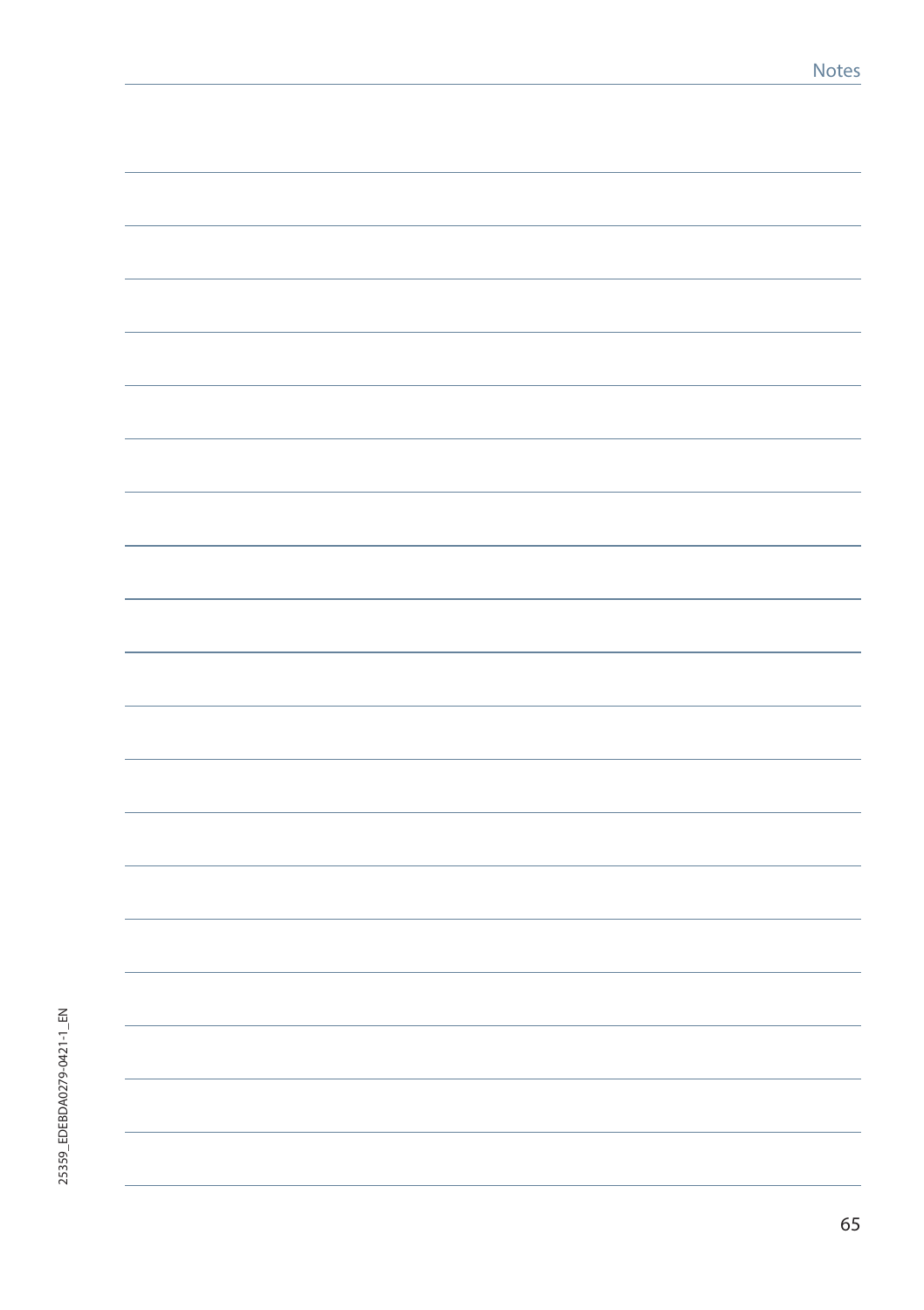# Notes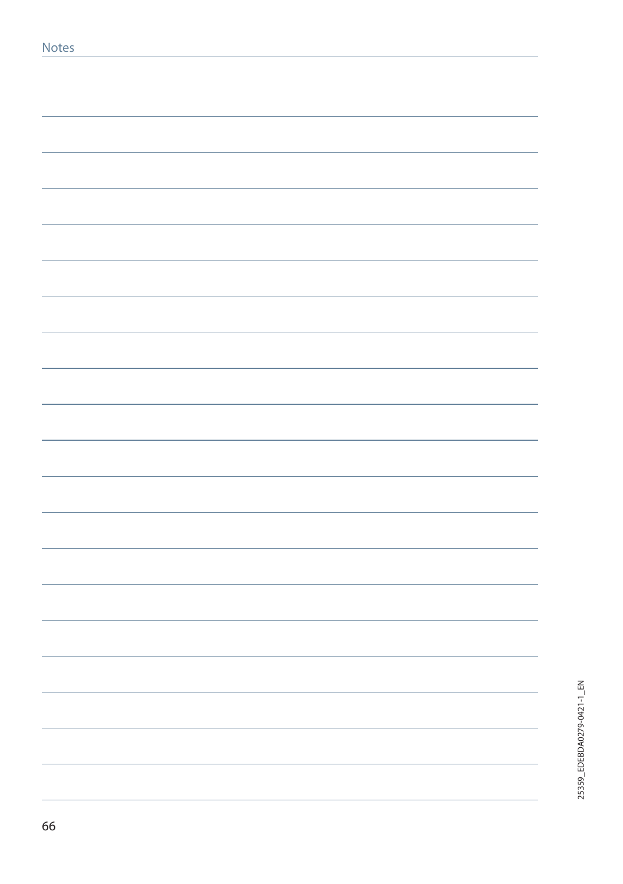Notes

25359_EDEBDA0279-0421-1_EN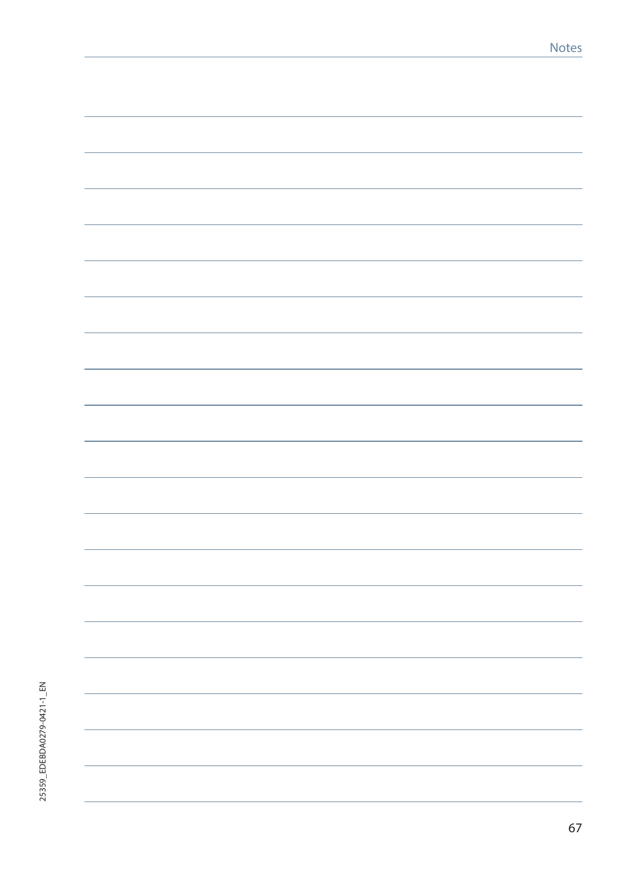# Notes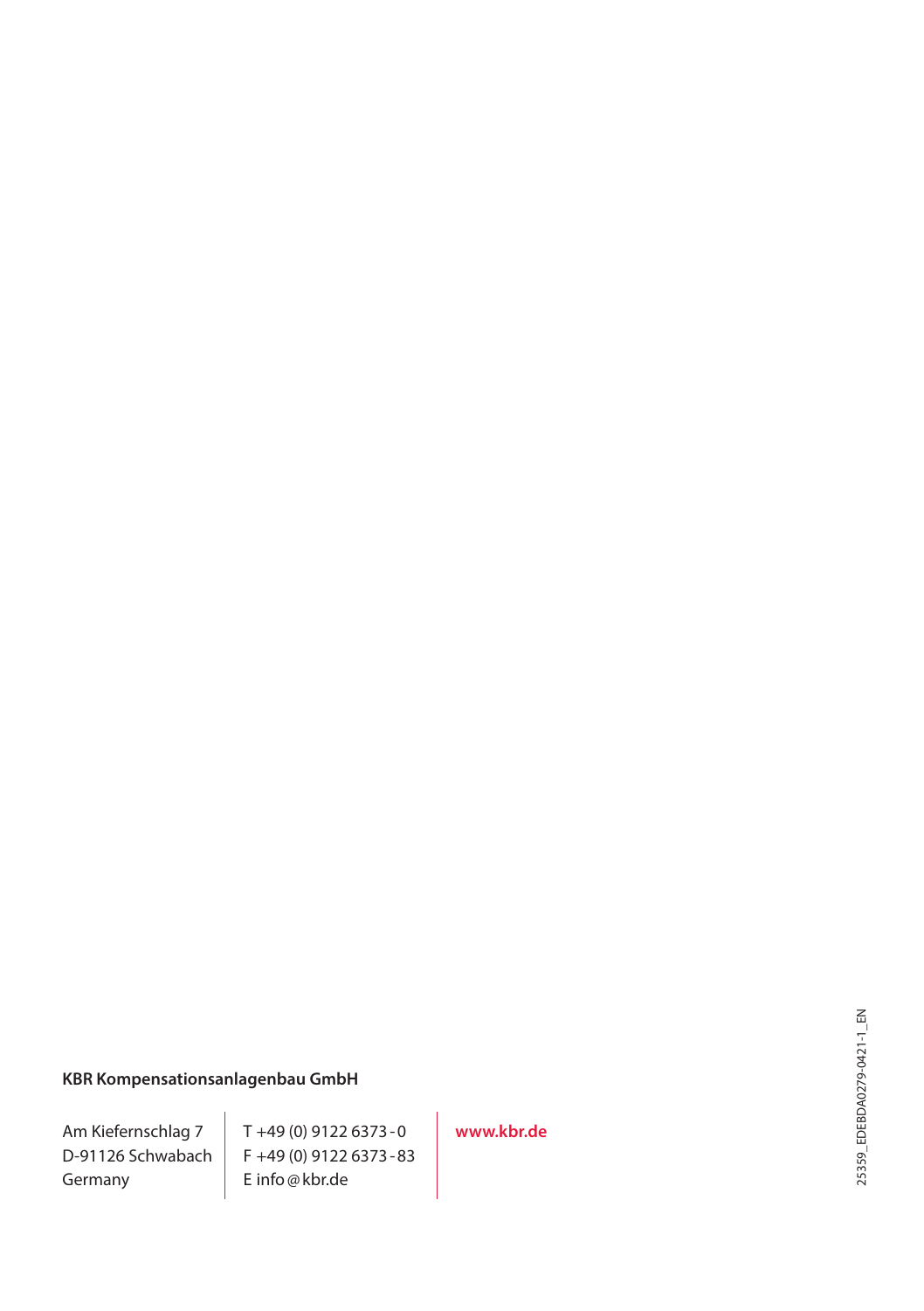**KBR Kompensationsanlagenbau GmbH**

Am Kiefernschlag 7
D-91126 Schwabach
Germany

T +49 (0) 9122 6373 - 0
F +49 (0) 9122 6373 - 83
E info @ kbr.de

**www.kbr.de**

25359_EDEBDA0279-0421-1_EN